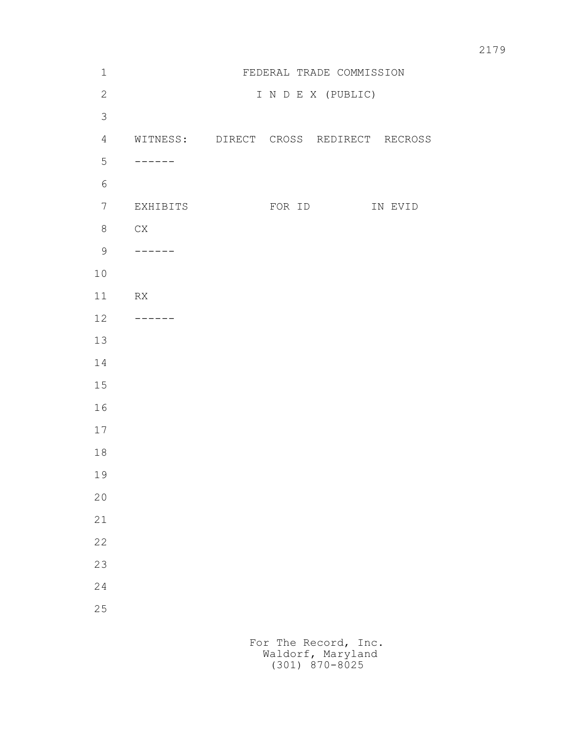FEDERAL TRADE COMMISSION

I N D E X (PUBLIC)

| WITNESS: | DIRECT | CROSS | REDIRECT | RECROSS |
| --- | --- | --- | --- | --- |
| ------ | | | | |

| EXHIBITS | FOR ID | IN EVID |
| --- | --- | --- |
| CX | | |
| ------ | | |
| | | |
| RX | | |
| ------ | | |

For The Record, Inc.
Waldorf, Maryland
(301) 870-8025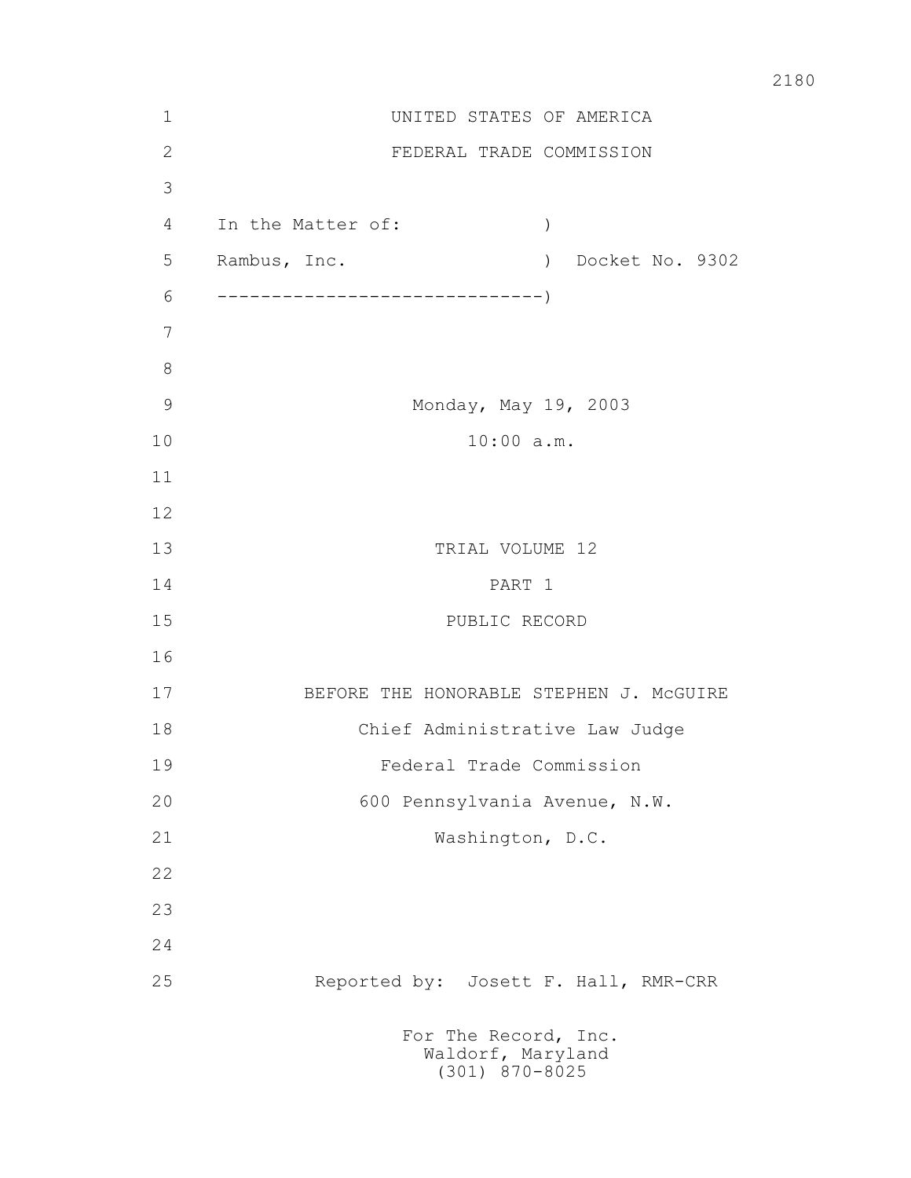UNITED STATES OF AMERICA

FEDERAL TRADE COMMISSION

In the Matter of: )

Rambus, Inc. ) Docket No. 9302

------------------------------)

Monday, May 19, 2003

10:00 a.m.

TRIAL VOLUME 12

PART 1

PUBLIC RECORD

BEFORE THE HONORABLE STEPHEN J. McGUIRE

Chief Administrative Law Judge

Federal Trade Commission

600 Pennsylvania Avenue, N.W.

Washington, D.C.

Reported by: Josett F. Hall, RMR-CRR

For The Record, Inc.
Waldorf, Maryland
(301) 870-8025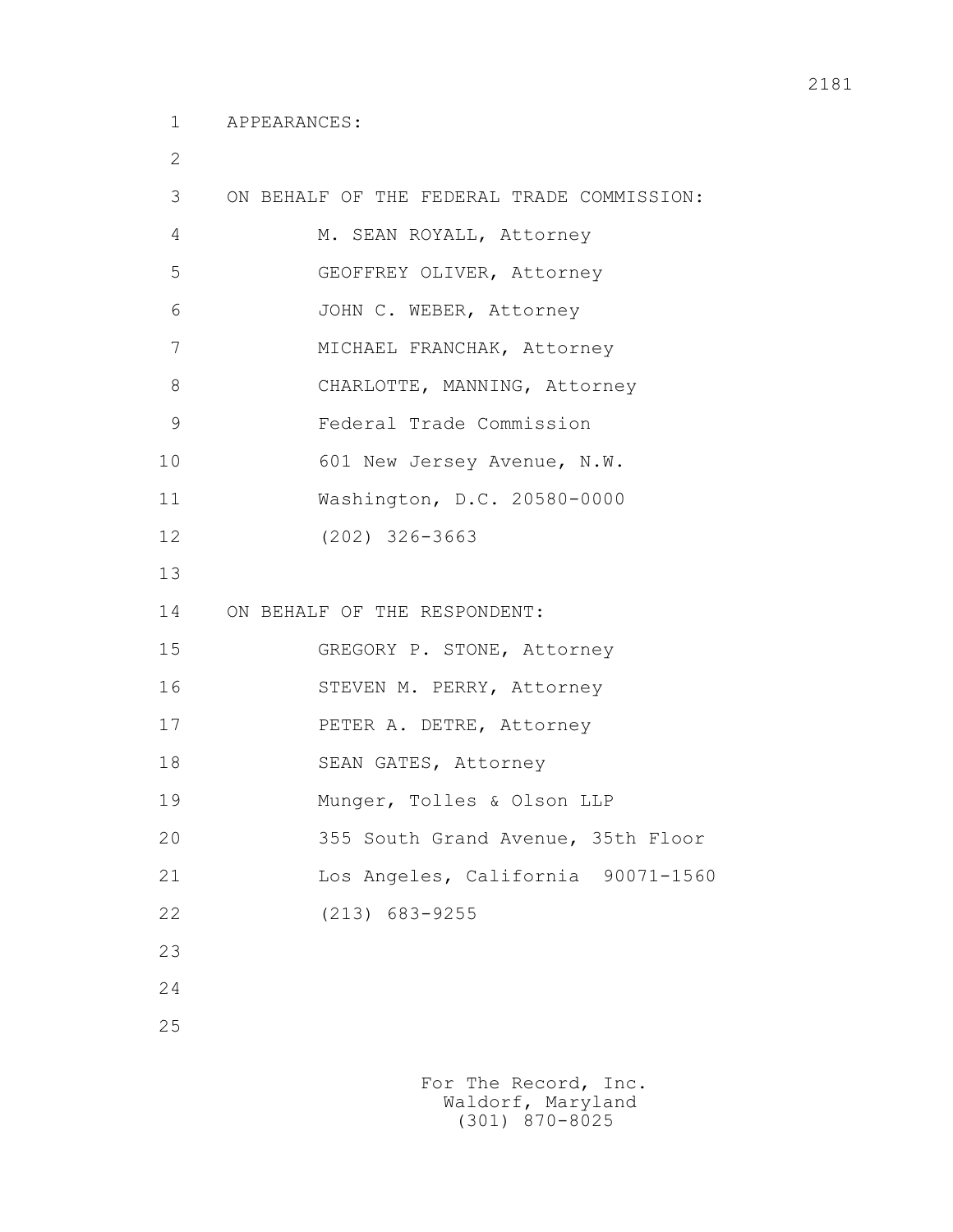APPEARANCES:

ON BEHALF OF THE FEDERAL TRADE COMMISSION:

M. SEAN ROYALL, Attorney
GEOFFREY OLIVER, Attorney
JOHN C. WEBER, Attorney
MICHAEL FRANCHAK, Attorney
CHARLOTTE, MANNING, Attorney
Federal Trade Commission
601 New Jersey Avenue, N.W.
Washington, D.C. 20580-0000
(202) 326-3663

ON BEHALF OF THE RESPONDENT:

GREGORY P. STONE, Attorney
STEVEN M. PERRY, Attorney
PETER A. DETRE, Attorney
SEAN GATES, Attorney
Munger, Tolles & Olson LLP
355 South Grand Avenue, 35th Floor
Los Angeles, California 90071-1560
(213) 683-9255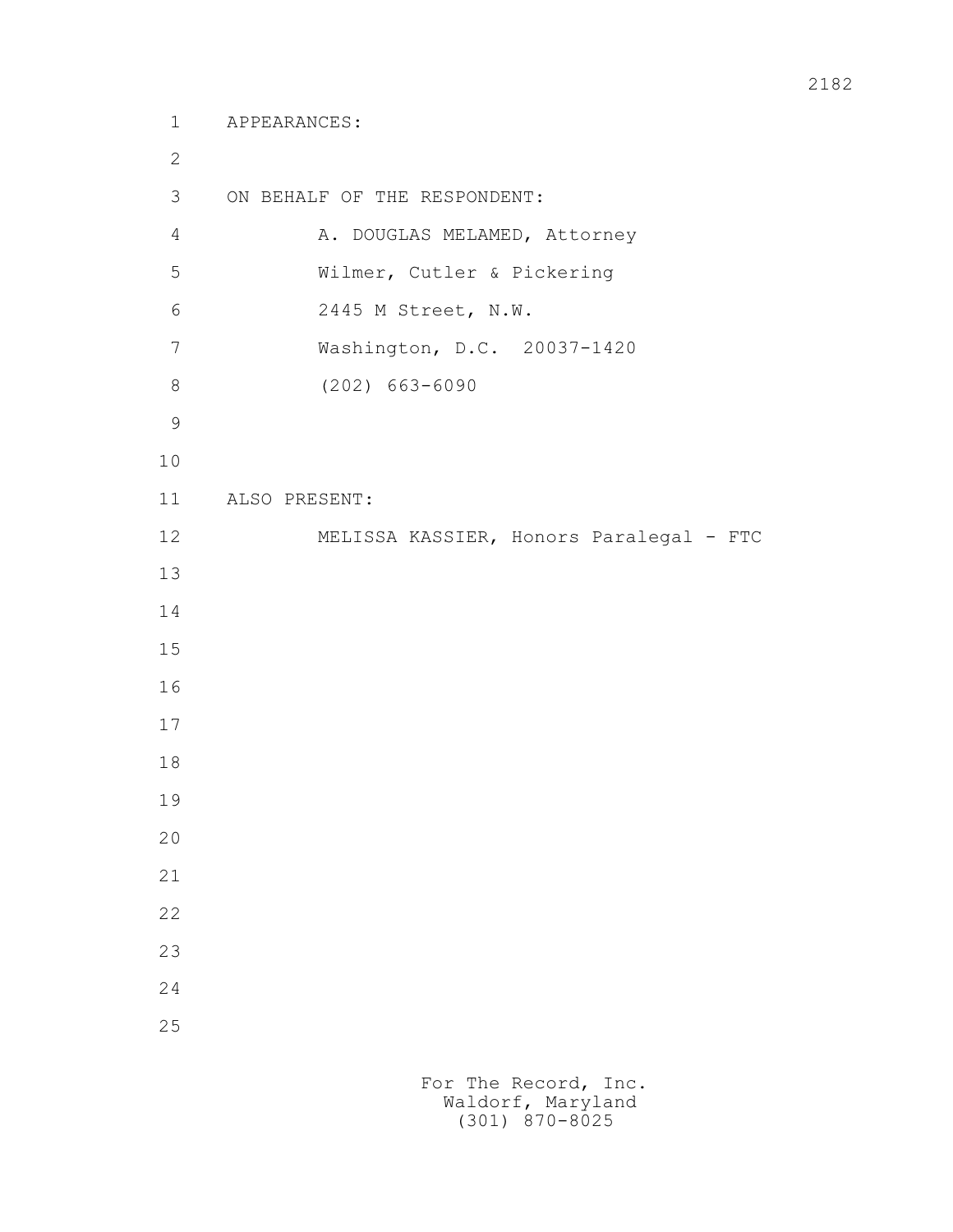APPEARANCES:

ON BEHALF OF THE RESPONDENT:

A. DOUGLAS MELAMED, Attorney
Wilmer, Cutler & Pickering
2445 M Street, N.W.
Washington, D.C. 20037-1420
(202) 663-6090

ALSO PRESENT:

MELISSA KASSIER, Honors Paralegal - FTC

For The Record, Inc.
Waldorf, Maryland
(301) 870-8025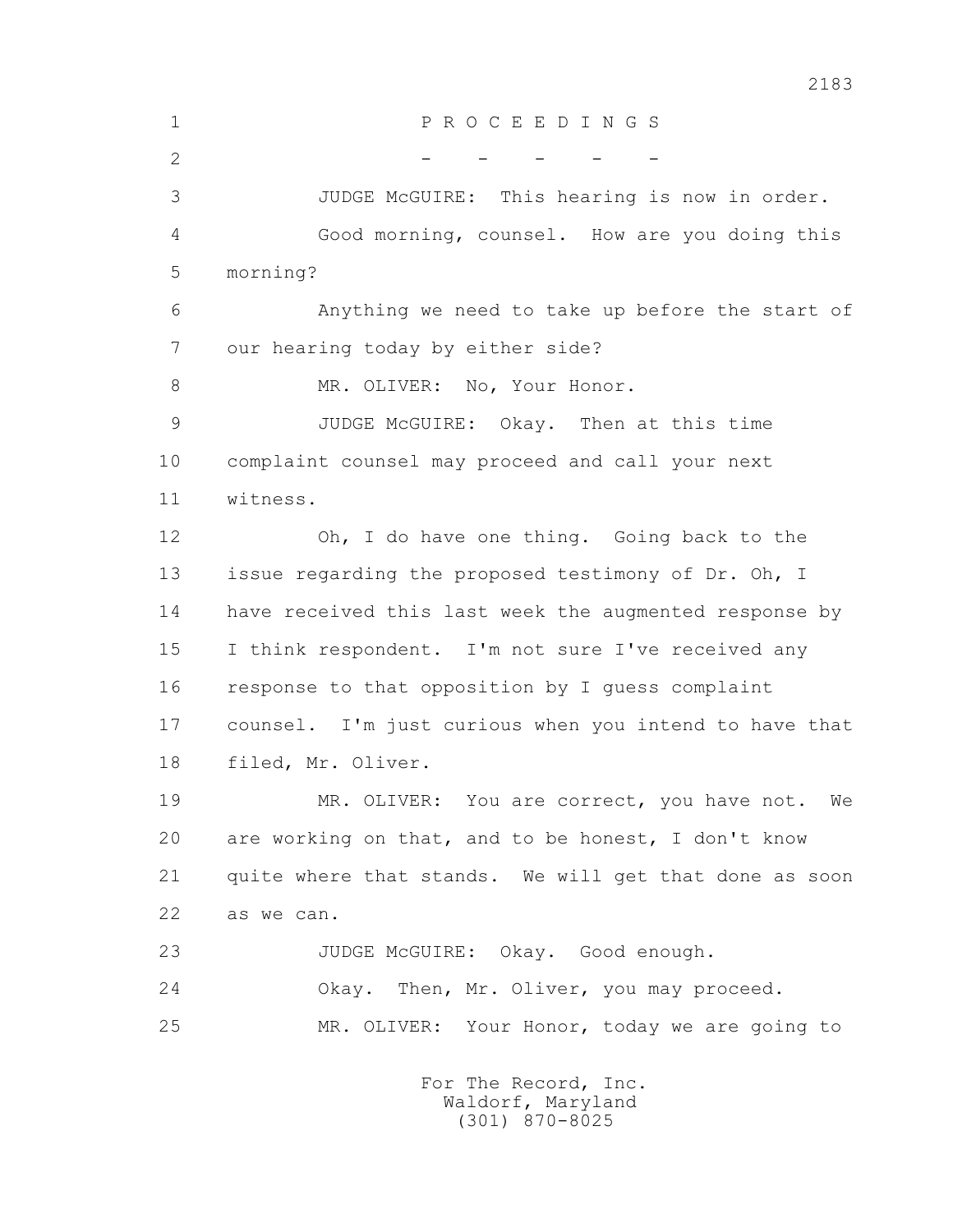P R O C E E D I N G S

\- - - - -

JUDGE McGUIRE: This hearing is now in order.

Good morning, counsel. How are you doing this morning?

Anything we need to take up before the start of our hearing today by either side?

MR. OLIVER: No, Your Honor.

JUDGE McGUIRE: Okay. Then at this time complaint counsel may proceed and call your next witness.

Oh, I do have one thing. Going back to the issue regarding the proposed testimony of Dr. Oh, I have received this last week the augmented response by I think respondent. I'm not sure I've received any response to that opposition by I guess complaint counsel. I'm just curious when you intend to have that filed, Mr. Oliver.

MR. OLIVER: You are correct, you have not. We are working on that, and to be honest, I don't know quite where that stands. We will get that done as soon as we can.

JUDGE McGUIRE: Okay. Good enough.

Okay. Then, Mr. Oliver, you may proceed.

MR. OLIVER: Your Honor, today we are going to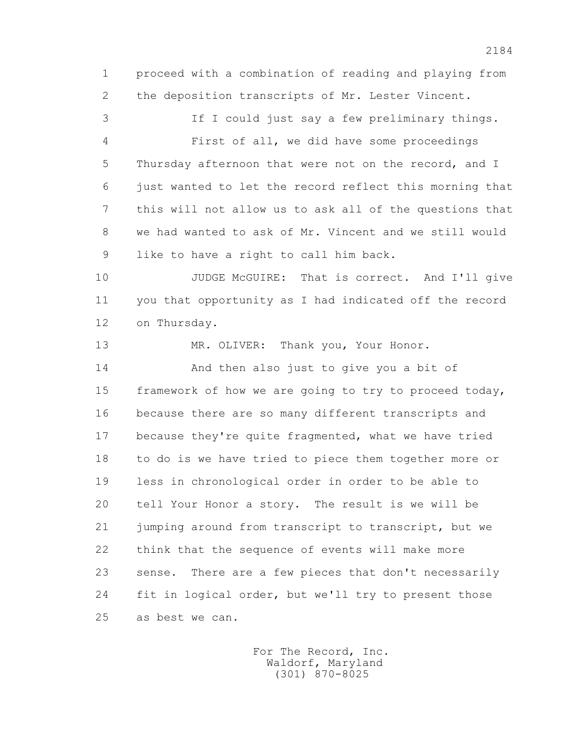1 proceed with a combination of reading and playing from
2 the deposition transcripts of Mr. Lester Vincent.

3 If I could just say a few preliminary things.

4 First of all, we did have some proceedings
5 Thursday afternoon that were not on the record, and I
6 just wanted to let the record reflect this morning that
7 this will not allow us to ask all of the questions that
8 we had wanted to ask of Mr. Vincent and we still would
9 like to have a right to call him back.

10 JUDGE McGUIRE: That is correct. And I'll give
11 you that opportunity as I had indicated off the record
12 on Thursday.

13 MR. OLIVER: Thank you, Your Honor.

14 And then also just to give you a bit of
15 framework of how we are going to try to proceed today,
16 because there are so many different transcripts and
17 because they're quite fragmented, what we have tried
18 to do is we have tried to piece them together more or
19 less in chronological order in order to be able to
20 tell Your Honor a story. The result is we will be
21 jumping around from transcript to transcript, but we
22 think that the sequence of events will make more
23 sense. There are a few pieces that don't necessarily
24 fit in logical order, but we'll try to present those
25 as best we can.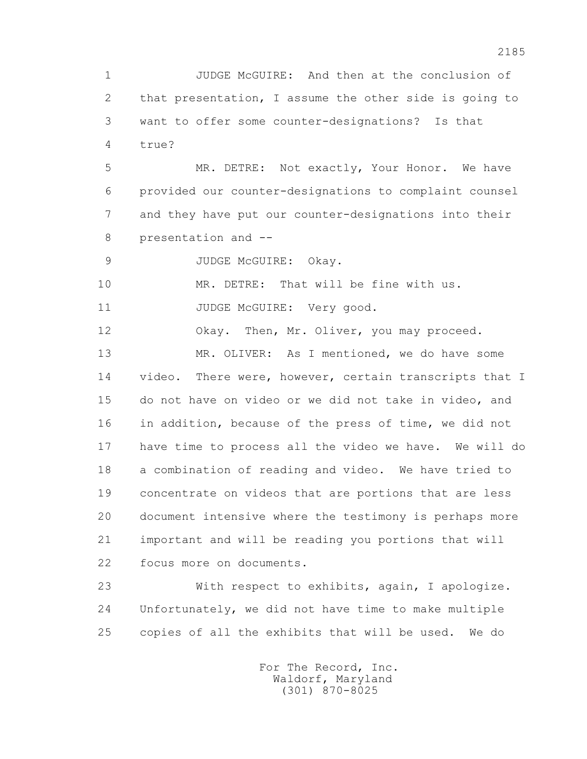JUDGE McGUIRE: And then at the conclusion of that presentation, I assume the other side is going to want to offer some counter-designations? Is that true?

MR. DETRE: Not exactly, Your Honor. We have provided our counter-designations to complaint counsel and they have put our counter-designations into their presentation and --

JUDGE McGUIRE: Okay.

MR. DETRE: That will be fine with us.

JUDGE McGUIRE: Very good.

Okay. Then, Mr. Oliver, you may proceed.

MR. OLIVER: As I mentioned, we do have some video. There were, however, certain transcripts that I do not have on video or we did not take in video, and in addition, because of the press of time, we did not have time to process all the video we have. We will do a combination of reading and video. We have tried to concentrate on videos that are portions that are less document intensive where the testimony is perhaps more important and will be reading you portions that will focus more on documents.

With respect to exhibits, again, I apologize. Unfortunately, we did not have time to make multiple copies of all the exhibits that will be used. We do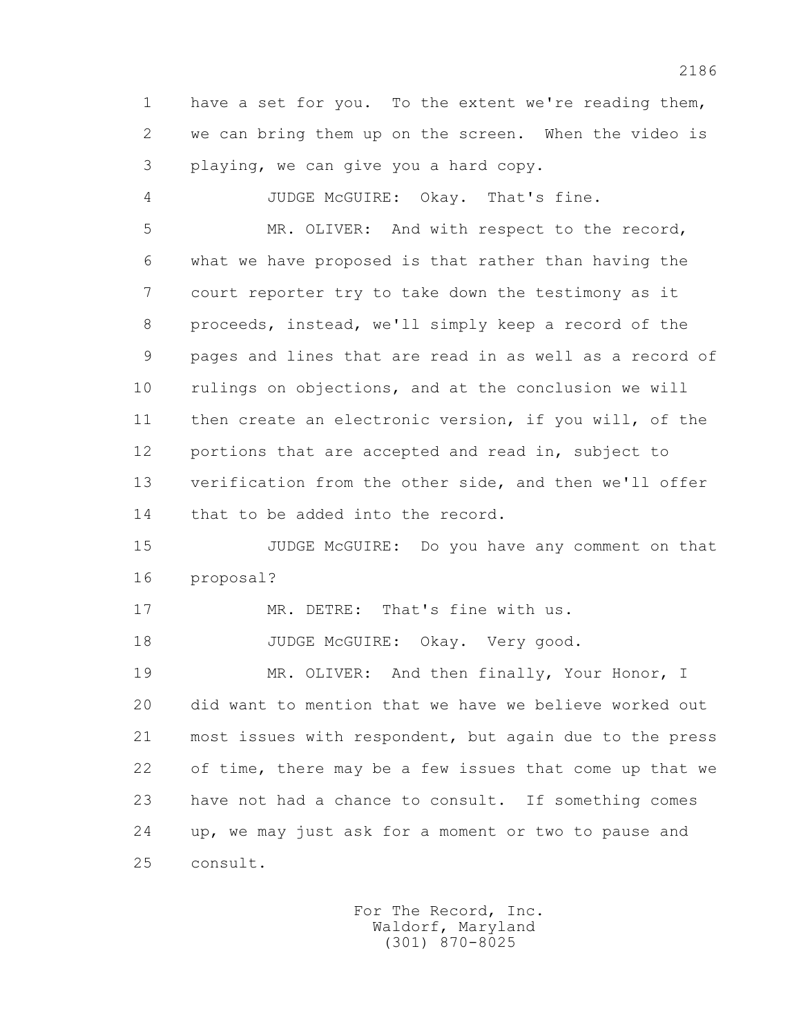have a set for you. To the extent we're reading them, we can bring them up on the screen. When the video is playing, we can give you a hard copy.

JUDGE McGUIRE: Okay. That's fine.

MR. OLIVER: And with respect to the record, what we have proposed is that rather than having the court reporter try to take down the testimony as it proceeds, instead, we'll simply keep a record of the pages and lines that are read in as well as a record of rulings on objections, and at the conclusion we will then create an electronic version, if you will, of the portions that are accepted and read in, subject to verification from the other side, and then we'll offer that to be added into the record.

JUDGE McGUIRE: Do you have any comment on that proposal?

MR. DETRE: That's fine with us.

JUDGE McGUIRE: Okay. Very good.

MR. OLIVER: And then finally, Your Honor, I did want to mention that we have we believe worked out most issues with respondent, but again due to the press of time, there may be a few issues that come up that we have not had a chance to consult. If something comes up, we may just ask for a moment or two to pause and consult.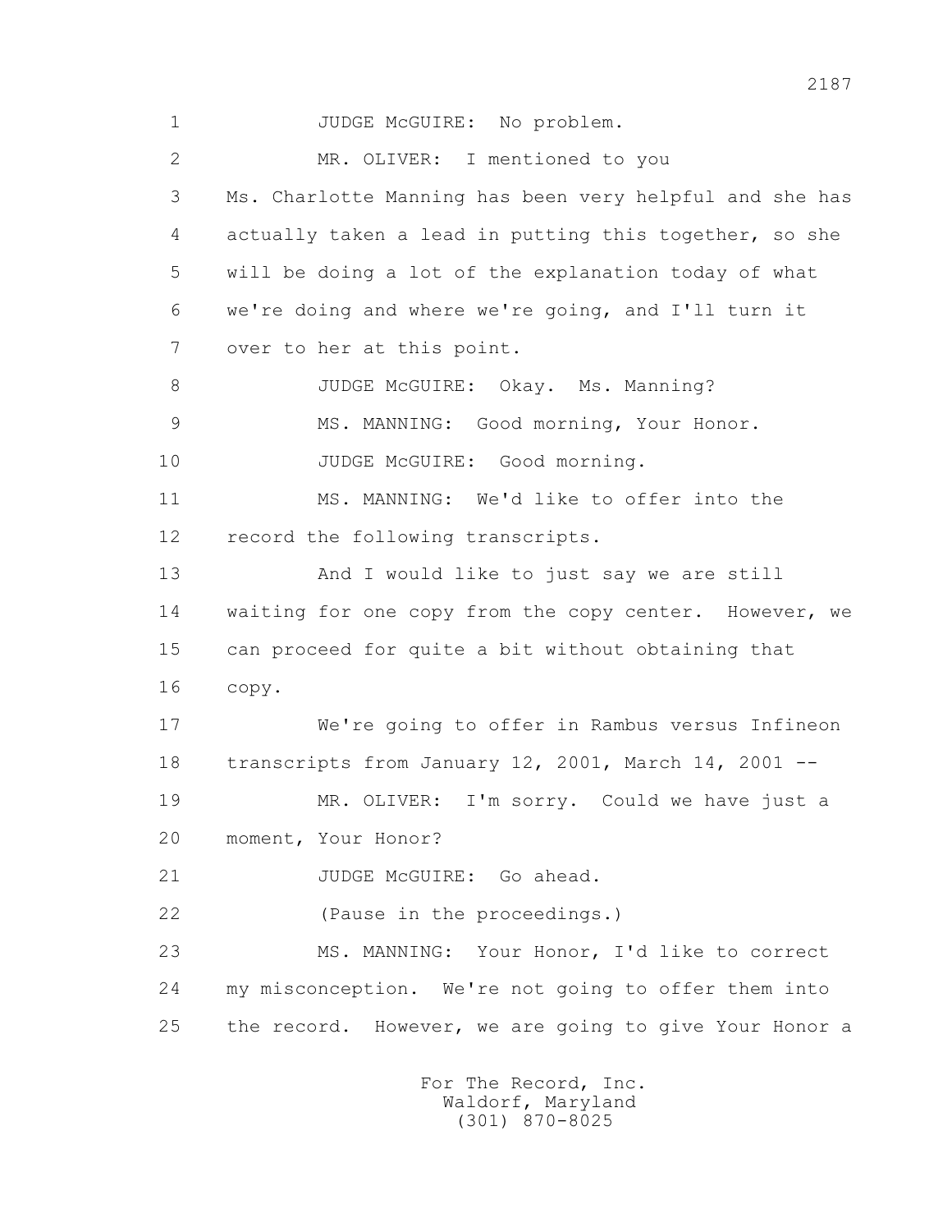1 JUDGE McGUIRE: No problem.

2 MR. OLIVER: I mentioned to you

3 Ms. Charlotte Manning has been very helpful and she has

4 actually taken a lead in putting this together, so she

5 will be doing a lot of the explanation today of what

6 we're doing and where we're going, and I'll turn it

7 over to her at this point.

8 JUDGE McGUIRE: Okay. Ms. Manning?

9 MS. MANNING: Good morning, Your Honor.

10 JUDGE McGUIRE: Good morning.

11 MS. MANNING: We'd like to offer into the

12 record the following transcripts.

13 And I would like to just say we are still

14 waiting for one copy from the copy center. However, we

15 can proceed for quite a bit without obtaining that

16 copy.

17 We're going to offer in Rambus versus Infineon

18 transcripts from January 12, 2001, March 14, 2001 --

19 MR. OLIVER: I'm sorry. Could we have just a

20 moment, Your Honor?

21 JUDGE McGUIRE: Go ahead.

22 (Pause in the proceedings.)

23 MS. MANNING: Your Honor, I'd like to correct

24 my misconception. We're not going to offer them into

25 the record. However, we are going to give Your Honor a

For The Record, Inc.
Waldorf, Maryland
(301) 870-8025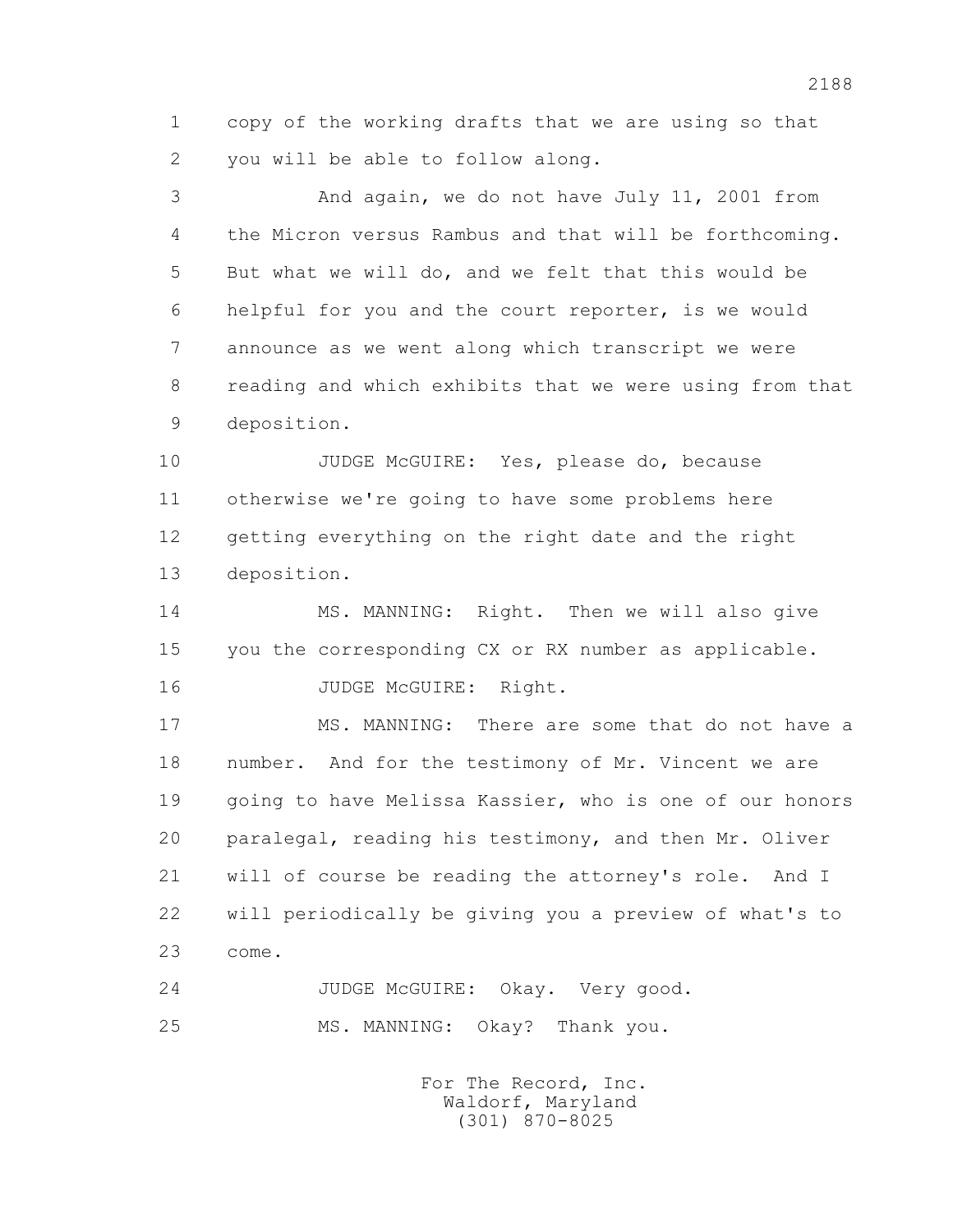1 copy of the working drafts that we are using so that
2 you will be able to follow along.

3 And again, we do not have July 11, 2001 from
4 the Micron versus Rambus and that will be forthcoming.
5 But what we will do, and we felt that this would be
6 helpful for you and the court reporter, is we would
7 announce as we went along which transcript we were
8 reading and which exhibits that we were using from that
9 deposition.

10 JUDGE McGUIRE: Yes, please do, because
11 otherwise we're going to have some problems here
12 getting everything on the right date and the right
13 deposition.

14 MS. MANNING: Right. Then we will also give
15 you the corresponding CX or RX number as applicable.

16 JUDGE McGUIRE: Right.

17 MS. MANNING: There are some that do not have a
18 number. And for the testimony of Mr. Vincent we are
19 going to have Melissa Kassier, who is one of our honors
20 paralegal, reading his testimony, and then Mr. Oliver
21 will of course be reading the attorney's role. And I
22 will periodically be giving you a preview of what's to
23 come.

24 JUDGE McGUIRE: Okay. Very good.

25 MS. MANNING: Okay? Thank you.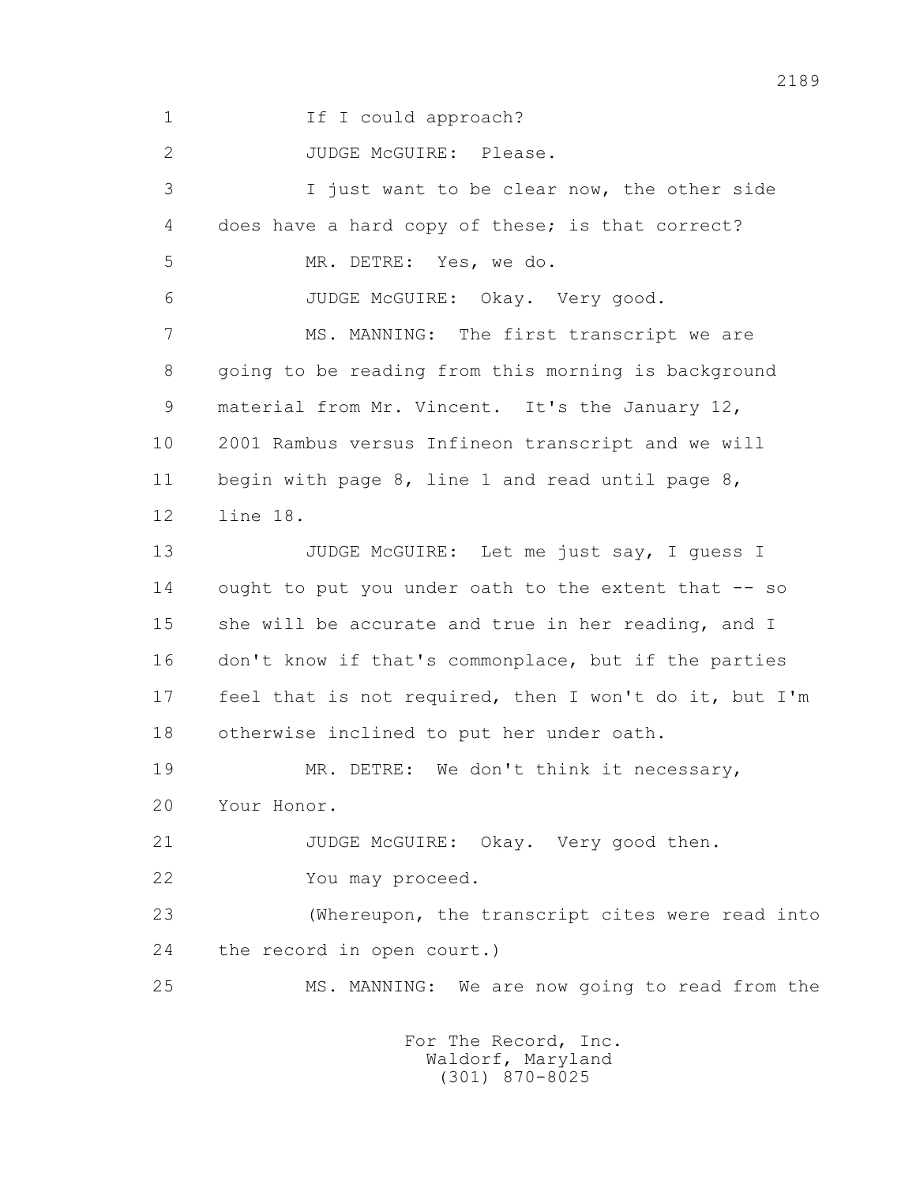1 If I could approach?

2 JUDGE McGUIRE: Please.

3 I just want to be clear now, the other side

4 does have a hard copy of these; is that correct?

5 MR. DETRE: Yes, we do.

6 JUDGE McGUIRE: Okay. Very good.

7 MS. MANNING: The first transcript we are

8 going to be reading from this morning is background

9 material from Mr. Vincent. It's the January 12,

10 2001 Rambus versus Infineon transcript and we will

11 begin with page 8, line 1 and read until page 8,

12 line 18.

13 JUDGE McGUIRE: Let me just say, I guess I

14 ought to put you under oath to the extent that -- so

15 she will be accurate and true in her reading, and I

16 don't know if that's commonplace, but if the parties

17 feel that is not required, then I won't do it, but I'm

18 otherwise inclined to put her under oath.

19 MR. DETRE: We don't think it necessary,

20 Your Honor.

21 JUDGE McGUIRE: Okay. Very good then.

22 You may proceed.

23 (Whereupon, the transcript cites were read into

24 the record in open court.)

25 MS. MANNING: We are now going to read from the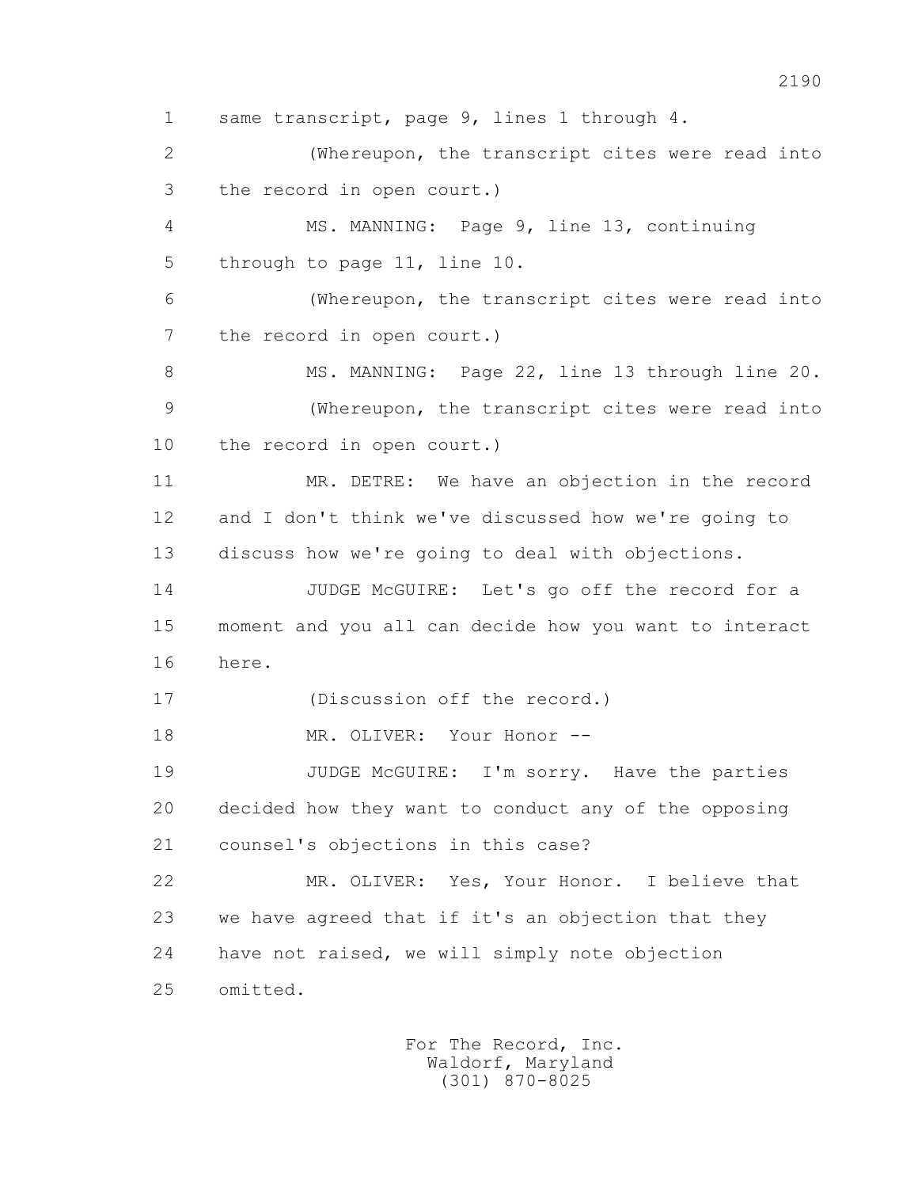1 same transcript, page 9, lines 1 through 4.

2 (Whereupon, the transcript cites were read into

3 the record in open court.)

4 MS. MANNING: Page 9, line 13, continuing

5 through to page 11, line 10.

6 (Whereupon, the transcript cites were read into

7 the record in open court.)

8 MS. MANNING: Page 22, line 13 through line 20.

9 (Whereupon, the transcript cites were read into

10 the record in open court.)

11 MR. DETRE: We have an objection in the record

12 and I don't think we've discussed how we're going to

13 discuss how we're going to deal with objections.

14 JUDGE McGUIRE: Let's go off the record for a

15 moment and you all can decide how you want to interact

16 here.

17 (Discussion off the record.)

18 MR. OLIVER: Your Honor --

19 JUDGE McGUIRE: I'm sorry. Have the parties

20 decided how they want to conduct any of the opposing

21 counsel's objections in this case?

22 MR. OLIVER: Yes, Your Honor. I believe that

23 we have agreed that if it's an objection that they

24 have not raised, we will simply note objection

25 omitted.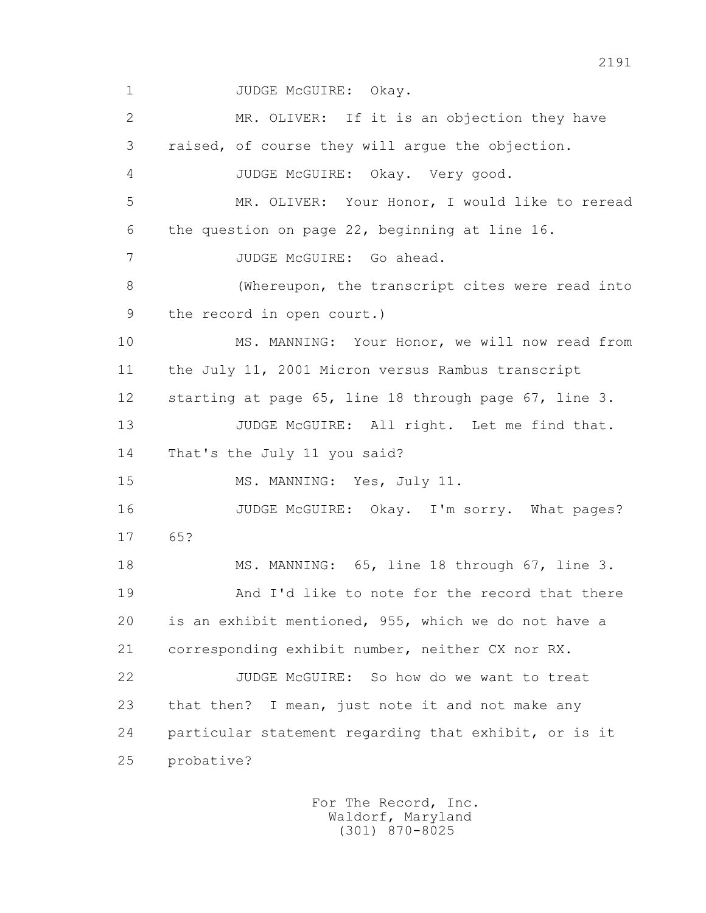1 JUDGE McGUIRE: Okay.

2 MR. OLIVER: If it is an objection they have

3 raised, of course they will argue the objection.

4 JUDGE McGUIRE: Okay. Very good.

5 MR. OLIVER: Your Honor, I would like to reread

6 the question on page 22, beginning at line 16.

7 JUDGE McGUIRE: Go ahead.

8 (Whereupon, the transcript cites were read into

9 the record in open court.)

10 MS. MANNING: Your Honor, we will now read from

11 the July 11, 2001 Micron versus Rambus transcript

12 starting at page 65, line 18 through page 67, line 3.

13 JUDGE McGUIRE: All right. Let me find that.

14 That's the July 11 you said?

15 MS. MANNING: Yes, July 11.

16 JUDGE McGUIRE: Okay. I'm sorry. What pages?

17 65?

18 MS. MANNING: 65, line 18 through 67, line 3.

19 And I'd like to note for the record that there

20 is an exhibit mentioned, 955, which we do not have a

21 corresponding exhibit number, neither CX nor RX.

22 JUDGE McGUIRE: So how do we want to treat

23 that then? I mean, just note it and not make any

24 particular statement regarding that exhibit, or is it

25 probative?

For The Record, Inc.
Waldorf, Maryland
(301) 870-8025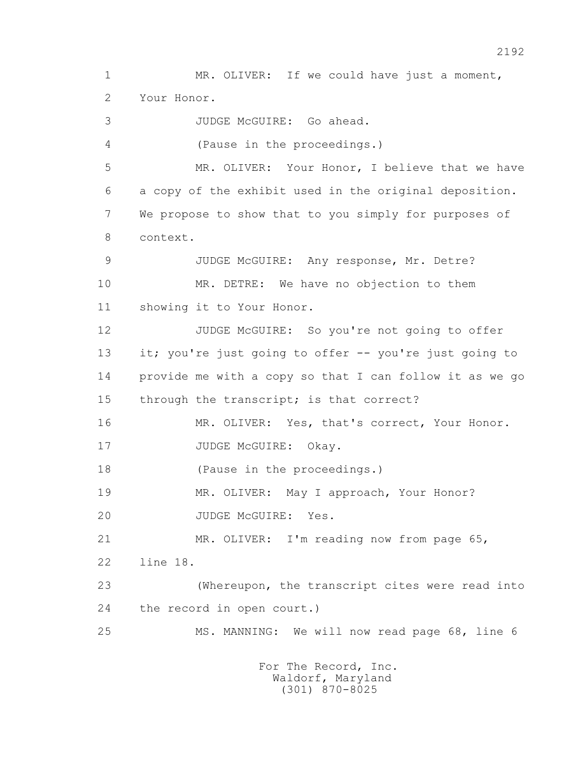MR. OLIVER: If we could have just a moment, Your Honor.

JUDGE McGUIRE: Go ahead.

(Pause in the proceedings.)

MR. OLIVER: Your Honor, I believe that we have a copy of the exhibit used in the original deposition. We propose to show that to you simply for purposes of context.

JUDGE McGUIRE: Any response, Mr. Detre?

MR. DETRE: We have no objection to them showing it to Your Honor.

JUDGE McGUIRE: So you're not going to offer it; you're just going to offer -- you're just going to provide me with a copy so that I can follow it as we go through the transcript; is that correct?

MR. OLIVER: Yes, that's correct, Your Honor.

JUDGE McGUIRE: Okay.

(Pause in the proceedings.)

MR. OLIVER: May I approach, Your Honor?

JUDGE McGUIRE: Yes.

MR. OLIVER: I'm reading now from page 65, line 18.

(Whereupon, the transcript cites were read into the record in open court.)

MS. MANNING: We will now read page 68, line 6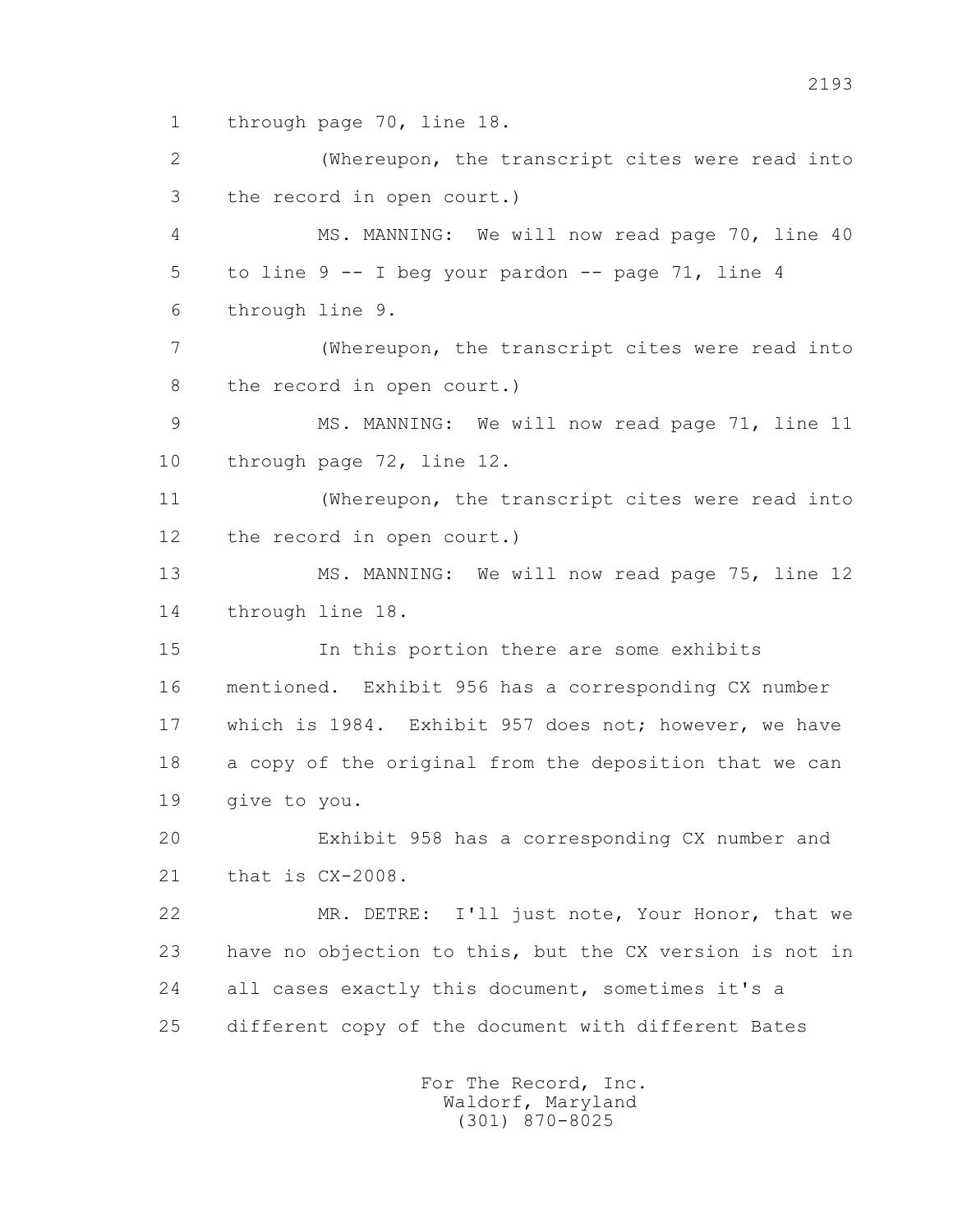through page 70, line 18.

(Whereupon, the transcript cites were read into the record in open court.)

MS. MANNING: We will now read page 70, line 40 to line 9 -- I beg your pardon -- page 71, line 4 through line 9.

(Whereupon, the transcript cites were read into the record in open court.)

MS. MANNING: We will now read page 71, line 11 through page 72, line 12.

(Whereupon, the transcript cites were read into the record in open court.)

MS. MANNING: We will now read page 75, line 12 through line 18.

In this portion there are some exhibits mentioned. Exhibit 956 has a corresponding CX number which is 1984. Exhibit 957 does not; however, we have a copy of the original from the deposition that we can give to you.

Exhibit 958 has a corresponding CX number and that is CX-2008.

MR. DETRE: I'll just note, Your Honor, that we have no objection to this, but the CX version is not in all cases exactly this document, sometimes it's a different copy of the document with different Bates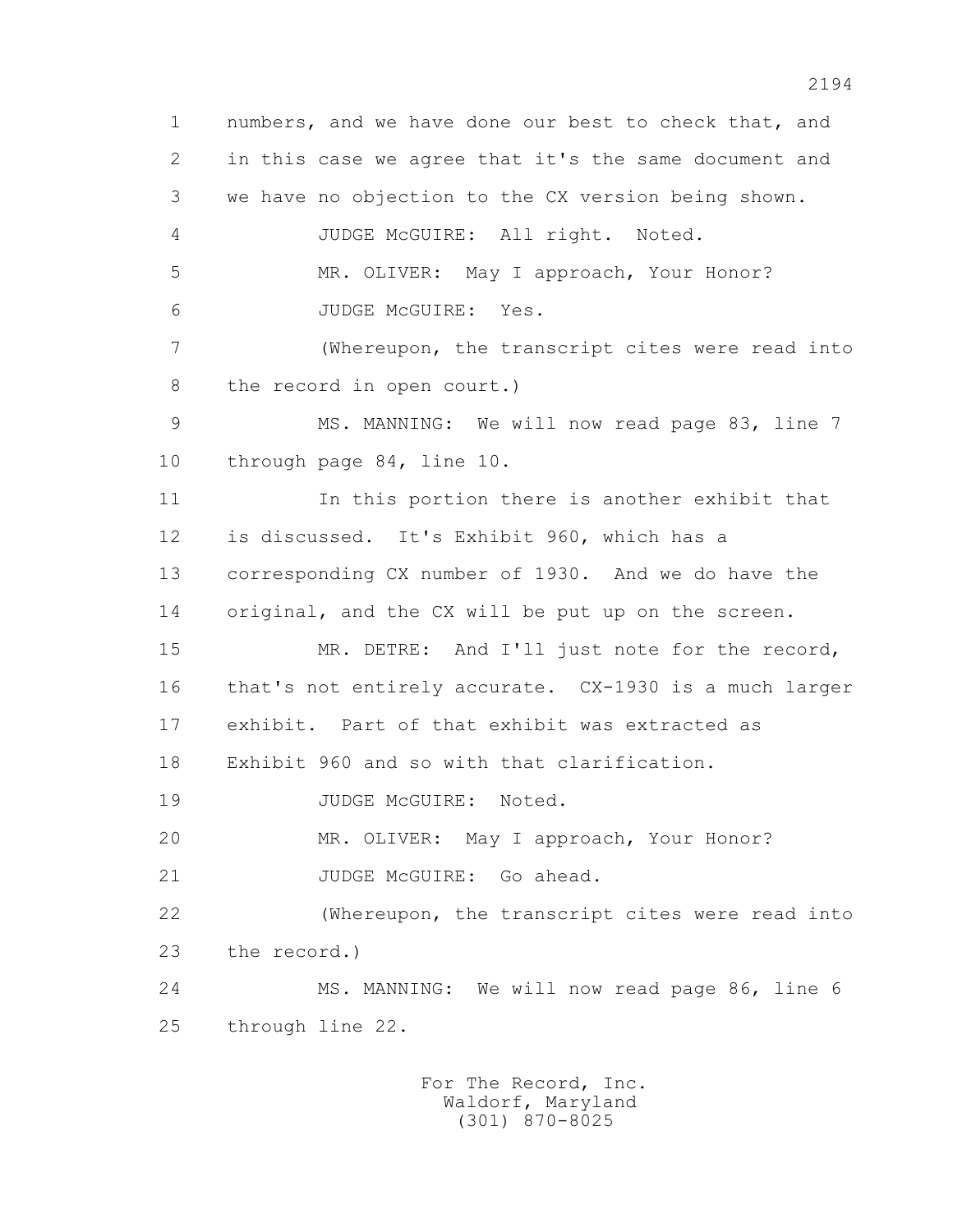numbers, and we have done our best to check that, and in this case we agree that it's the same document and we have no objection to the CX version being shown.

JUDGE McGUIRE: All right. Noted.

MR. OLIVER: May I approach, Your Honor?

JUDGE McGUIRE: Yes.

(Whereupon, the transcript cites were read into the record in open court.)

MS. MANNING: We will now read page 83, line 7 through page 84, line 10.

In this portion there is another exhibit that is discussed. It's Exhibit 960, which has a corresponding CX number of 1930. And we do have the original, and the CX will be put up on the screen.

MR. DETRE: And I'll just note for the record, that's not entirely accurate. CX-1930 is a much larger exhibit. Part of that exhibit was extracted as Exhibit 960 and so with that clarification.

JUDGE McGUIRE: Noted.

MR. OLIVER: May I approach, Your Honor?

JUDGE McGUIRE: Go ahead.

(Whereupon, the transcript cites were read into the record.)

MS. MANNING: We will now read page 86, line 6 through line 22.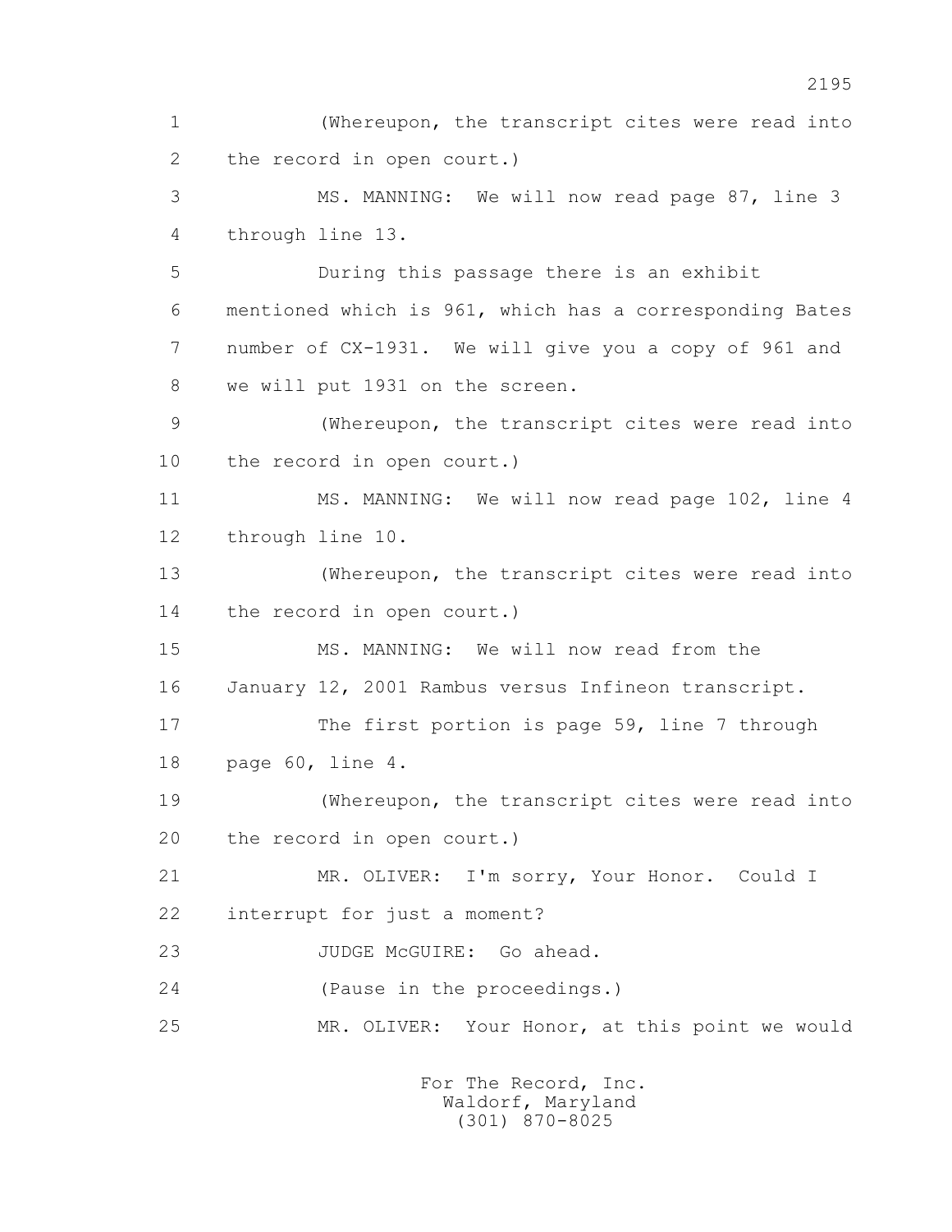(Whereupon, the transcript cites were read into the record in open court.)

MS. MANNING: We will now read page 87, line 3 through line 13.

During this passage there is an exhibit mentioned which is 961, which has a corresponding Bates number of CX-1931. We will give you a copy of 961 and we will put 1931 on the screen.

(Whereupon, the transcript cites were read into the record in open court.)

MS. MANNING: We will now read page 102, line 4 through line 10.

(Whereupon, the transcript cites were read into the record in open court.)

MS. MANNING: We will now read from the January 12, 2001 Rambus versus Infineon transcript.

The first portion is page 59, line 7 through page 60, line 4.

(Whereupon, the transcript cites were read into the record in open court.)

MR. OLIVER: I'm sorry, Your Honor. Could I interrupt for just a moment?

JUDGE McGUIRE: Go ahead.

(Pause in the proceedings.)

MR. OLIVER: Your Honor, at this point we would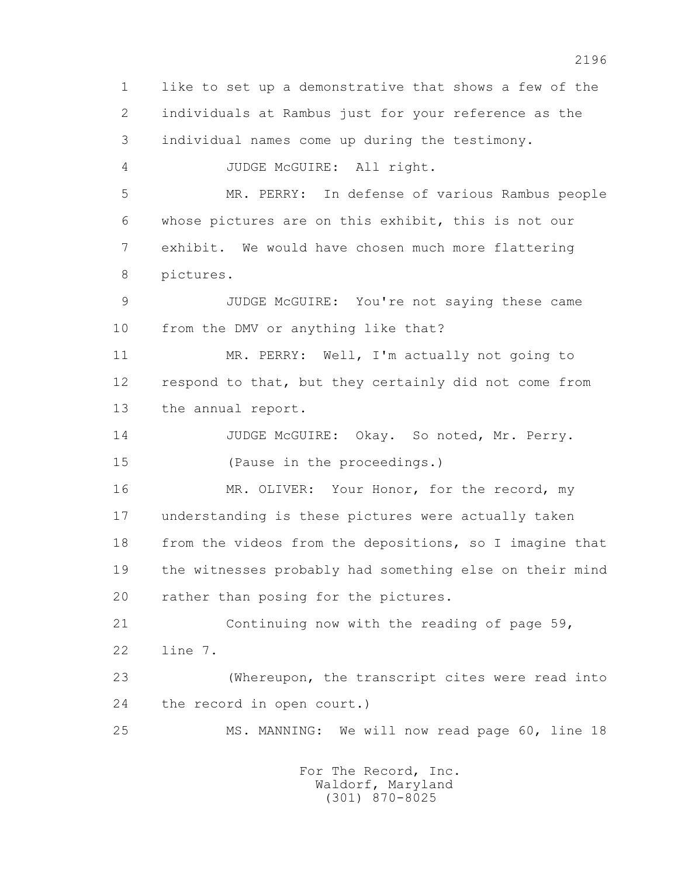1 like to set up a demonstrative that shows a few of the
2 individuals at Rambus just for your reference as the
3 individual names come up during the testimony.

4 JUDGE McGUIRE: All right.

5 MR. PERRY: In defense of various Rambus people
6 whose pictures are on this exhibit, this is not our
7 exhibit. We would have chosen much more flattering
8 pictures.

9 JUDGE McGUIRE: You're not saying these came
10 from the DMV or anything like that?

11 MR. PERRY: Well, I'm actually not going to
12 respond to that, but they certainly did not come from
13 the annual report.

14 JUDGE McGUIRE: Okay. So noted, Mr. Perry.

15 (Pause in the proceedings.)

16 MR. OLIVER: Your Honor, for the record, my
17 understanding is these pictures were actually taken
18 from the videos from the depositions, so I imagine that
19 the witnesses probably had something else on their mind
20 rather than posing for the pictures.

21 Continuing now with the reading of page 59,
22 line 7.

23 (Whereupon, the transcript cites were read into
24 the record in open court.)

25 MS. MANNING: We will now read page 60, line 18

For The Record, Inc.
Waldorf, Maryland
(301) 870-8025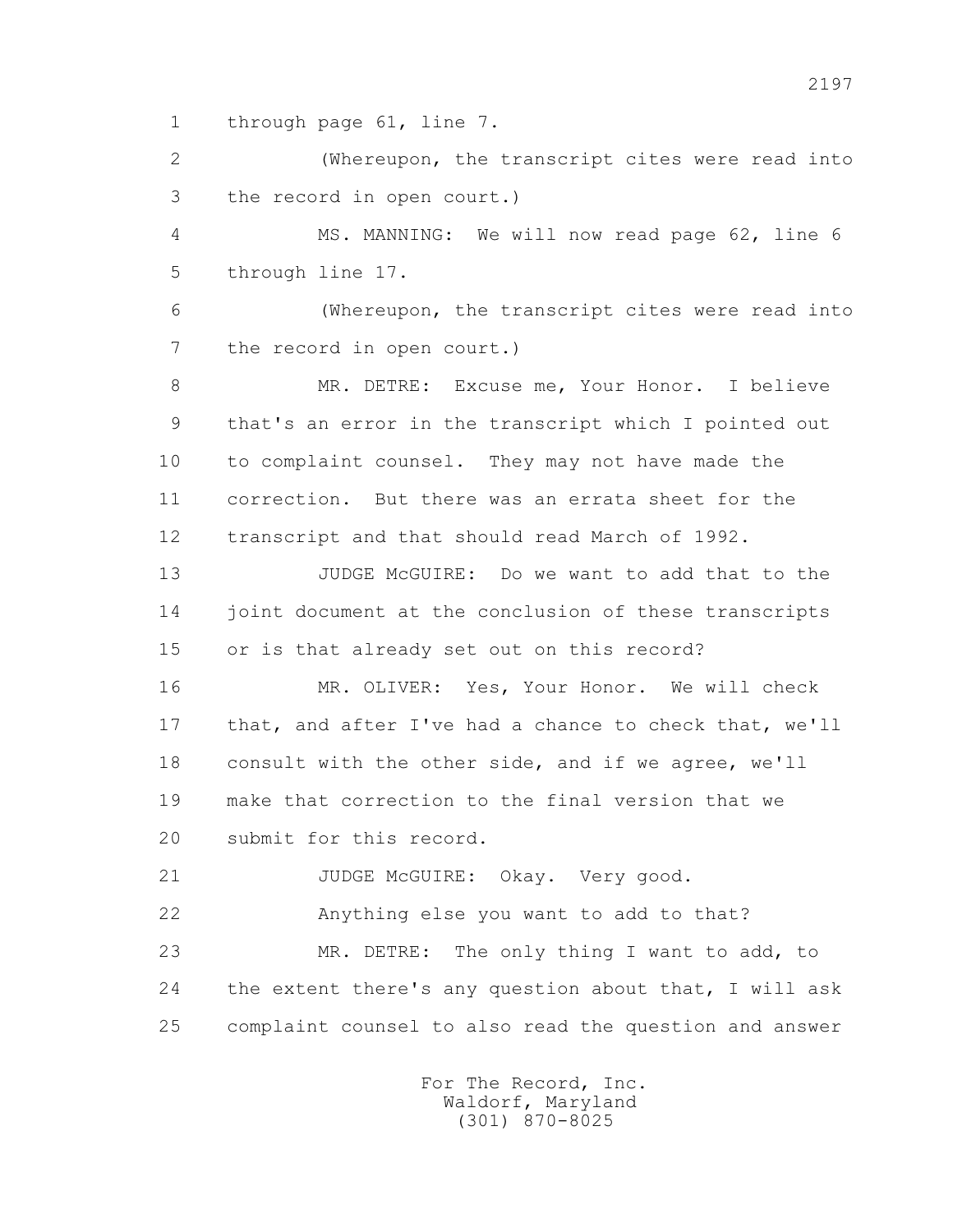through page 61, line 7.

(Whereupon, the transcript cites were read into the record in open court.)

MS. MANNING: We will now read page 62, line 6 through line 17.

(Whereupon, the transcript cites were read into the record in open court.)

MR. DETRE: Excuse me, Your Honor. I believe that's an error in the transcript which I pointed out to complaint counsel. They may not have made the correction. But there was an errata sheet for the transcript and that should read March of 1992.

JUDGE McGUIRE: Do we want to add that to the joint document at the conclusion of these transcripts or is that already set out on this record?

MR. OLIVER: Yes, Your Honor. We will check that, and after I've had a chance to check that, we'll consult with the other side, and if we agree, we'll make that correction to the final version that we submit for this record.

JUDGE McGUIRE: Okay. Very good.

Anything else you want to add to that?

MR. DETRE: The only thing I want to add, to the extent there's any question about that, I will ask complaint counsel to also read the question and answer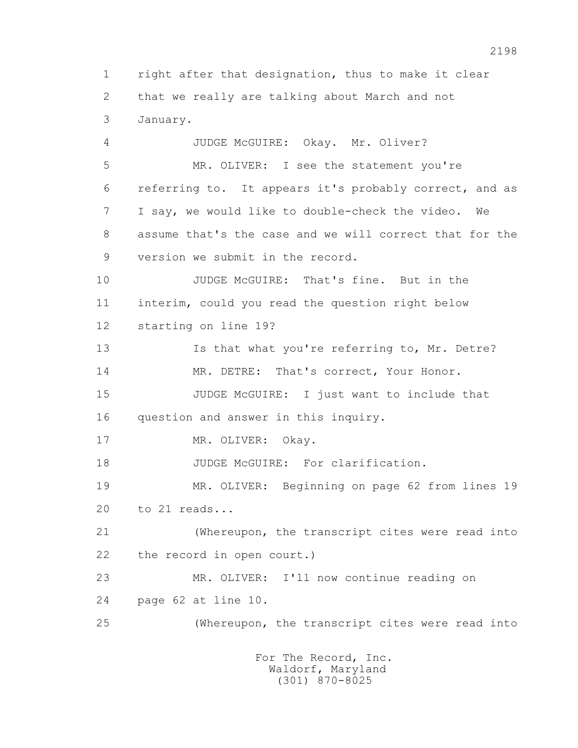1 right after that designation, thus to make it clear
2 that we really are talking about March and not
3 January.

4 JUDGE McGUIRE: Okay. Mr. Oliver?

5 MR. OLIVER: I see the statement you're
6 referring to. It appears it's probably correct, and as
7 I say, we would like to double-check the video. We
8 assume that's the case and we will correct that for the
9 version we submit in the record.

10 JUDGE McGUIRE: That's fine. But in the
11 interim, could you read the question right below
12 starting on line 19?

13 Is that what you're referring to, Mr. Detre?

14 MR. DETRE: That's correct, Your Honor.

15 JUDGE McGUIRE: I just want to include that
16 question and answer in this inquiry.

17 MR. OLIVER: Okay.

18 JUDGE McGUIRE: For clarification.

19 MR. OLIVER: Beginning on page 62 from lines 19
20 to 21 reads...

21 (Whereupon, the transcript cites were read into
22 the record in open court.)

23 MR. OLIVER: I'll now continue reading on
24 page 62 at line 10.

25 (Whereupon, the transcript cites were read into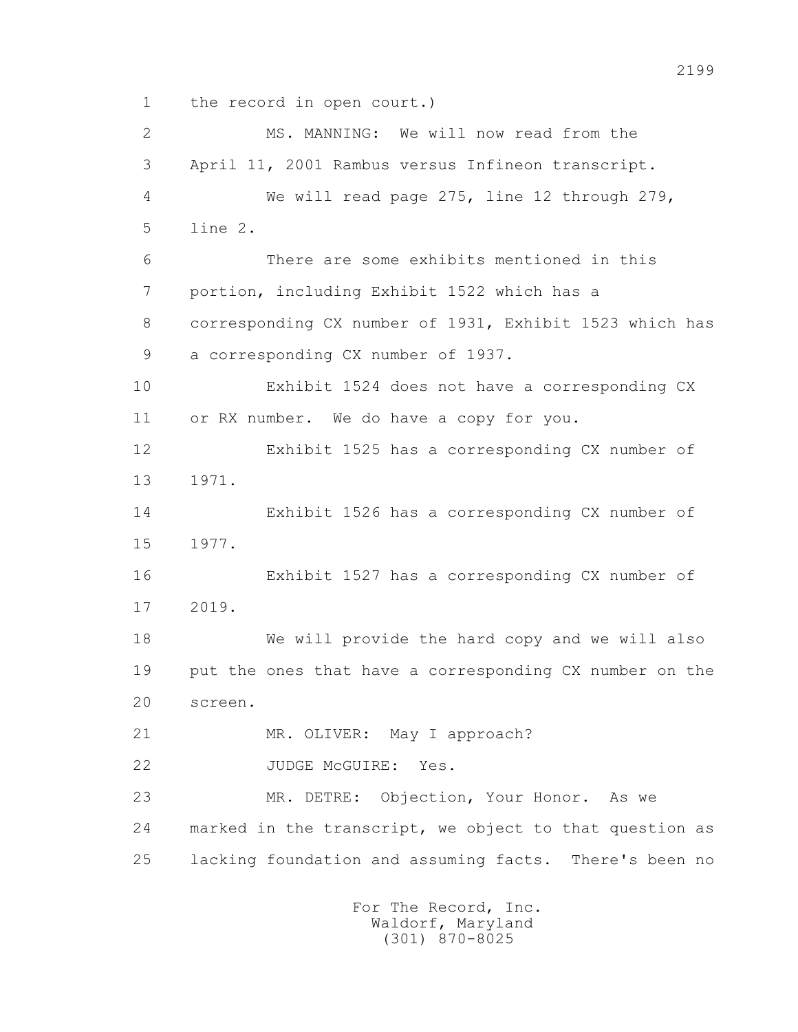the record in open court.)

MS. MANNING: We will now read from the April 11, 2001 Rambus versus Infineon transcript.

We will read page 275, line 12 through 279, line 2.

There are some exhibits mentioned in this portion, including Exhibit 1522 which has a corresponding CX number of 1931, Exhibit 1523 which has a corresponding CX number of 1937.

Exhibit 1524 does not have a corresponding CX or RX number. We do have a copy for you.

Exhibit 1525 has a corresponding CX number of 1971.

Exhibit 1526 has a corresponding CX number of 1977.

Exhibit 1527 has a corresponding CX number of 2019.

We will provide the hard copy and we will also put the ones that have a corresponding CX number on the screen.

MR. OLIVER: May I approach?

JUDGE McGUIRE: Yes.

MR. DETRE: Objection, Your Honor. As we marked in the transcript, we object to that question as lacking foundation and assuming facts. There's been no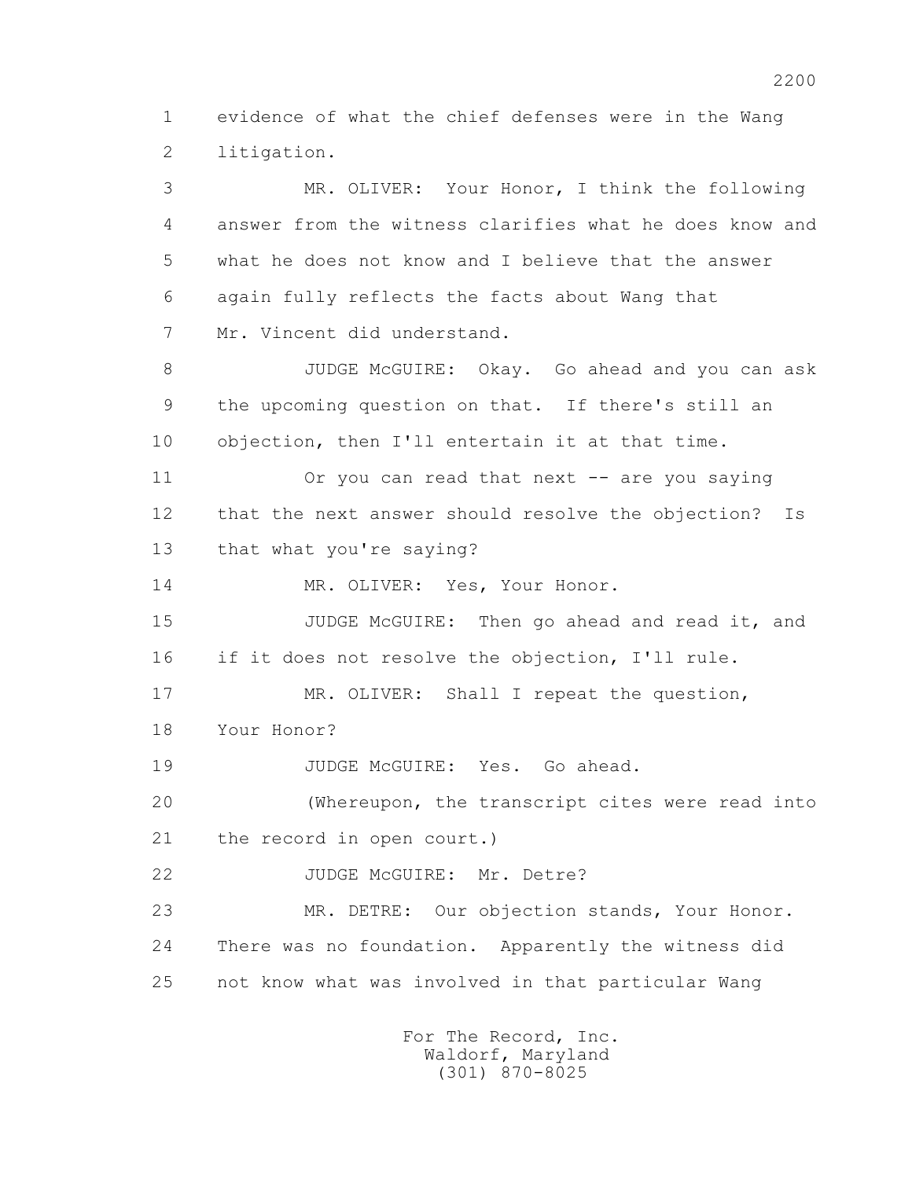1 evidence of what the chief defenses were in the Wang
2 litigation.

3 MR. OLIVER: Your Honor, I think the following
4 answer from the witness clarifies what he does know and
5 what he does not know and I believe that the answer
6 again fully reflects the facts about Wang that
7 Mr. Vincent did understand.

8 JUDGE McGUIRE: Okay. Go ahead and you can ask
9 the upcoming question on that. If there's still an
10 objection, then I'll entertain it at that time.

11 Or you can read that next -- are you saying
12 that the next answer should resolve the objection? Is
13 that what you're saying?

14 MR. OLIVER: Yes, Your Honor.

15 JUDGE McGUIRE: Then go ahead and read it, and
16 if it does not resolve the objection, I'll rule.

17 MR. OLIVER: Shall I repeat the question,
18 Your Honor?

19 JUDGE McGUIRE: Yes. Go ahead.

20 (Whereupon, the transcript cites were read into
21 the record in open court.)

22 JUDGE McGUIRE: Mr. Detre?

23 MR. DETRE: Our objection stands, Your Honor.
24 There was no foundation. Apparently the witness did
25 not know what was involved in that particular Wang

For The Record, Inc.
Waldorf, Maryland
(301) 870-8025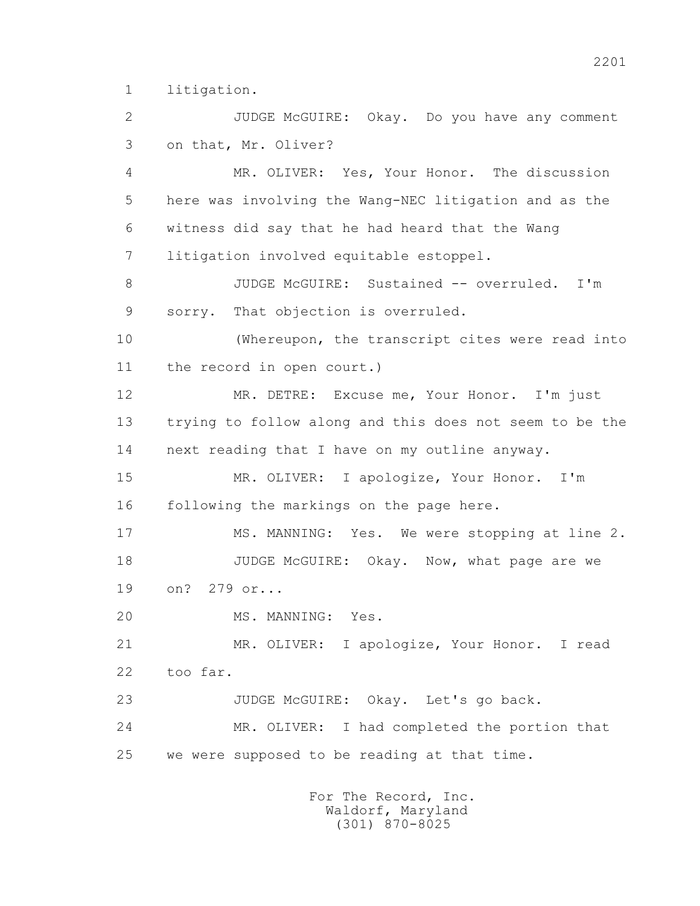1 litigation.

2 JUDGE McGUIRE: Okay. Do you have any comment

3 on that, Mr. Oliver?

4 MR. OLIVER: Yes, Your Honor. The discussion

5 here was involving the Wang-NEC litigation and as the

6 witness did say that he had heard that the Wang

7 litigation involved equitable estoppel.

8 JUDGE McGUIRE: Sustained -- overruled. I'm

9 sorry. That objection is overruled.

10 (Whereupon, the transcript cites were read into

11 the record in open court.)

12 MR. DETRE: Excuse me, Your Honor. I'm just

13 trying to follow along and this does not seem to be the

14 next reading that I have on my outline anyway.

15 MR. OLIVER: I apologize, Your Honor. I'm

16 following the markings on the page here.

17 MS. MANNING: Yes. We were stopping at line 2.

18 JUDGE McGUIRE: Okay. Now, what page are we

19 on? 279 or...

20 MS. MANNING: Yes.

21 MR. OLIVER: I apologize, Your Honor. I read

22 too far.

23 JUDGE McGUIRE: Okay. Let's go back.

24 MR. OLIVER: I had completed the portion that

25 we were supposed to be reading at that time.

For The Record, Inc.
Waldorf, Maryland
(301) 870-8025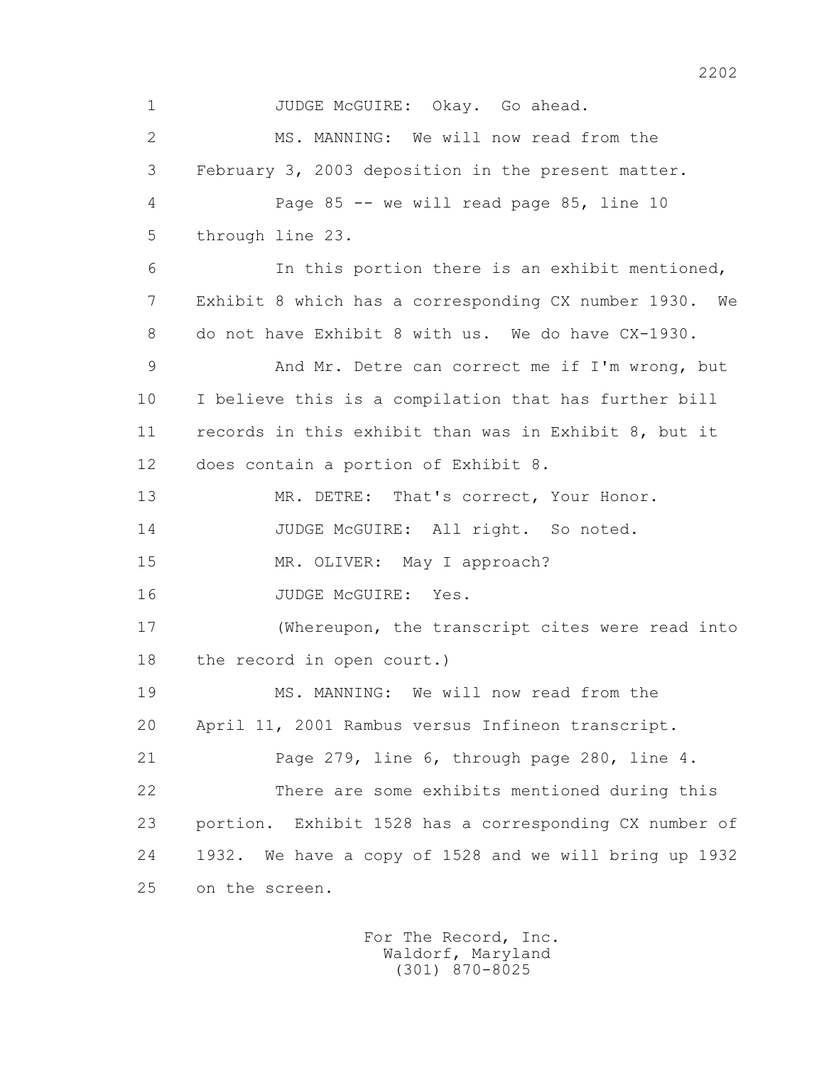JUDGE McGUIRE: Okay. Go ahead.

MS. MANNING: We will now read from the February 3, 2003 deposition in the present matter.

Page 85 -- we will read page 85, line 10 through line 23.

In this portion there is an exhibit mentioned, Exhibit 8 which has a corresponding CX number 1930. We do not have Exhibit 8 with us. We do have CX-1930.

And Mr. Detre can correct me if I'm wrong, but I believe this is a compilation that has further bill records in this exhibit than was in Exhibit 8, but it does contain a portion of Exhibit 8.

MR. DETRE: That's correct, Your Honor.

JUDGE McGUIRE: All right. So noted.

MR. OLIVER: May I approach?

JUDGE McGUIRE: Yes.

(Whereupon, the transcript cites were read into the record in open court.)

MS. MANNING: We will now read from the April 11, 2001 Rambus versus Infineon transcript.

Page 279, line 6, through page 280, line 4.

There are some exhibits mentioned during this portion. Exhibit 1528 has a corresponding CX number of 1932. We have a copy of 1528 and we will bring up 1932 on the screen.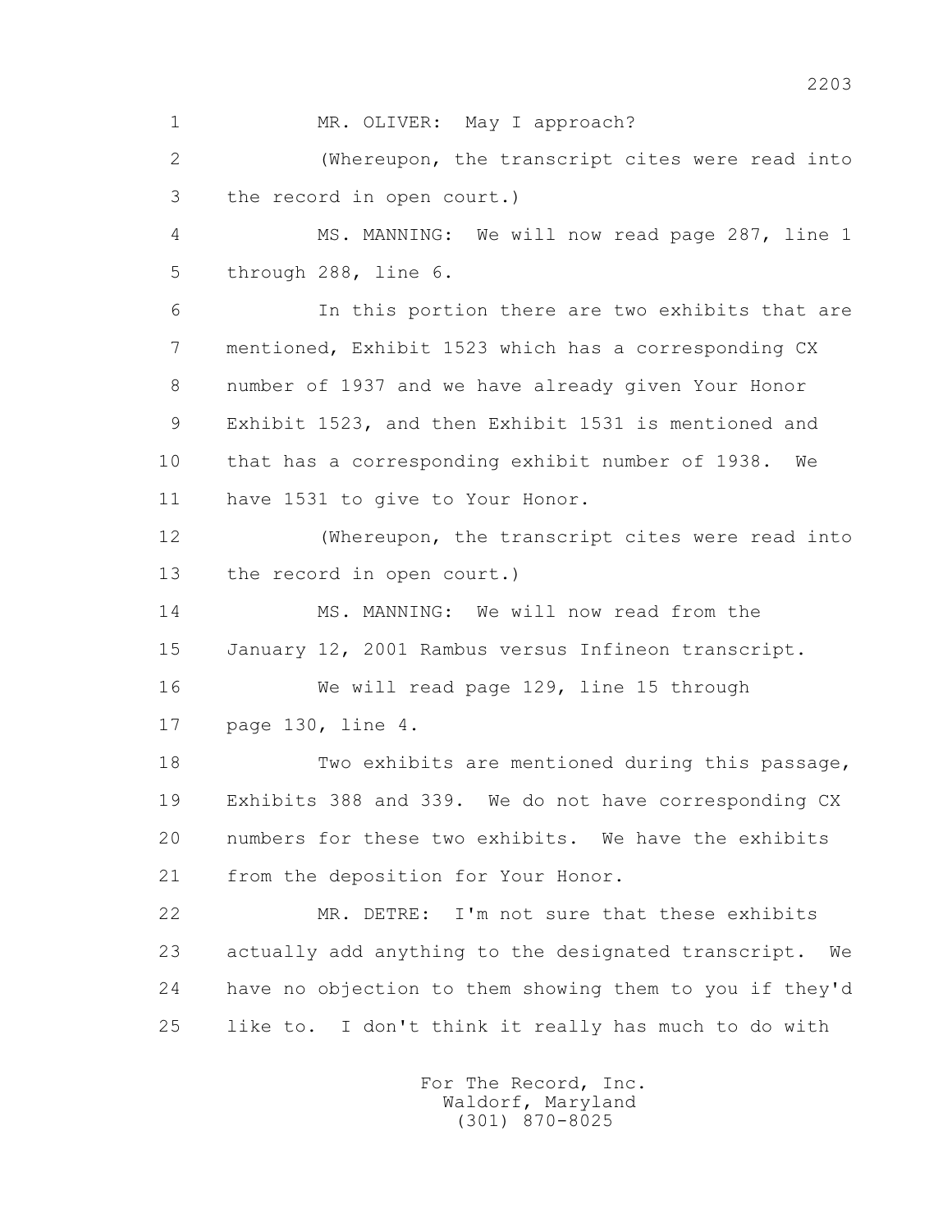1 MR. OLIVER: May I approach?

2 (Whereupon, the transcript cites were read into

3 the record in open court.)

4 MS. MANNING: We will now read page 287, line 1

5 through 288, line 6.

6 In this portion there are two exhibits that are

7 mentioned, Exhibit 1523 which has a corresponding CX

8 number of 1937 and we have already given Your Honor

9 Exhibit 1523, and then Exhibit 1531 is mentioned and

10 that has a corresponding exhibit number of 1938. We

11 have 1531 to give to Your Honor.

12 (Whereupon, the transcript cites were read into

13 the record in open court.)

14 MS. MANNING: We will now read from the

15 January 12, 2001 Rambus versus Infineon transcript.

16 We will read page 129, line 15 through

17 page 130, line 4.

18 Two exhibits are mentioned during this passage,

19 Exhibits 388 and 339. We do not have corresponding CX

20 numbers for these two exhibits. We have the exhibits

21 from the deposition for Your Honor.

22 MR. DETRE: I'm not sure that these exhibits

23 actually add anything to the designated transcript. We

24 have no objection to them showing them to you if they'd

25 like to. I don't think it really has much to do with

For The Record, Inc.
Waldorf, Maryland
(301) 870-8025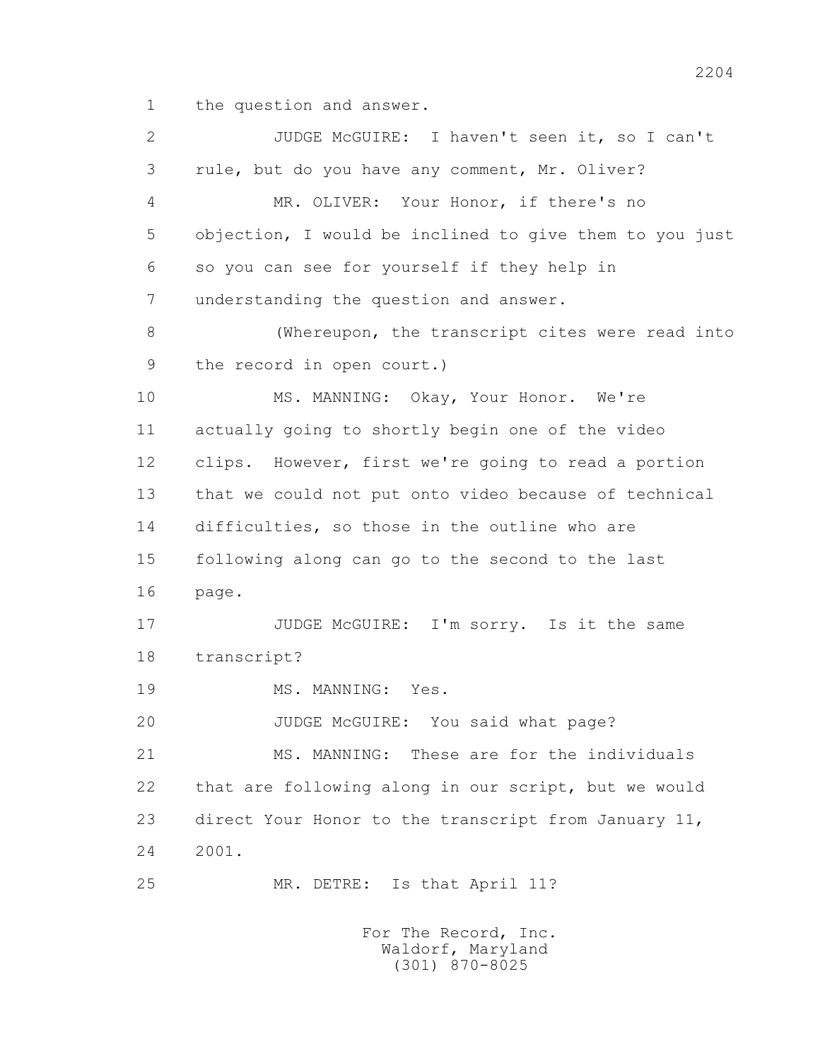1 the question and answer.

2 JUDGE McGUIRE: I haven't seen it, so I can't

3 rule, but do you have any comment, Mr. Oliver?

4 MR. OLIVER: Your Honor, if there's no

5 objection, I would be inclined to give them to you just

6 so you can see for yourself if they help in

7 understanding the question and answer.

8 (Whereupon, the transcript cites were read into

9 the record in open court.)

10 MS. MANNING: Okay, Your Honor. We're

11 actually going to shortly begin one of the video

12 clips. However, first we're going to read a portion

13 that we could not put onto video because of technical

14 difficulties, so those in the outline who are

15 following along can go to the second to the last

16 page.

17 JUDGE McGUIRE: I'm sorry. Is it the same

18 transcript?

19 MS. MANNING: Yes.

20 JUDGE McGUIRE: You said what page?

21 MS. MANNING: These are for the individuals

22 that are following along in our script, but we would

23 direct Your Honor to the transcript from January 11,

24 2001.

25 MR. DETRE: Is that April 11?

For The Record, Inc.
Waldorf, Maryland
(301) 870-8025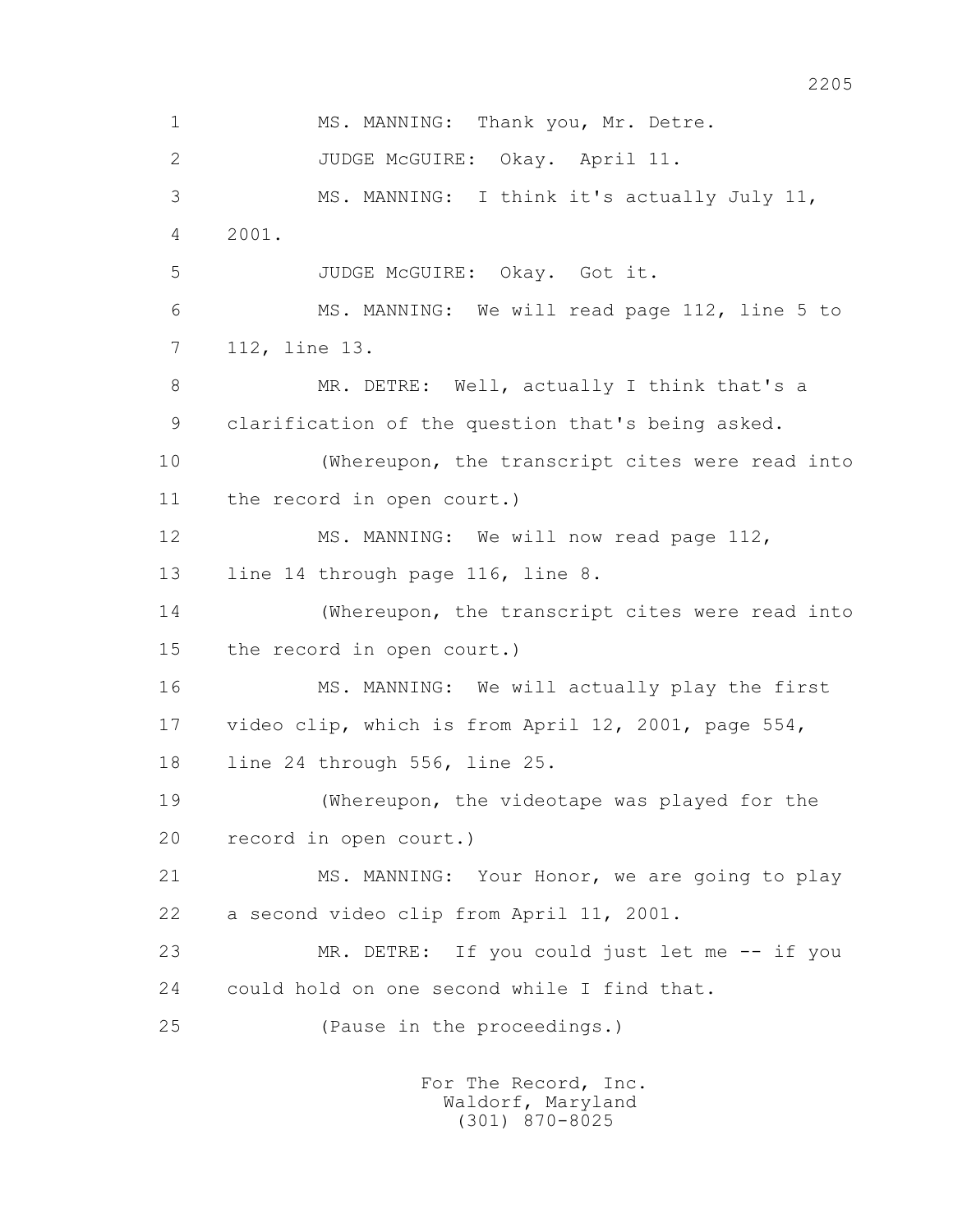1 MS. MANNING: Thank you, Mr. Detre.

2 JUDGE McGUIRE: Okay. April 11.

3 MS. MANNING: I think it's actually July 11,

4 2001.

5 JUDGE McGUIRE: Okay. Got it.

6 MS. MANNING: We will read page 112, line 5 to

7 112, line 13.

8 MR. DETRE: Well, actually I think that's a

9 clarification of the question that's being asked.

10 (Whereupon, the transcript cites were read into

11 the record in open court.)

12 MS. MANNING: We will now read page 112,

13 line 14 through page 116, line 8.

14 (Whereupon, the transcript cites were read into

15 the record in open court.)

16 MS. MANNING: We will actually play the first

17 video clip, which is from April 12, 2001, page 554,

18 line 24 through 556, line 25.

19 (Whereupon, the videotape was played for the

20 record in open court.)

21 MS. MANNING: Your Honor, we are going to play

22 a second video clip from April 11, 2001.

23 MR. DETRE: If you could just let me -- if you

24 could hold on one second while I find that.

25 (Pause in the proceedings.)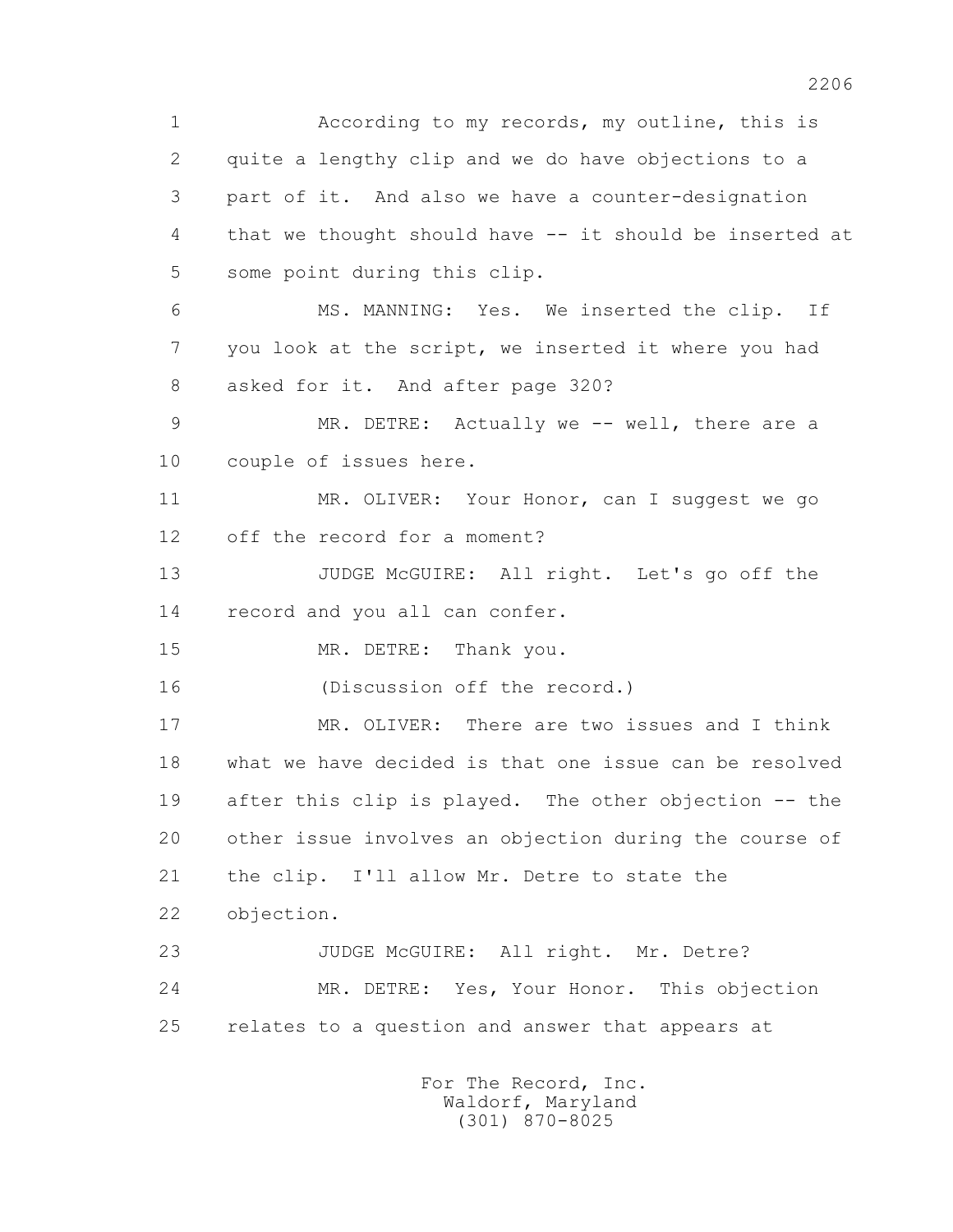According to my records, my outline, this is quite a lengthy clip and we do have objections to a part of it. And also we have a counter-designation that we thought should have -- it should be inserted at some point during this clip.

MS. MANNING: Yes. We inserted the clip. If you look at the script, we inserted it where you had asked for it. And after page 320?

MR. DETRE: Actually we -- well, there are a couple of issues here.

MR. OLIVER: Your Honor, can I suggest we go off the record for a moment?

JUDGE McGUIRE: All right. Let's go off the record and you all can confer.

MR. DETRE: Thank you.

(Discussion off the record.)

MR. OLIVER: There are two issues and I think what we have decided is that one issue can be resolved after this clip is played. The other objection -- the other issue involves an objection during the course of the clip. I'll allow Mr. Detre to state the objection.

JUDGE McGUIRE: All right. Mr. Detre?

MR. DETRE: Yes, Your Honor. This objection relates to a question and answer that appears at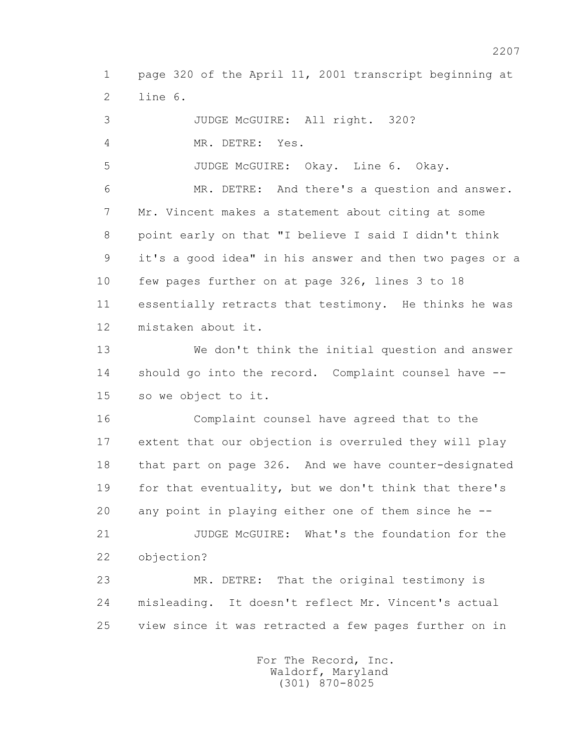page 320 of the April 11, 2001 transcript beginning at line 6.

JUDGE McGUIRE: All right. 320?

MR. DETRE: Yes.

JUDGE McGUIRE: Okay. Line 6. Okay.

MR. DETRE: And there's a question and answer. Mr. Vincent makes a statement about citing at some point early on that "I believe I said I didn't think it's a good idea" in his answer and then two pages or a few pages further on at page 326, lines 3 to 18 essentially retracts that testimony. He thinks he was mistaken about it.

We don't think the initial question and answer should go into the record. Complaint counsel have -- so we object to it.

Complaint counsel have agreed that to the extent that our objection is overruled they will play that part on page 326. And we have counter-designated for that eventuality, but we don't think that there's any point in playing either one of them since he --

JUDGE McGUIRE: What's the foundation for the objection?

MR. DETRE: That the original testimony is misleading. It doesn't reflect Mr. Vincent's actual view since it was retracted a few pages further on in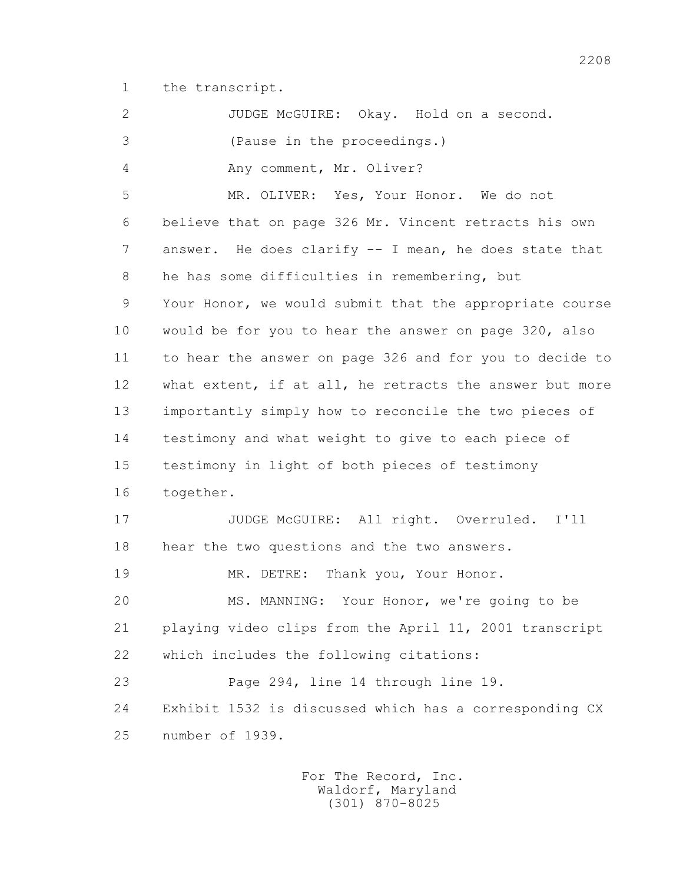1 the transcript.

2 JUDGE McGUIRE: Okay. Hold on a second.

3 (Pause in the proceedings.)

4 Any comment, Mr. Oliver?

5 MR. OLIVER: Yes, Your Honor. We do not
6 believe that on page 326 Mr. Vincent retracts his own
7 answer. He does clarify -- I mean, he does state that
8 he has some difficulties in remembering, but
9 Your Honor, we would submit that the appropriate course
10 would be for you to hear the answer on page 320, also
11 to hear the answer on page 326 and for you to decide to
12 what extent, if at all, he retracts the answer but more
13 importantly simply how to reconcile the two pieces of
14 testimony and what weight to give to each piece of
15 testimony in light of both pieces of testimony
16 together.

17 JUDGE McGUIRE: All right. Overruled. I'll
18 hear the two questions and the two answers.

19 MR. DETRE: Thank you, Your Honor.

20 MS. MANNING: Your Honor, we're going to be
21 playing video clips from the April 11, 2001 transcript
22 which includes the following citations:

23 Page 294, line 14 through line 19.
24 Exhibit 1532 is discussed which has a corresponding CX
25 number of 1939.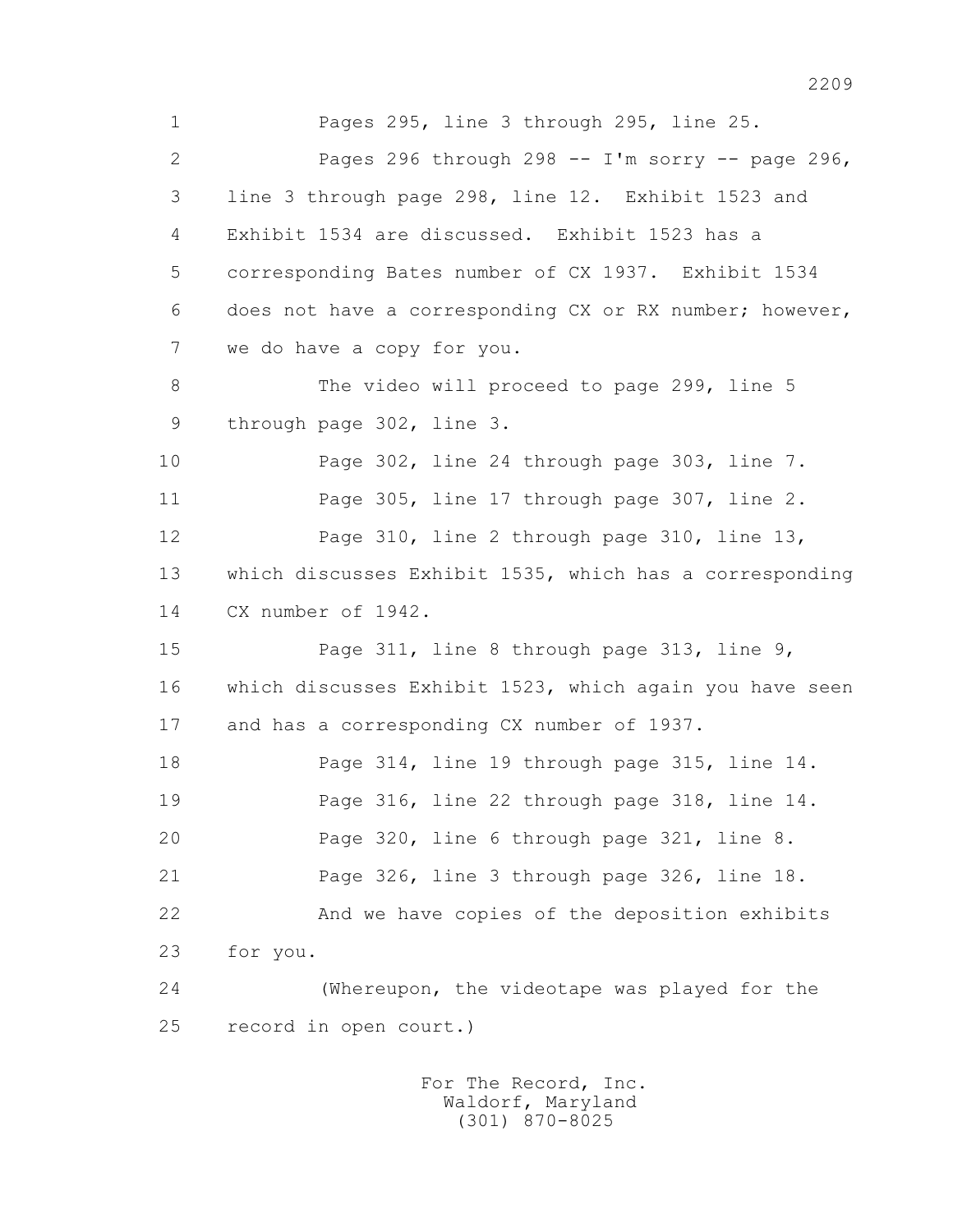1 Pages 295, line 3 through 295, line 25.

2 Pages 296 through 298 -- I'm sorry -- page 296,

3 line 3 through page 298, line 12. Exhibit 1523 and

4 Exhibit 1534 are discussed. Exhibit 1523 has a

5 corresponding Bates number of CX 1937. Exhibit 1534

6 does not have a corresponding CX or RX number; however,

7 we do have a copy for you.

8 The video will proceed to page 299, line 5

9 through page 302, line 3.

10 Page 302, line 24 through page 303, line 7.

11 Page 305, line 17 through page 307, line 2.

12 Page 310, line 2 through page 310, line 13,

13 which discusses Exhibit 1535, which has a corresponding

14 CX number of 1942.

15 Page 311, line 8 through page 313, line 9,

16 which discusses Exhibit 1523, which again you have seen

17 and has a corresponding CX number of 1937.

18 Page 314, line 19 through page 315, line 14.

19 Page 316, line 22 through page 318, line 14.

20 Page 320, line 6 through page 321, line 8.

21 Page 326, line 3 through page 326, line 18.

22 And we have copies of the deposition exhibits

23 for you.

24 (Whereupon, the videotape was played for the

25 record in open court.)

For The Record, Inc.
Waldorf, Maryland
(301) 870-8025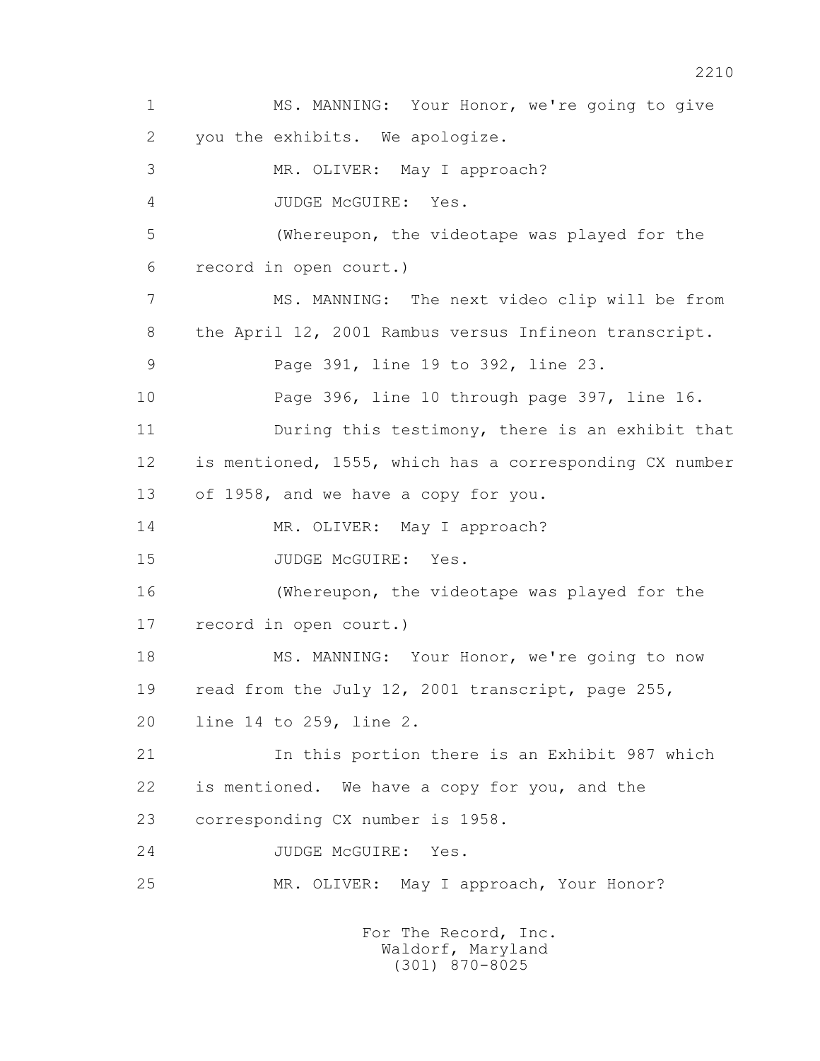1 MS. MANNING: Your Honor, we're going to give
2 you the exhibits. We apologize.
3 MR. OLIVER: May I approach?
4 JUDGE McGUIRE: Yes.
5 (Whereupon, the videotape was played for the
6 record in open court.)
7 MS. MANNING: The next video clip will be from
8 the April 12, 2001 Rambus versus Infineon transcript.
9 Page 391, line 19 to 392, line 23.
10 Page 396, line 10 through page 397, line 16.
11 During this testimony, there is an exhibit that
12 is mentioned, 1555, which has a corresponding CX number
13 of 1958, and we have a copy for you.
14 MR. OLIVER: May I approach?
15 JUDGE McGUIRE: Yes.
16 (Whereupon, the videotape was played for the
17 record in open court.)
18 MS. MANNING: Your Honor, we're going to now
19 read from the July 12, 2001 transcript, page 255,
20 line 14 to 259, line 2.
21 In this portion there is an Exhibit 987 which
22 is mentioned. We have a copy for you, and the
23 corresponding CX number is 1958.
24 JUDGE McGUIRE: Yes.
25 MR. OLIVER: May I approach, Your Honor?

For The Record, Inc.
Waldorf, Maryland
(301) 870-8025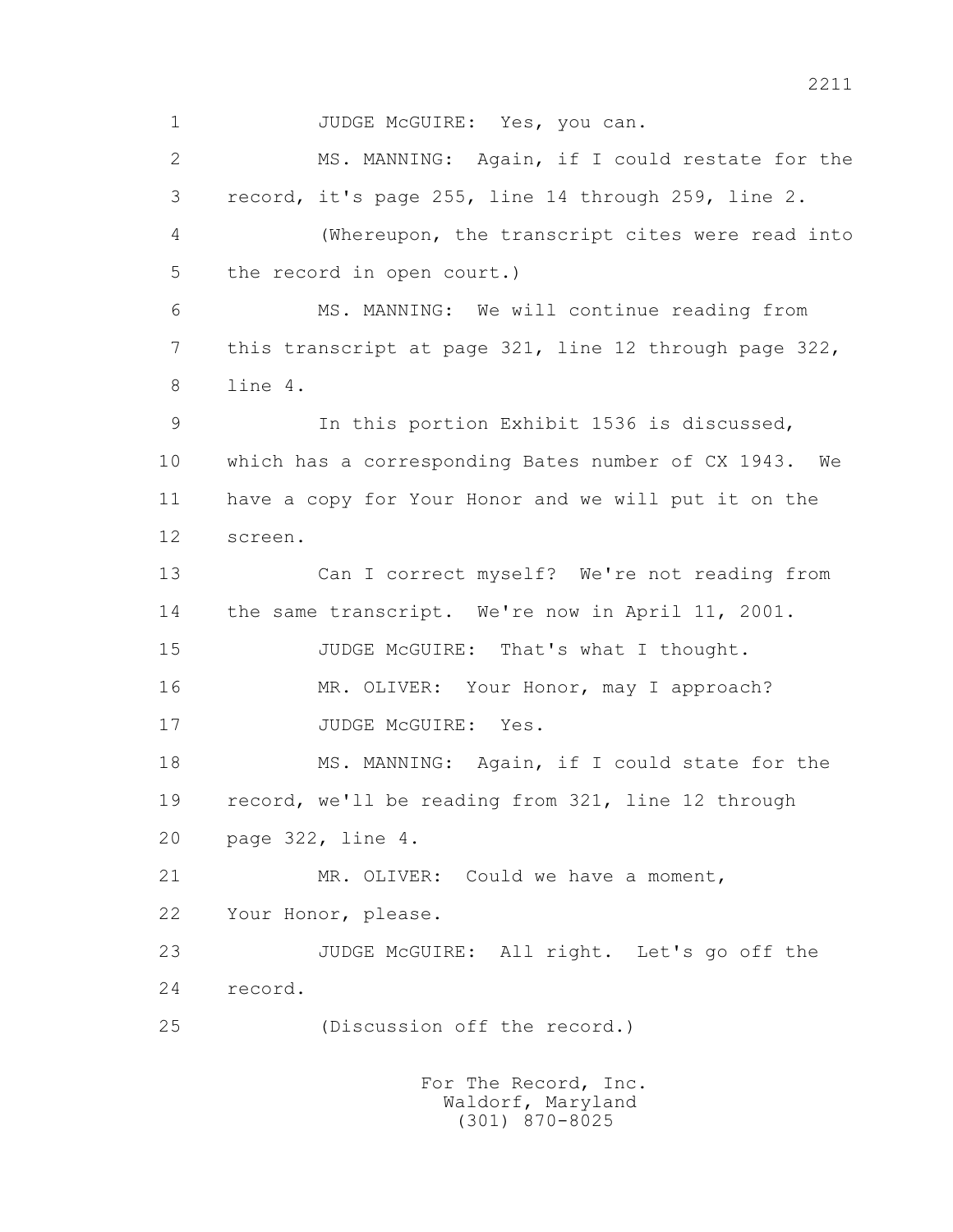JUDGE McGUIRE: Yes, you can.

MS. MANNING: Again, if I could restate for the record, it's page 255, line 14 through 259, line 2.

(Whereupon, the transcript cites were read into the record in open court.)

MS. MANNING: We will continue reading from this transcript at page 321, line 12 through page 322, line 4.

In this portion Exhibit 1536 is discussed, which has a corresponding Bates number of CX 1943. We have a copy for Your Honor and we will put it on the screen.

Can I correct myself? We're not reading from the same transcript. We're now in April 11, 2001.

JUDGE McGUIRE: That's what I thought.

MR. OLIVER: Your Honor, may I approach?

JUDGE McGUIRE: Yes.

MS. MANNING: Again, if I could state for the record, we'll be reading from 321, line 12 through page 322, line 4.

MR. OLIVER: Could we have a moment, Your Honor, please.

JUDGE McGUIRE: All right. Let's go off the record.

(Discussion off the record.)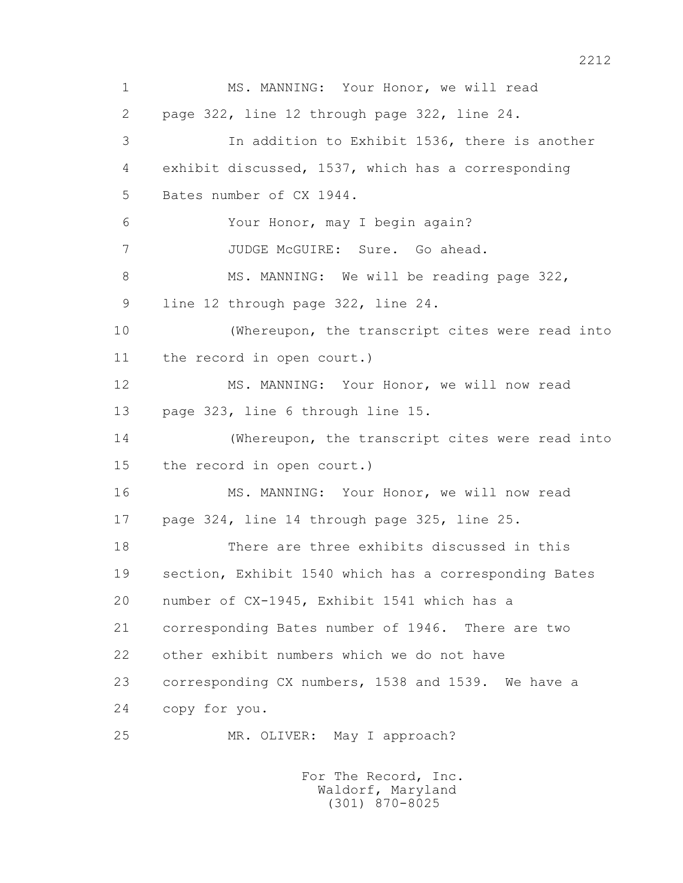MS. MANNING: Your Honor, we will read page 322, line 12 through page 322, line 24.

In addition to Exhibit 1536, there is another exhibit discussed, 1537, which has a corresponding Bates number of CX 1944.

Your Honor, may I begin again?

JUDGE McGUIRE: Sure. Go ahead.

MS. MANNING: We will be reading page 322, line 12 through page 322, line 24.

(Whereupon, the transcript cites were read into the record in open court.)

MS. MANNING: Your Honor, we will now read page 323, line 6 through line 15.

(Whereupon, the transcript cites were read into the record in open court.)

MS. MANNING: Your Honor, we will now read page 324, line 14 through page 325, line 25.

There are three exhibits discussed in this section, Exhibit 1540 which has a corresponding Bates number of CX-1945, Exhibit 1541 which has a corresponding Bates number of 1946. There are two other exhibit numbers which we do not have corresponding CX numbers, 1538 and 1539. We have a copy for you.

MR. OLIVER: May I approach?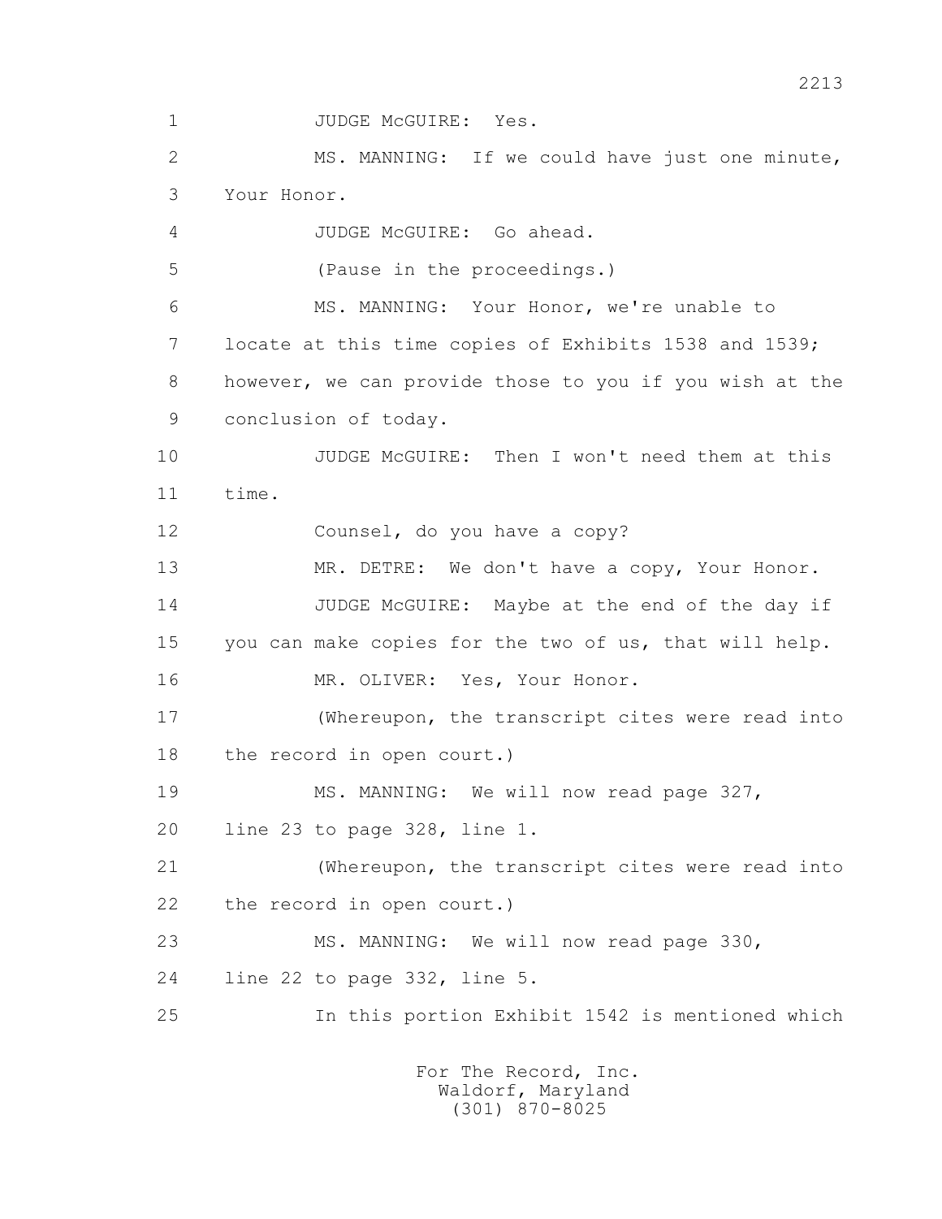JUDGE McGUIRE: Yes.

MS. MANNING: If we could have just one minute, Your Honor.

JUDGE McGUIRE: Go ahead.

(Pause in the proceedings.)

MS. MANNING: Your Honor, we're unable to locate at this time copies of Exhibits 1538 and 1539; however, we can provide those to you if you wish at the conclusion of today.

JUDGE McGUIRE: Then I won't need them at this time.

Counsel, do you have a copy?

MR. DETRE: We don't have a copy, Your Honor.

JUDGE McGUIRE: Maybe at the end of the day if you can make copies for the two of us, that will help.

MR. OLIVER: Yes, Your Honor.

(Whereupon, the transcript cites were read into the record in open court.)

MS. MANNING: We will now read page 327, line 23 to page 328, line 1.

(Whereupon, the transcript cites were read into the record in open court.)

MS. MANNING: We will now read page 330, line 22 to page 332, line 5.

In this portion Exhibit 1542 is mentioned which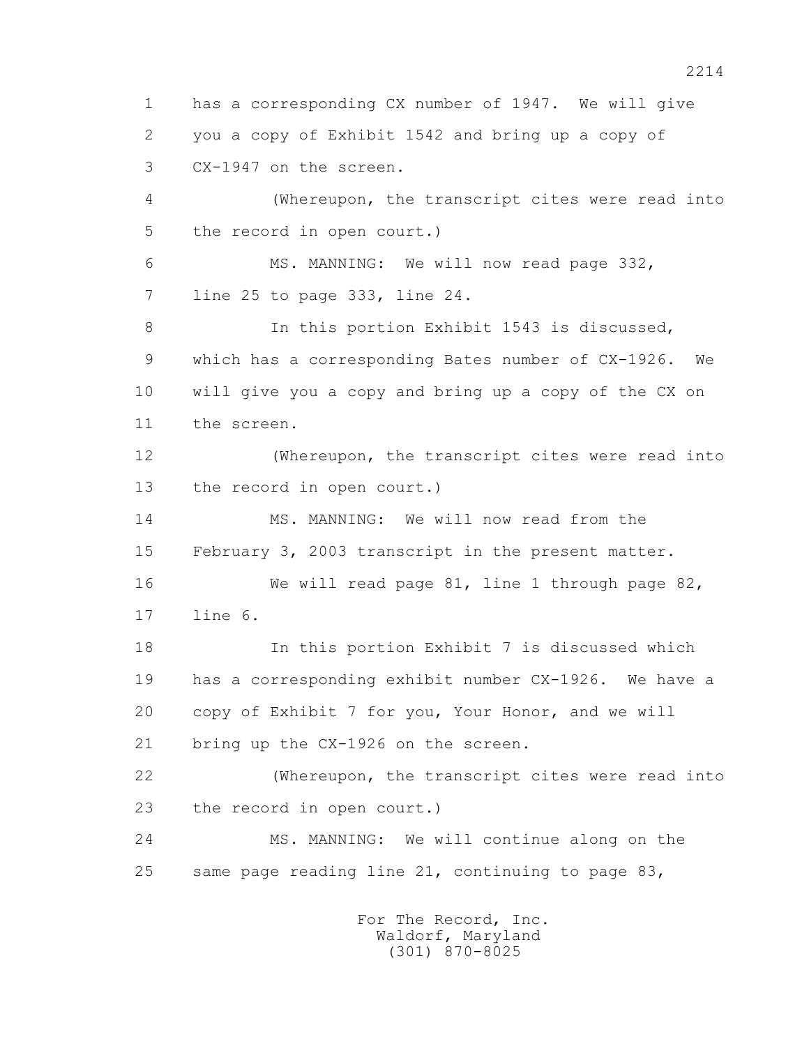1 has a corresponding CX number of 1947. We will give
2 you a copy of Exhibit 1542 and bring up a copy of
3 CX-1947 on the screen.

4 (Whereupon, the transcript cites were read into
5 the record in open court.)

6 MS. MANNING: We will now read page 332,
7 line 25 to page 333, line 24.

8 In this portion Exhibit 1543 is discussed,
9 which has a corresponding Bates number of CX-1926. We
10 will give you a copy and bring up a copy of the CX on
11 the screen.

12 (Whereupon, the transcript cites were read into
13 the record in open court.)

14 MS. MANNING: We will now read from the
15 February 3, 2003 transcript in the present matter.

16 We will read page 81, line 1 through page 82,
17 line 6.

18 In this portion Exhibit 7 is discussed which
19 has a corresponding exhibit number CX-1926. We have a
20 copy of Exhibit 7 for you, Your Honor, and we will
21 bring up the CX-1926 on the screen.

22 (Whereupon, the transcript cites were read into
23 the record in open court.)

24 MS. MANNING: We will continue along on the
25 same page reading line 21, continuing to page 83,

For The Record, Inc.
Waldorf, Maryland
(301) 870-8025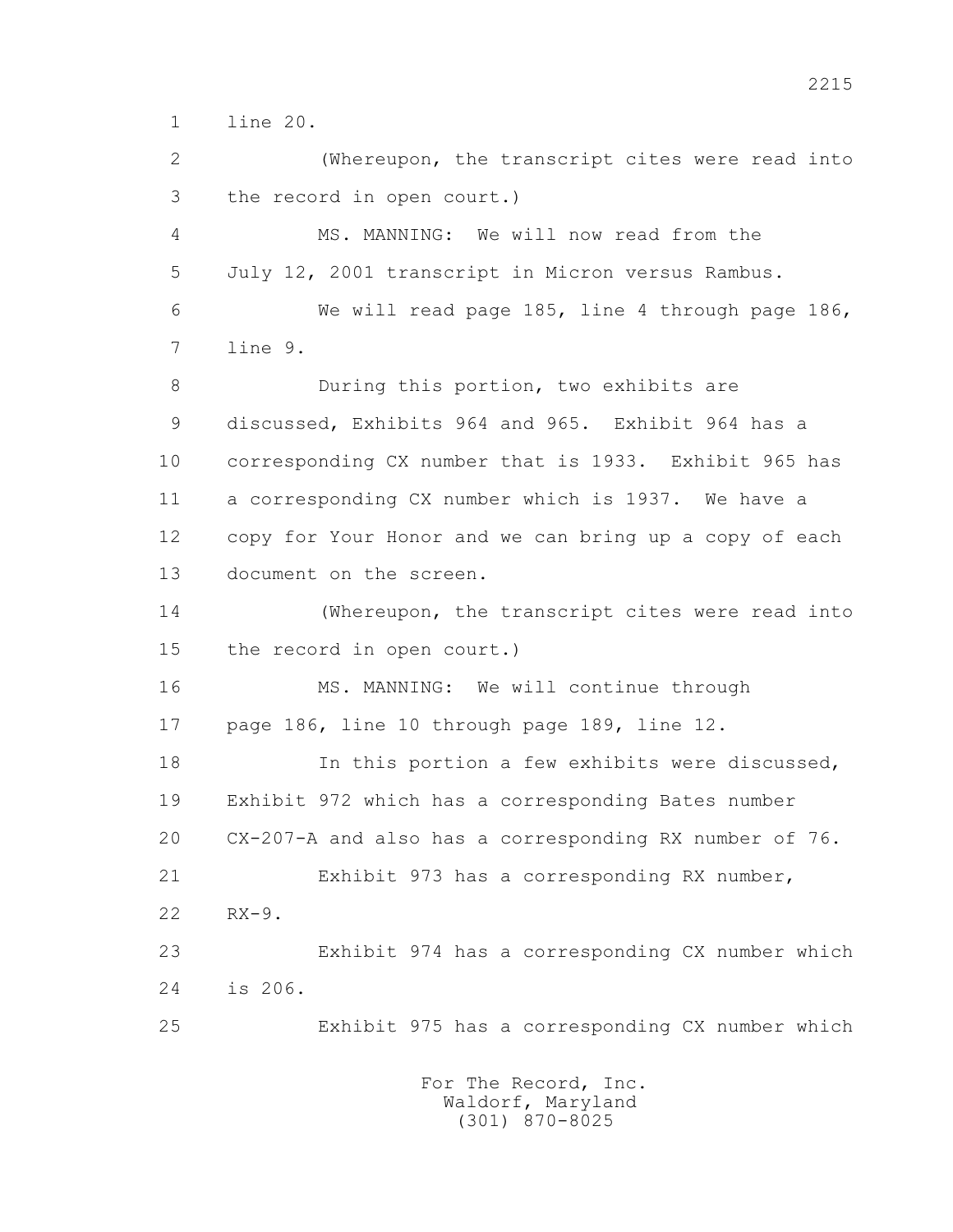line 20.

(Whereupon, the transcript cites were read into the record in open court.)

MS. MANNING: We will now read from the July 12, 2001 transcript in Micron versus Rambus.

We will read page 185, line 4 through page 186, line 9.

During this portion, two exhibits are discussed, Exhibits 964 and 965. Exhibit 964 has a corresponding CX number that is 1933. Exhibit 965 has a corresponding CX number which is 1937. We have a copy for Your Honor and we can bring up a copy of each document on the screen.

(Whereupon, the transcript cites were read into the record in open court.)

MS. MANNING: We will continue through page 186, line 10 through page 189, line 12.

In this portion a few exhibits were discussed, Exhibit 972 which has a corresponding Bates number CX-207-A and also has a corresponding RX number of 76.

Exhibit 973 has a corresponding RX number, RX-9.

Exhibit 974 has a corresponding CX number which is 206.

Exhibit 975 has a corresponding CX number which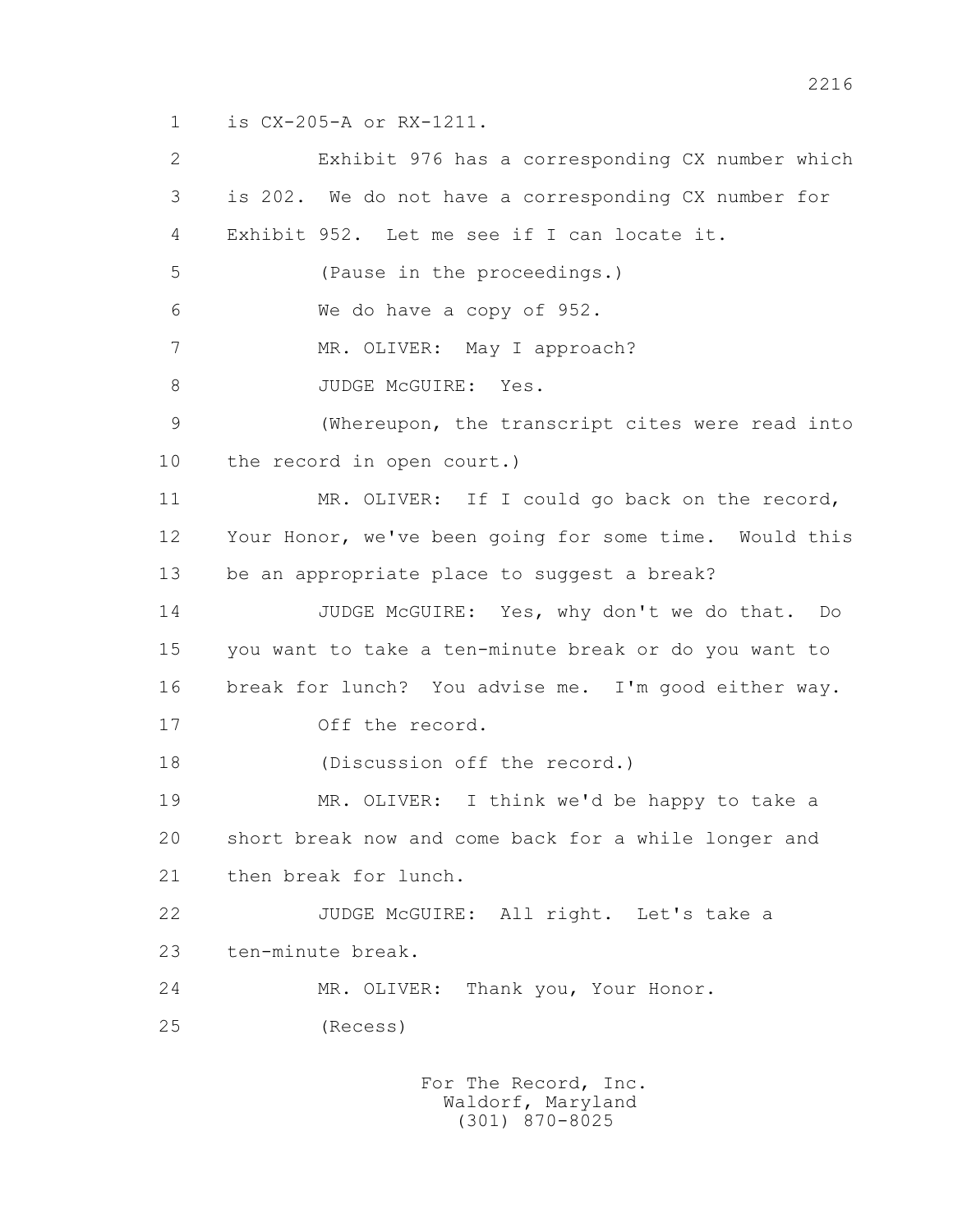1 is CX-205-A or RX-1211.

2 Exhibit 976 has a corresponding CX number which

3 is 202. We do not have a corresponding CX number for

4 Exhibit 952. Let me see if I can locate it.

5 (Pause in the proceedings.)

6 We do have a copy of 952.

7 MR. OLIVER: May I approach?

8 JUDGE McGUIRE: Yes.

9 (Whereupon, the transcript cites were read into

10 the record in open court.)

11 MR. OLIVER: If I could go back on the record,

12 Your Honor, we've been going for some time. Would this

13 be an appropriate place to suggest a break?

14 JUDGE McGUIRE: Yes, why don't we do that. Do

15 you want to take a ten-minute break or do you want to

16 break for lunch? You advise me. I'm good either way.

17 Off the record.

18 (Discussion off the record.)

19 MR. OLIVER: I think we'd be happy to take a

20 short break now and come back for a while longer and

21 then break for lunch.

22 JUDGE McGUIRE: All right. Let's take a

23 ten-minute break.

24 MR. OLIVER: Thank you, Your Honor.

25 (Recess)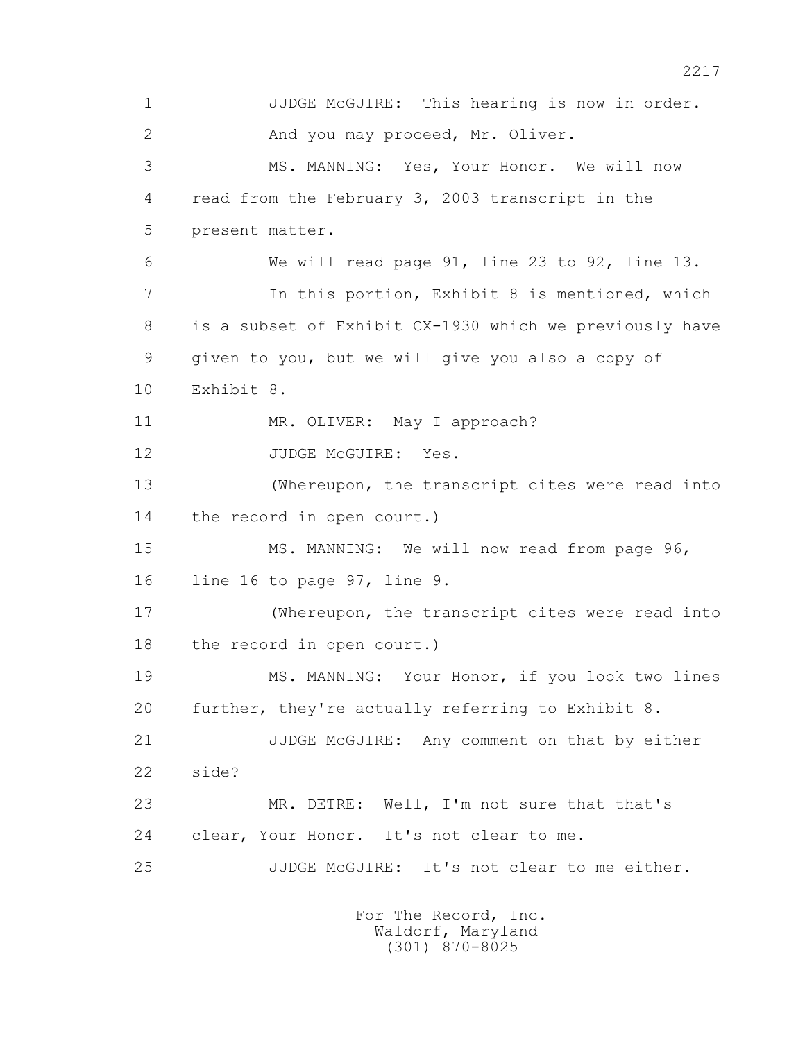1 JUDGE McGUIRE: This hearing is now in order.

2 And you may proceed, Mr. Oliver.

3 MS. MANNING: Yes, Your Honor. We will now

4 read from the February 3, 2003 transcript in the

5 present matter.

6 We will read page 91, line 23 to 92, line 13.

7 In this portion, Exhibit 8 is mentioned, which

8 is a subset of Exhibit CX-1930 which we previously have

9 given to you, but we will give you also a copy of

10 Exhibit 8.

11 MR. OLIVER: May I approach?

12 JUDGE McGUIRE: Yes.

13 (Whereupon, the transcript cites were read into

14 the record in open court.)

15 MS. MANNING: We will now read from page 96,

16 line 16 to page 97, line 9.

17 (Whereupon, the transcript cites were read into

18 the record in open court.)

19 MS. MANNING: Your Honor, if you look two lines

20 further, they're actually referring to Exhibit 8.

21 JUDGE McGUIRE: Any comment on that by either

22 side?

23 MR. DETRE: Well, I'm not sure that that's

24 clear, Your Honor. It's not clear to me.

25 JUDGE McGUIRE: It's not clear to me either.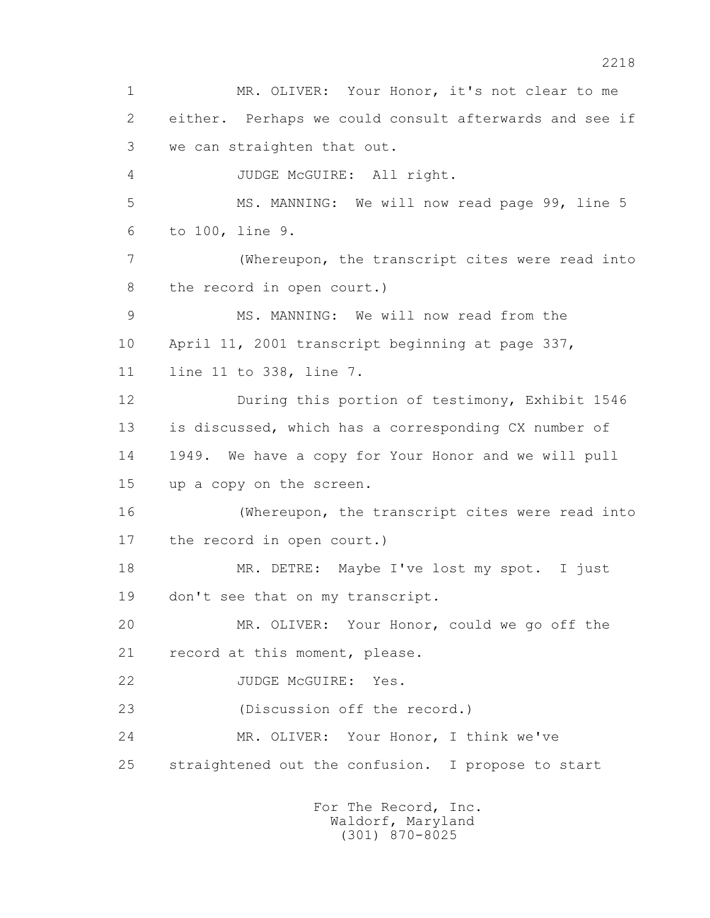1 MR. OLIVER: Your Honor, it's not clear to me
2 either. Perhaps we could consult afterwards and see if
3 we can straighten that out.

4 JUDGE McGUIRE: All right.

5 MS. MANNING: We will now read page 99, line 5
6 to 100, line 9.

7 (Whereupon, the transcript cites were read into
8 the record in open court.)

9 MS. MANNING: We will now read from the
10 April 11, 2001 transcript beginning at page 337,
11 line 11 to 338, line 7.

12 During this portion of testimony, Exhibit 1546
13 is discussed, which has a corresponding CX number of
14 1949. We have a copy for Your Honor and we will pull
15 up a copy on the screen.

16 (Whereupon, the transcript cites were read into
17 the record in open court.)

18 MR. DETRE: Maybe I've lost my spot. I just
19 don't see that on my transcript.

20 MR. OLIVER: Your Honor, could we go off the
21 record at this moment, please.

22 JUDGE McGUIRE: Yes.

23 (Discussion off the record.)

24 MR. OLIVER: Your Honor, I think we've
25 straightened out the confusion. I propose to start

For The Record, Inc.
Waldorf, Maryland
(301) 870-8025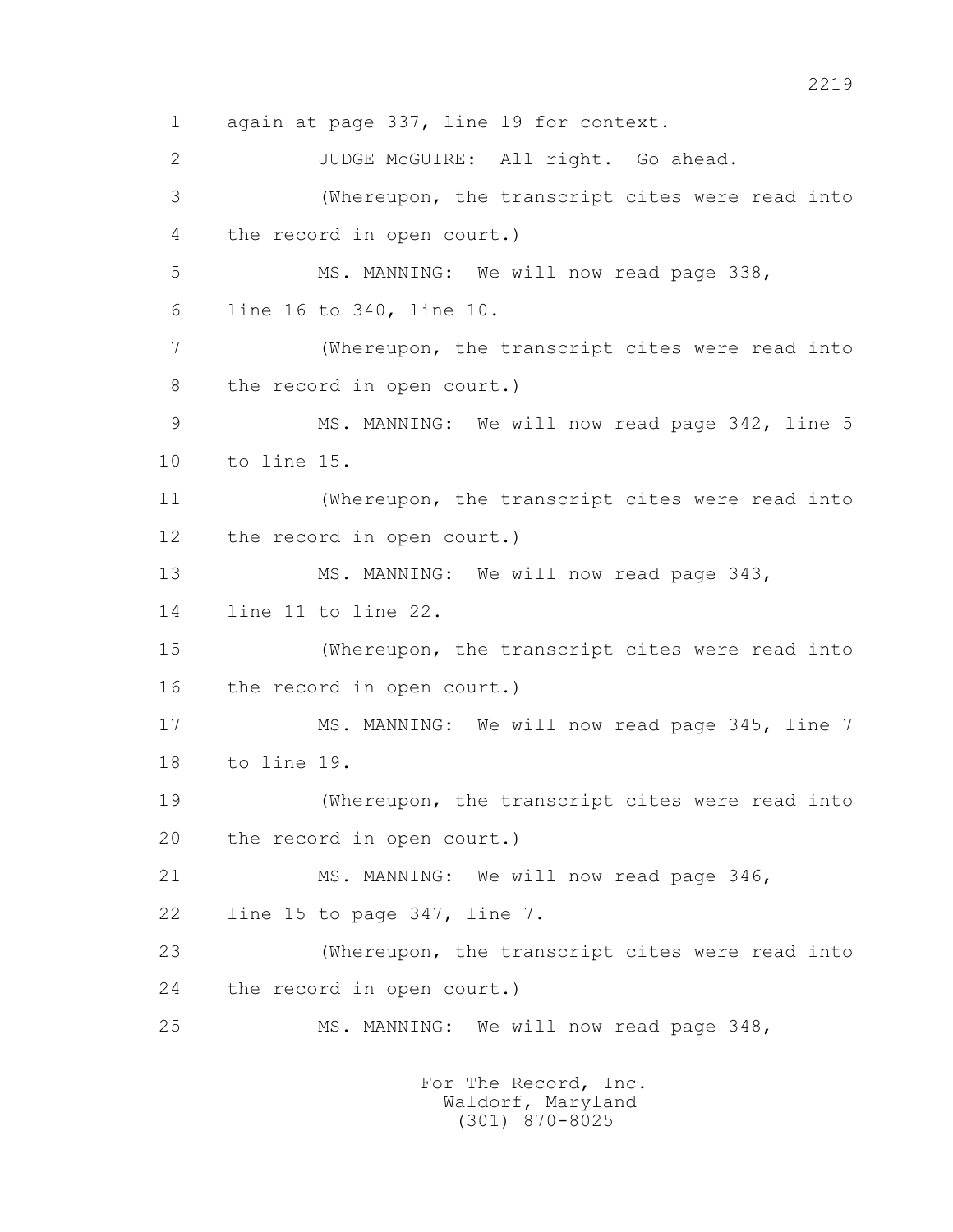again at page 337, line 19 for context.

JUDGE McGUIRE: All right. Go ahead.

(Whereupon, the transcript cites were read into the record in open court.)

MS. MANNING: We will now read page 338, line 16 to 340, line 10.

(Whereupon, the transcript cites were read into the record in open court.)

MS. MANNING: We will now read page 342, line 5 to line 15.

(Whereupon, the transcript cites were read into the record in open court.)

MS. MANNING: We will now read page 343, line 11 to line 22.

(Whereupon, the transcript cites were read into the record in open court.)

MS. MANNING: We will now read page 345, line 7 to line 19.

(Whereupon, the transcript cites were read into the record in open court.)

MS. MANNING: We will now read page 346, line 15 to page 347, line 7.

(Whereupon, the transcript cites were read into the record in open court.)

MS. MANNING: We will now read page 348,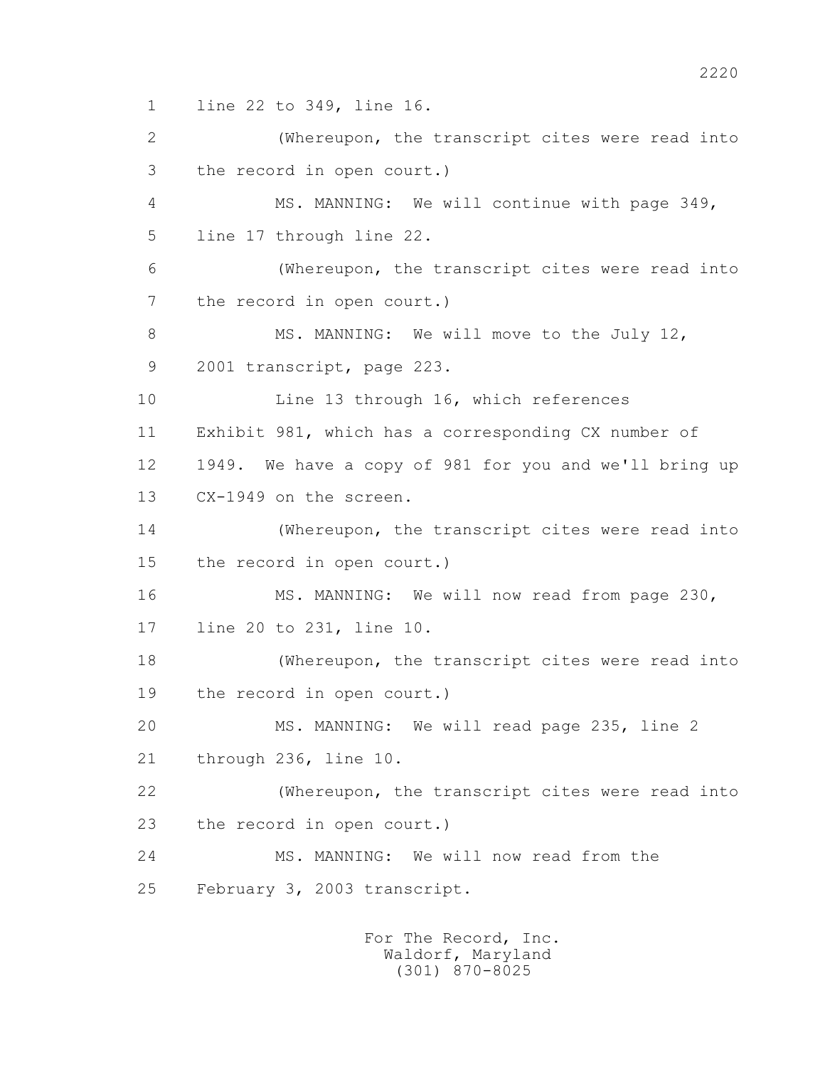1 line 22 to 349, line 16.

2 (Whereupon, the transcript cites were read into

3 the record in open court.)

4 MS. MANNING: We will continue with page 349,

5 line 17 through line 22.

6 (Whereupon, the transcript cites were read into

7 the record in open court.)

8 MS. MANNING: We will move to the July 12,

9 2001 transcript, page 223.

10 Line 13 through 16, which references

11 Exhibit 981, which has a corresponding CX number of

12 1949. We have a copy of 981 for you and we'll bring up

13 CX-1949 on the screen.

14 (Whereupon, the transcript cites were read into

15 the record in open court.)

16 MS. MANNING: We will now read from page 230,

17 line 20 to 231, line 10.

18 (Whereupon, the transcript cites were read into

19 the record in open court.)

20 MS. MANNING: We will read page 235, line 2

21 through 236, line 10.

22 (Whereupon, the transcript cites were read into

23 the record in open court.)

24 MS. MANNING: We will now read from the

25 February 3, 2003 transcript.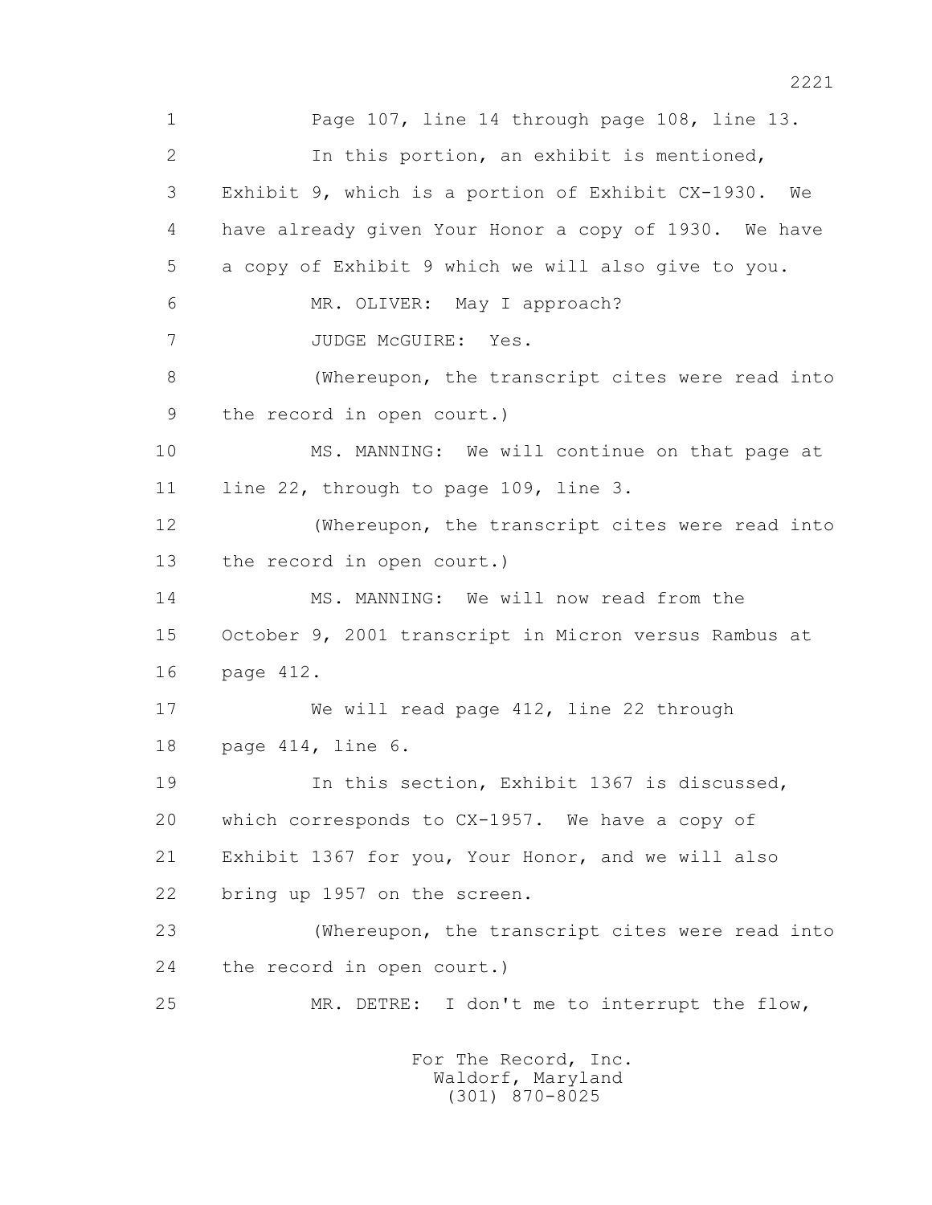Page 107, line 14 through page 108, line 13.

In this portion, an exhibit is mentioned, Exhibit 9, which is a portion of Exhibit CX-1930. We have already given Your Honor a copy of 1930. We have a copy of Exhibit 9 which we will also give to you.

MR. OLIVER: May I approach?

JUDGE McGUIRE: Yes.

(Whereupon, the transcript cites were read into the record in open court.)

MS. MANNING: We will continue on that page at line 22, through to page 109, line 3.

(Whereupon, the transcript cites were read into the record in open court.)

MS. MANNING: We will now read from the October 9, 2001 transcript in Micron versus Rambus at page 412.

We will read page 412, line 22 through page 414, line 6.

In this section, Exhibit 1367 is discussed, which corresponds to CX-1957. We have a copy of Exhibit 1367 for you, Your Honor, and we will also bring up 1957 on the screen.

(Whereupon, the transcript cites were read into the record in open court.)

MR. DETRE: I don't me to interrupt the flow,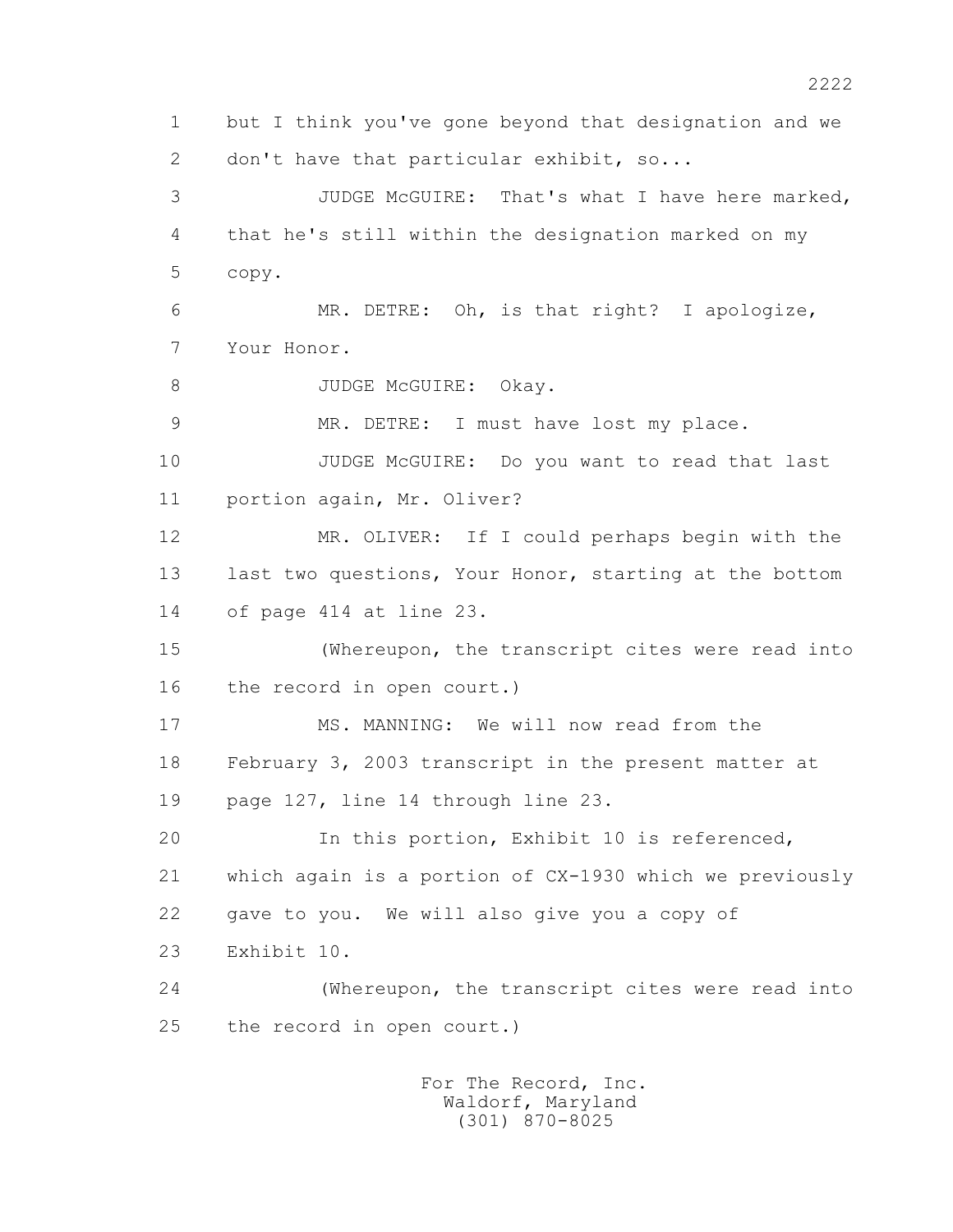but I think you've gone beyond that designation and we don't have that particular exhibit, so...

JUDGE McGUIRE: That's what I have here marked, that he's still within the designation marked on my copy.

MR. DETRE: Oh, is that right? I apologize, Your Honor.

JUDGE McGUIRE: Okay.

MR. DETRE: I must have lost my place.

JUDGE McGUIRE: Do you want to read that last portion again, Mr. Oliver?

MR. OLIVER: If I could perhaps begin with the last two questions, Your Honor, starting at the bottom of page 414 at line 23.

(Whereupon, the transcript cites were read into the record in open court.)

MS. MANNING: We will now read from the February 3, 2003 transcript in the present matter at page 127, line 14 through line 23.

In this portion, Exhibit 10 is referenced, which again is a portion of CX-1930 which we previously gave to you. We will also give you a copy of Exhibit 10.

(Whereupon, the transcript cites were read into the record in open court.)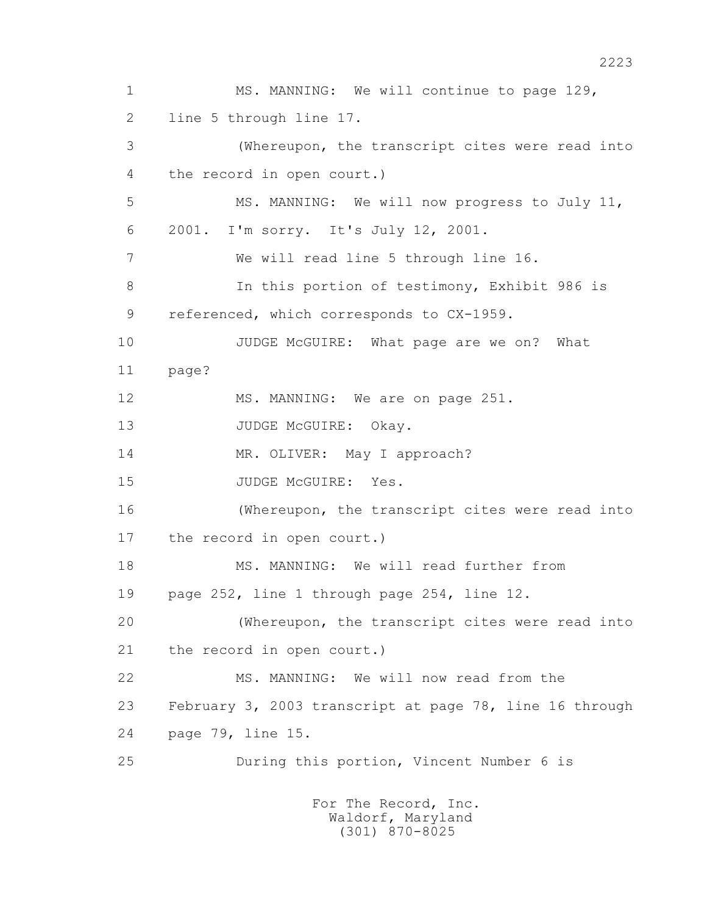MS. MANNING: We will continue to page 129, line 5 through line 17.

(Whereupon, the transcript cites were read into the record in open court.)

MS. MANNING: We will now progress to July 11, 2001. I'm sorry. It's July 12, 2001.

We will read line 5 through line 16.

In this portion of testimony, Exhibit 986 is referenced, which corresponds to CX-1959.

JUDGE McGUIRE: What page are we on? What page?

MS. MANNING: We are on page 251.

JUDGE McGUIRE: Okay.

MR. OLIVER: May I approach?

JUDGE McGUIRE: Yes.

(Whereupon, the transcript cites were read into the record in open court.)

MS. MANNING: We will read further from page 252, line 1 through page 254, line 12.

(Whereupon, the transcript cites were read into the record in open court.)

MS. MANNING: We will now read from the February 3, 2003 transcript at page 78, line 16 through page 79, line 15.

During this portion, Vincent Number 6 is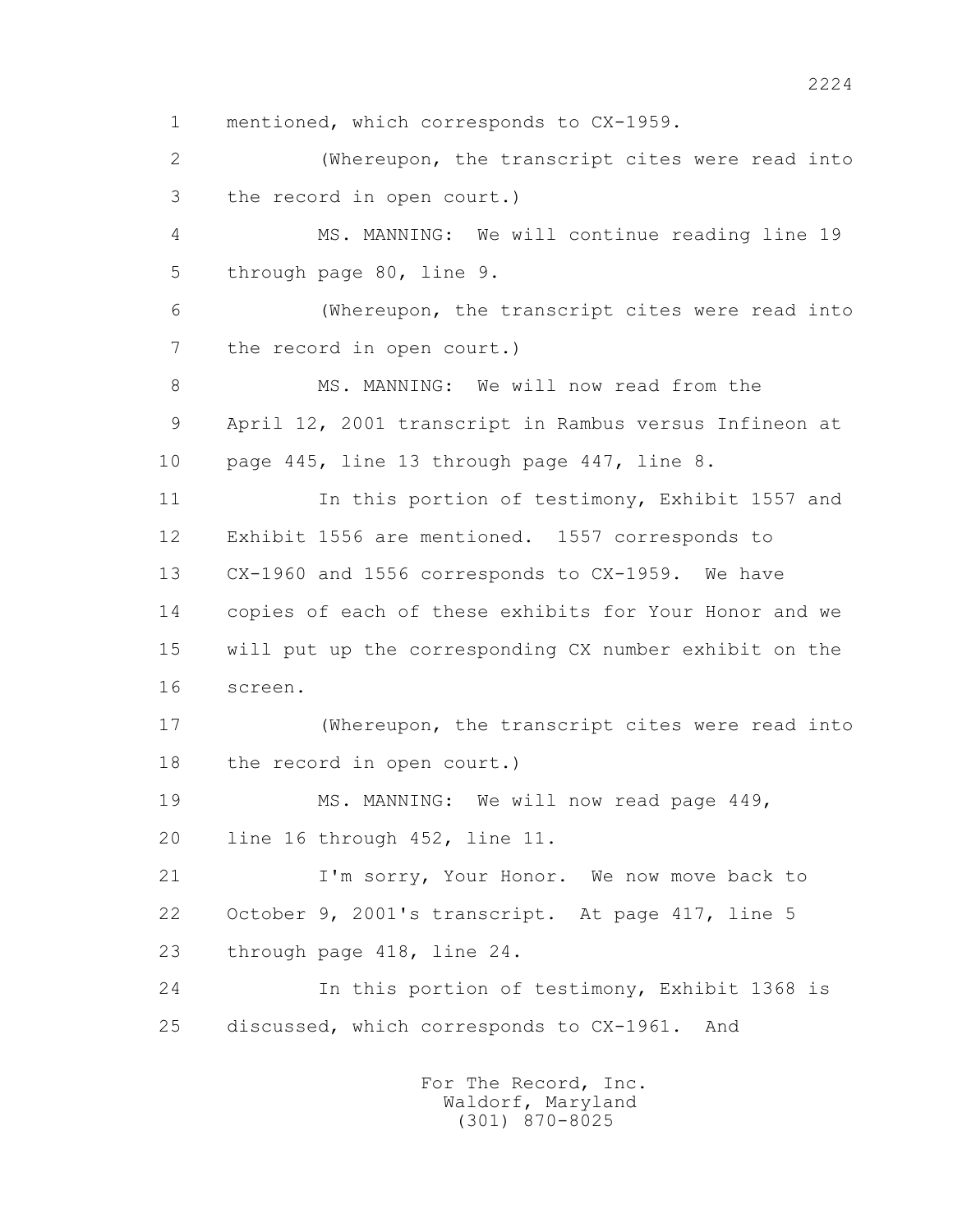mentioned, which corresponds to CX-1959.

(Whereupon, the transcript cites were read into the record in open court.)

MS. MANNING: We will continue reading line 19 through page 80, line 9.

(Whereupon, the transcript cites were read into the record in open court.)

MS. MANNING: We will now read from the April 12, 2001 transcript in Rambus versus Infineon at page 445, line 13 through page 447, line 8.

In this portion of testimony, Exhibit 1557 and Exhibit 1556 are mentioned. 1557 corresponds to CX-1960 and 1556 corresponds to CX-1959. We have copies of each of these exhibits for Your Honor and we will put up the corresponding CX number exhibit on the screen.

(Whereupon, the transcript cites were read into the record in open court.)

MS. MANNING: We will now read page 449, line 16 through 452, line 11.

I'm sorry, Your Honor. We now move back to October 9, 2001's transcript. At page 417, line 5 through page 418, line 24.

In this portion of testimony, Exhibit 1368 is discussed, which corresponds to CX-1961. And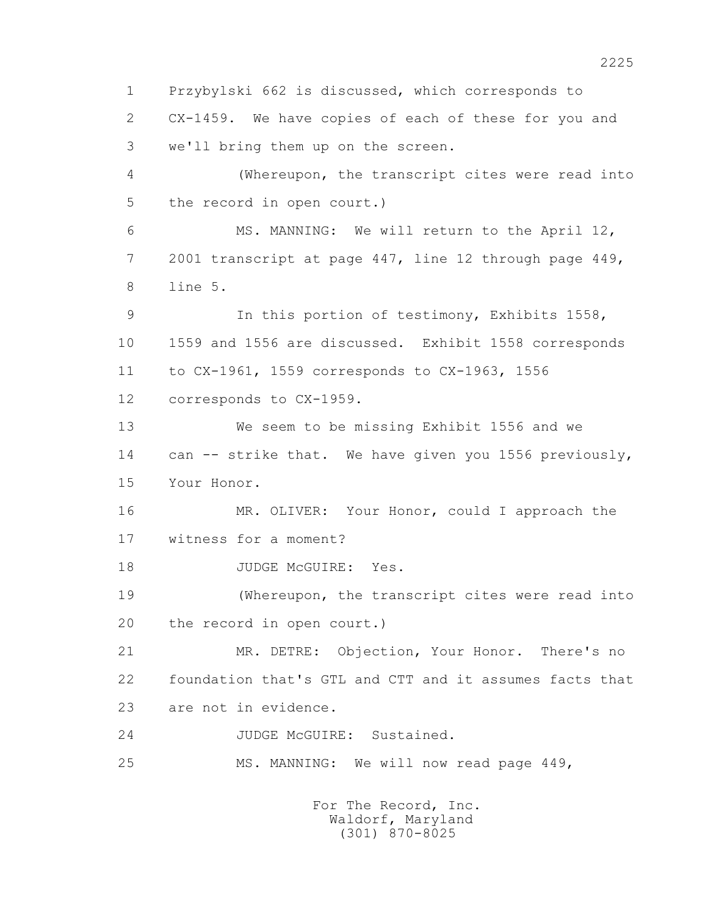1 Przybylski 662 is discussed, which corresponds to
2 CX-1459. We have copies of each of these for you and
3 we'll bring them up on the screen.
4 (Whereupon, the transcript cites were read into
5 the record in open court.)
6 MS. MANNING: We will return to the April 12,
7 2001 transcript at page 447, line 12 through page 449,
8 line 5.
9 In this portion of testimony, Exhibits 1558,
10 1559 and 1556 are discussed. Exhibit 1558 corresponds
11 to CX-1961, 1559 corresponds to CX-1963, 1556
12 corresponds to CX-1959.
13 We seem to be missing Exhibit 1556 and we
14 can -- strike that. We have given you 1556 previously,
15 Your Honor.
16 MR. OLIVER: Your Honor, could I approach the
17 witness for a moment?
18 JUDGE McGUIRE: Yes.
19 (Whereupon, the transcript cites were read into
20 the record in open court.)
21 MR. DETRE: Objection, Your Honor. There's no
22 foundation that's GTL and CTT and it assumes facts that
23 are not in evidence.
24 JUDGE McGUIRE: Sustained.
25 MS. MANNING: We will now read page 449,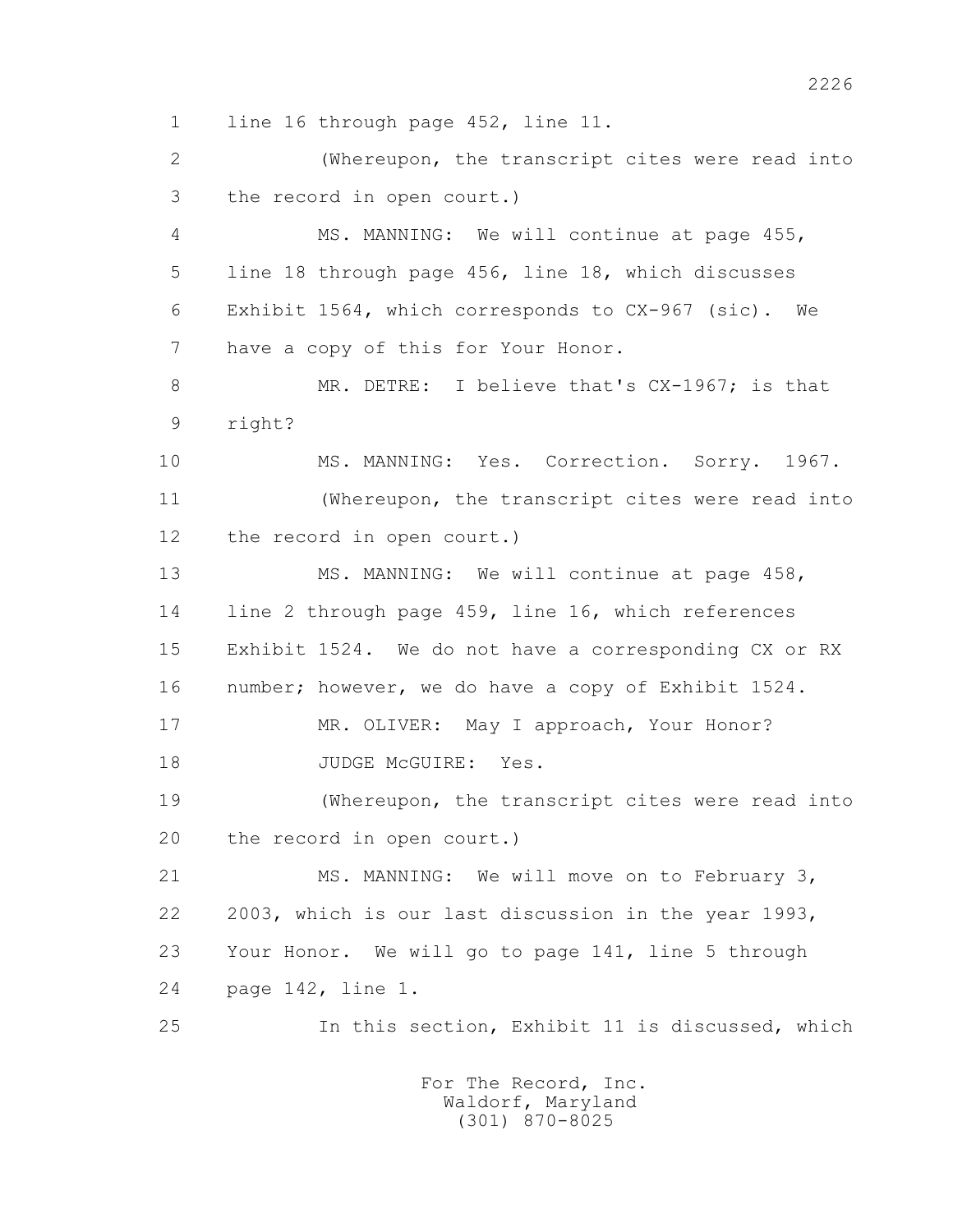1 line 16 through page 452, line 11.

2 (Whereupon, the transcript cites were read into

3 the record in open court.)

4 MS. MANNING: We will continue at page 455,

5 line 18 through page 456, line 18, which discusses

6 Exhibit 1564, which corresponds to CX-967 (sic). We

7 have a copy of this for Your Honor.

8 MR. DETRE: I believe that's CX-1967; is that

9 right?

10 MS. MANNING: Yes. Correction. Sorry. 1967.

11 (Whereupon, the transcript cites were read into

12 the record in open court.)

13 MS. MANNING: We will continue at page 458,

14 line 2 through page 459, line 16, which references

15 Exhibit 1524. We do not have a corresponding CX or RX

16 number; however, we do have a copy of Exhibit 1524.

17 MR. OLIVER: May I approach, Your Honor?

18 JUDGE McGUIRE: Yes.

19 (Whereupon, the transcript cites were read into

20 the record in open court.)

21 MS. MANNING: We will move on to February 3,

22 2003, which is our last discussion in the year 1993,

23 Your Honor. We will go to page 141, line 5 through

24 page 142, line 1.

25 In this section, Exhibit 11 is discussed, which

For The Record, Inc.
Waldorf, Maryland
(301) 870-8025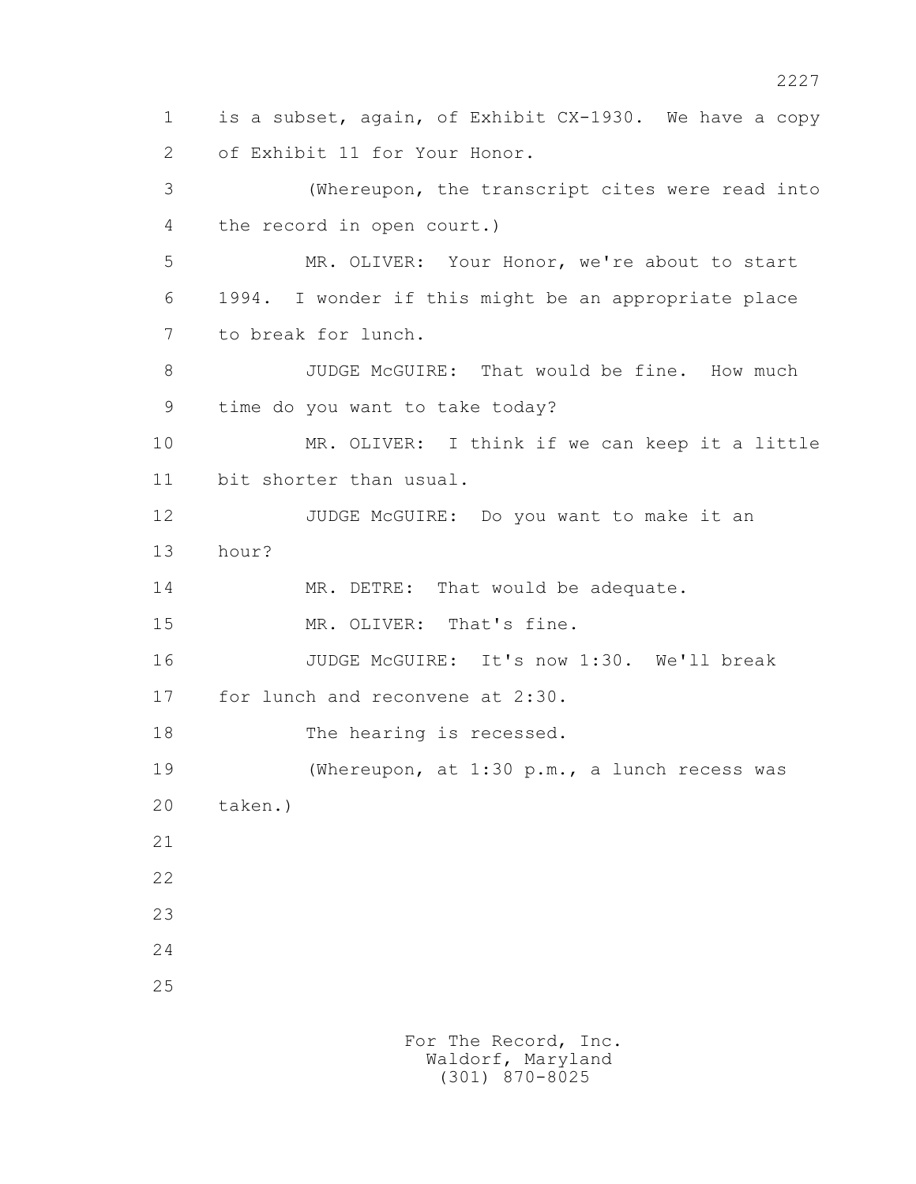is a subset, again, of Exhibit CX-1930. We have a copy of Exhibit 11 for Your Honor.

(Whereupon, the transcript cites were read into the record in open court.)

MR. OLIVER: Your Honor, we're about to start 1994. I wonder if this might be an appropriate place to break for lunch.

JUDGE McGUIRE: That would be fine. How much time do you want to take today?

MR. OLIVER: I think if we can keep it a little bit shorter than usual.

JUDGE McGUIRE: Do you want to make it an hour?

MR. DETRE: That would be adequate.

MR. OLIVER: That's fine.

JUDGE McGUIRE: It's now 1:30. We'll break for lunch and reconvene at 2:30.

The hearing is recessed.

(Whereupon, at 1:30 p.m., a lunch recess was taken.)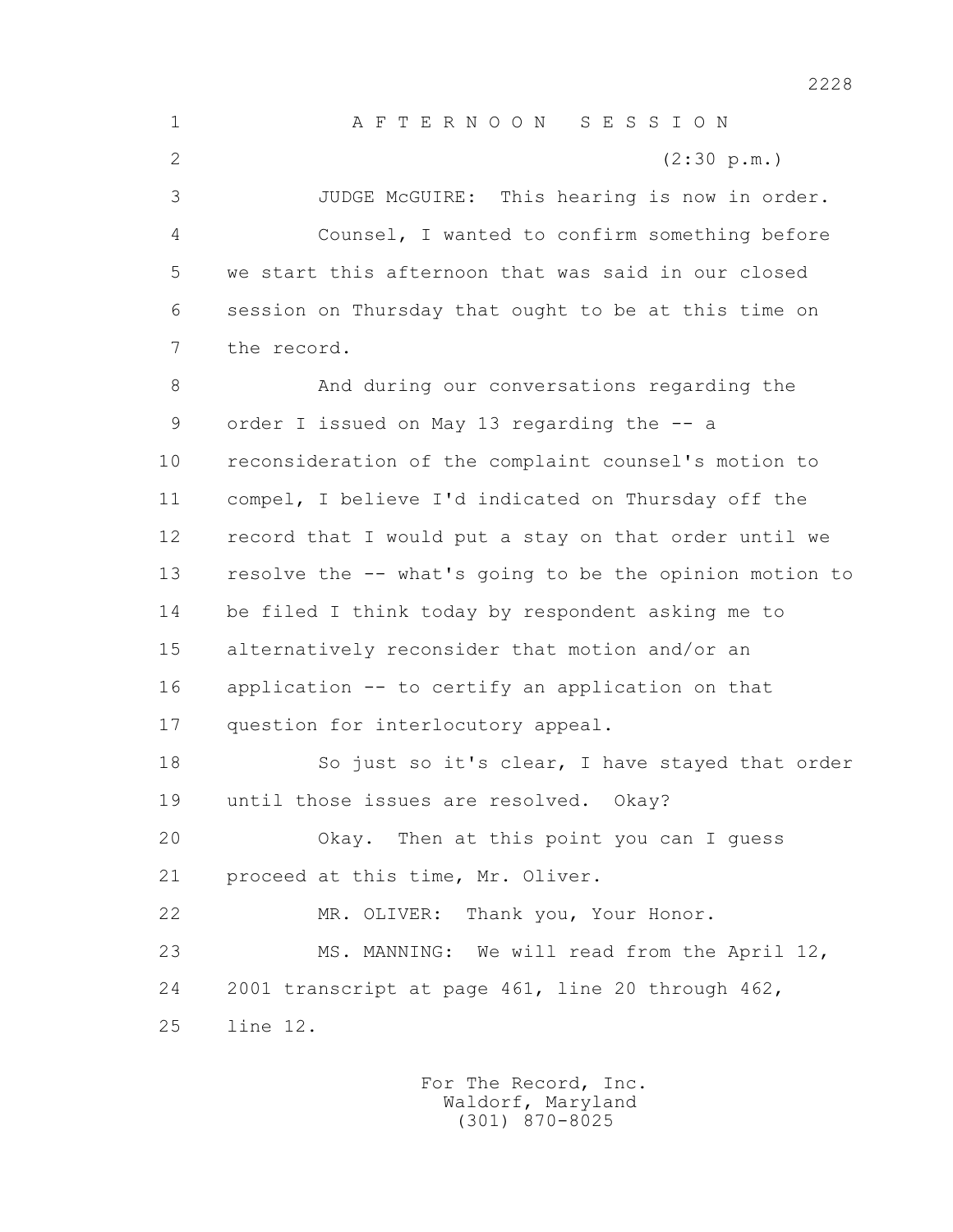A F T E R N O O N   S E S S I O N

(2:30 p.m.)

JUDGE McGUIRE: This hearing is now in order.

Counsel, I wanted to confirm something before we start this afternoon that was said in our closed session on Thursday that ought to be at this time on the record.

And during our conversations regarding the order I issued on May 13 regarding the -- a reconsideration of the complaint counsel's motion to compel, I believe I'd indicated on Thursday off the record that I would put a stay on that order until we resolve the -- what's going to be the opinion motion to be filed I think today by respondent asking me to alternatively reconsider that motion and/or an application -- to certify an application on that question for interlocutory appeal.

So just so it's clear, I have stayed that order until those issues are resolved. Okay?

Okay. Then at this point you can I guess proceed at this time, Mr. Oliver.

MR. OLIVER: Thank you, Your Honor.

MS. MANNING: We will read from the April 12, 2001 transcript at page 461, line 20 through 462, line 12.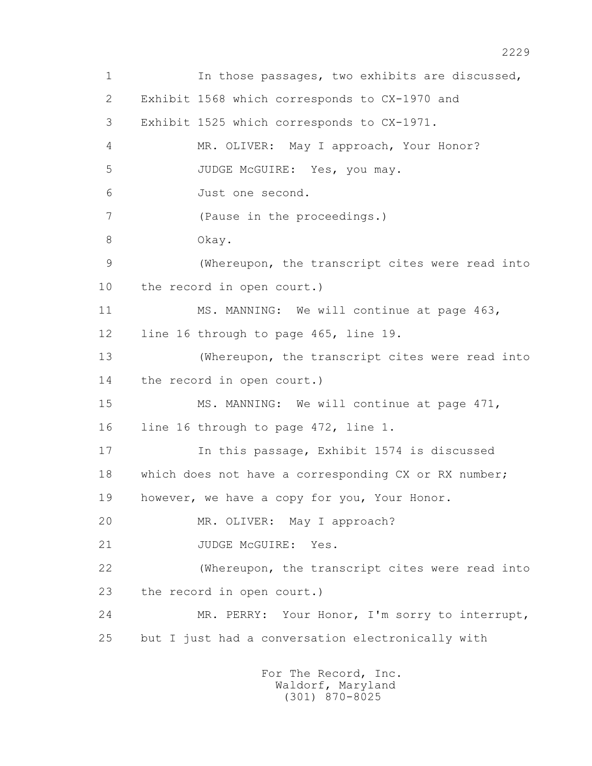1 In those passages, two exhibits are discussed,
2 Exhibit 1568 which corresponds to CX-1970 and
3 Exhibit 1525 which corresponds to CX-1971.
4 MR. OLIVER: May I approach, Your Honor?
5 JUDGE McGUIRE: Yes, you may.
6 Just one second.
7 (Pause in the proceedings.)
8 Okay.
9 (Whereupon, the transcript cites were read into
10 the record in open court.)
11 MS. MANNING: We will continue at page 463,
12 line 16 through to page 465, line 19.
13 (Whereupon, the transcript cites were read into
14 the record in open court.)
15 MS. MANNING: We will continue at page 471,
16 line 16 through to page 472, line 1.
17 In this passage, Exhibit 1574 is discussed
18 which does not have a corresponding CX or RX number;
19 however, we have a copy for you, Your Honor.
20 MR. OLIVER: May I approach?
21 JUDGE McGUIRE: Yes.
22 (Whereupon, the transcript cites were read into
23 the record in open court.)
24 MR. PERRY: Your Honor, I'm sorry to interrupt,
25 but I just had a conversation electronically with

For The Record, Inc.
Waldorf, Maryland
(301) 870-8025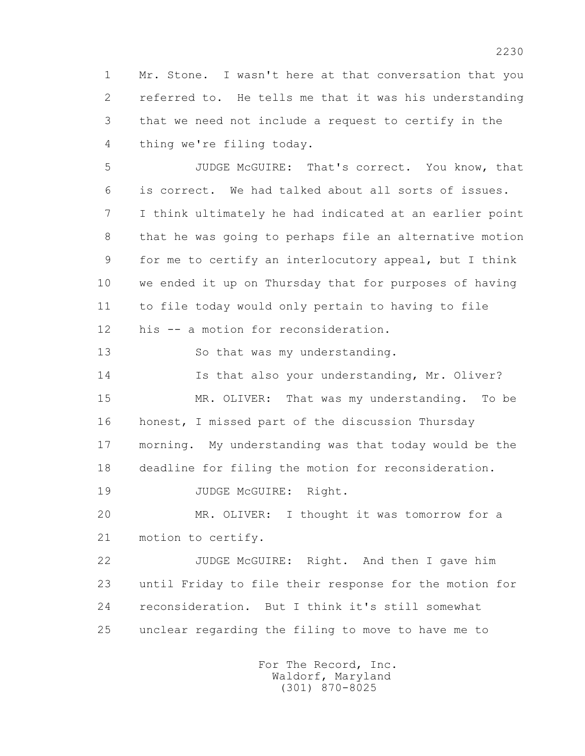1 Mr. Stone. I wasn't here at that conversation that you
2 referred to. He tells me that it was his understanding
3 that we need not include a request to certify in the
4 thing we're filing today.

5 JUDGE McGUIRE: That's correct. You know, that
6 is correct. We had talked about all sorts of issues.
7 I think ultimately he had indicated at an earlier point
8 that he was going to perhaps file an alternative motion
9 for me to certify an interlocutory appeal, but I think
10 we ended it up on Thursday that for purposes of having
11 to file today would only pertain to having to file
12 his -- a motion for reconsideration.

13 So that was my understanding.

14 Is that also your understanding, Mr. Oliver?

15 MR. OLIVER: That was my understanding. To be
16 honest, I missed part of the discussion Thursday
17 morning. My understanding was that today would be the
18 deadline for filing the motion for reconsideration.

19 JUDGE McGUIRE: Right.

20 MR. OLIVER: I thought it was tomorrow for a
21 motion to certify.

22 JUDGE McGUIRE: Right. And then I gave him
23 until Friday to file their response for the motion for
24 reconsideration. But I think it's still somewhat
25 unclear regarding the filing to move to have me to

For The Record, Inc.
Waldorf, Maryland
(301) 870-8025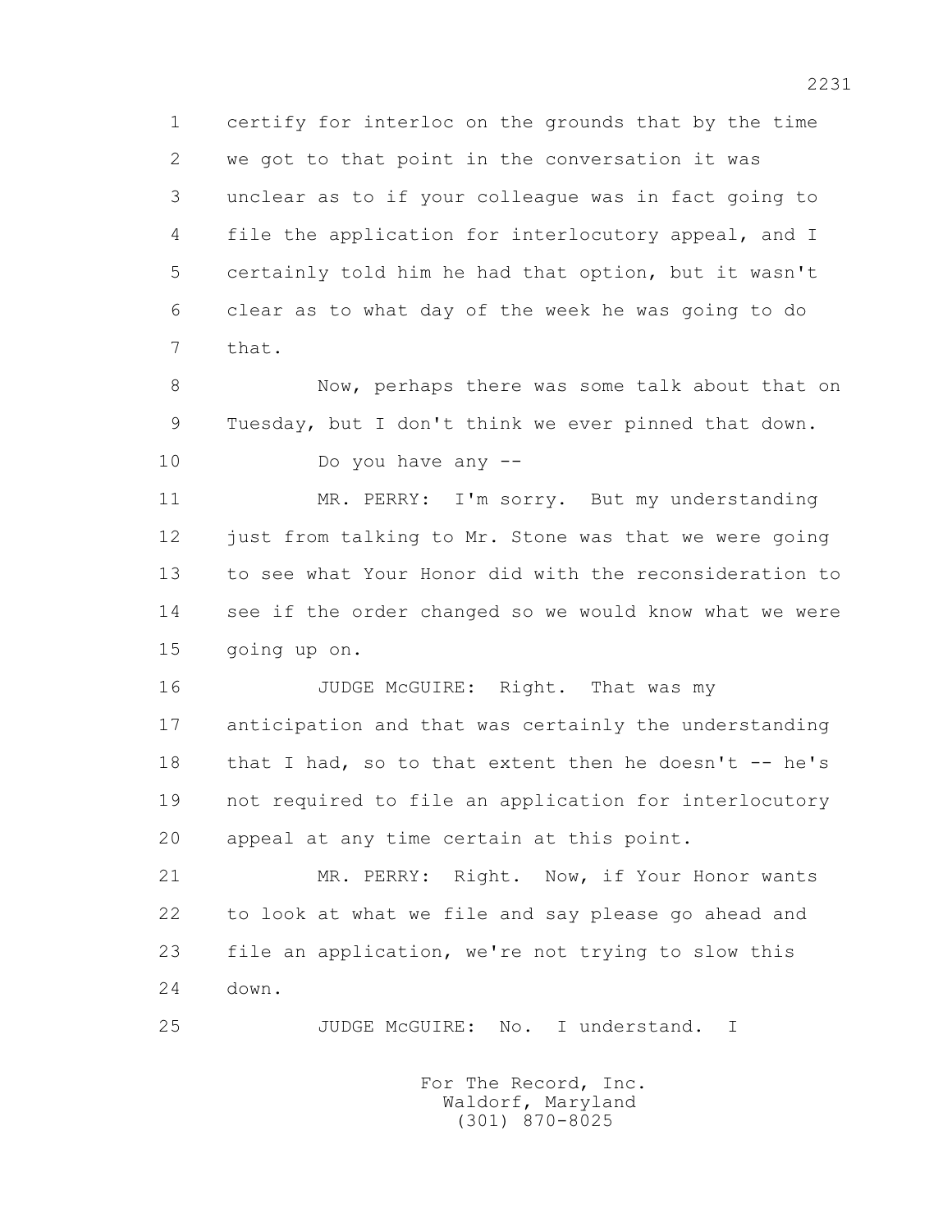1 certify for interloc on the grounds that by the time
2 we got to that point in the conversation it was
3 unclear as to if your colleague was in fact going to
4 file the application for interlocutory appeal, and I
5 certainly told him he had that option, but it wasn't
6 clear as to what day of the week he was going to do
7 that.

8 Now, perhaps there was some talk about that on
9 Tuesday, but I don't think we ever pinned that down.

10 Do you have any --

11 MR. PERRY: I'm sorry. But my understanding
12 just from talking to Mr. Stone was that we were going
13 to see what Your Honor did with the reconsideration to
14 see if the order changed so we would know what we were
15 going up on.

16 JUDGE McGUIRE: Right. That was my
17 anticipation and that was certainly the understanding
18 that I had, so to that extent then he doesn't -- he's
19 not required to file an application for interlocutory
20 appeal at any time certain at this point.

21 MR. PERRY: Right. Now, if Your Honor wants
22 to look at what we file and say please go ahead and
23 file an application, we're not trying to slow this
24 down.

25 JUDGE McGUIRE: No. I understand. I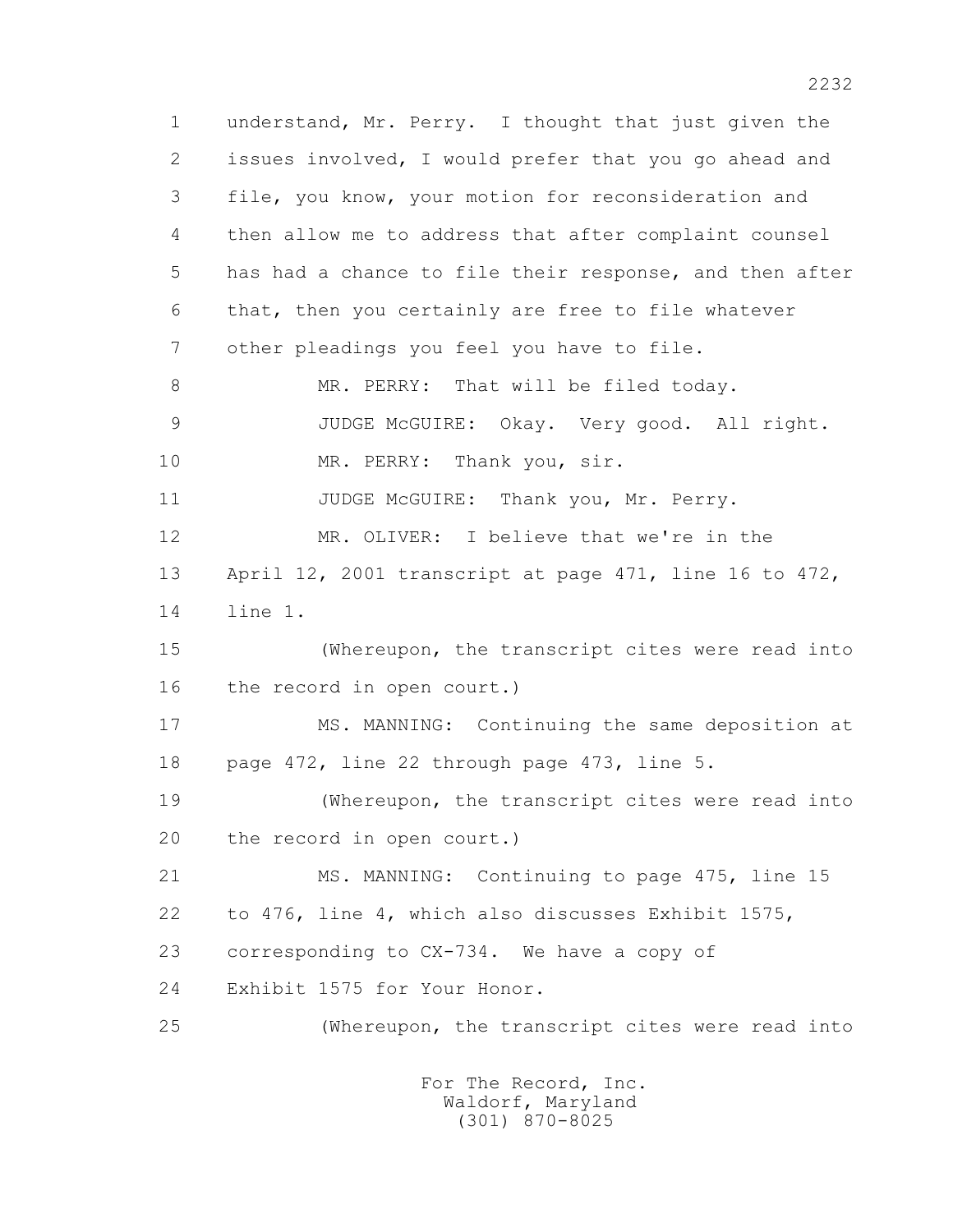understand, Mr. Perry. I thought that just given the issues involved, I would prefer that you go ahead and file, you know, your motion for reconsideration and then allow me to address that after complaint counsel has had a chance to file their response, and then after that, then you certainly are free to file whatever other pleadings you feel you have to file.

MR. PERRY: That will be filed today.

JUDGE McGUIRE: Okay. Very good. All right.

MR. PERRY: Thank you, sir.

JUDGE McGUIRE: Thank you, Mr. Perry.

MR. OLIVER: I believe that we're in the April 12, 2001 transcript at page 471, line 16 to 472, line 1.

(Whereupon, the transcript cites were read into the record in open court.)

MS. MANNING: Continuing the same deposition at page 472, line 22 through page 473, line 5.

(Whereupon, the transcript cites were read into the record in open court.)

MS. MANNING: Continuing to page 475, line 15 to 476, line 4, which also discusses Exhibit 1575, corresponding to CX-734. We have a copy of Exhibit 1575 for Your Honor.

(Whereupon, the transcript cites were read into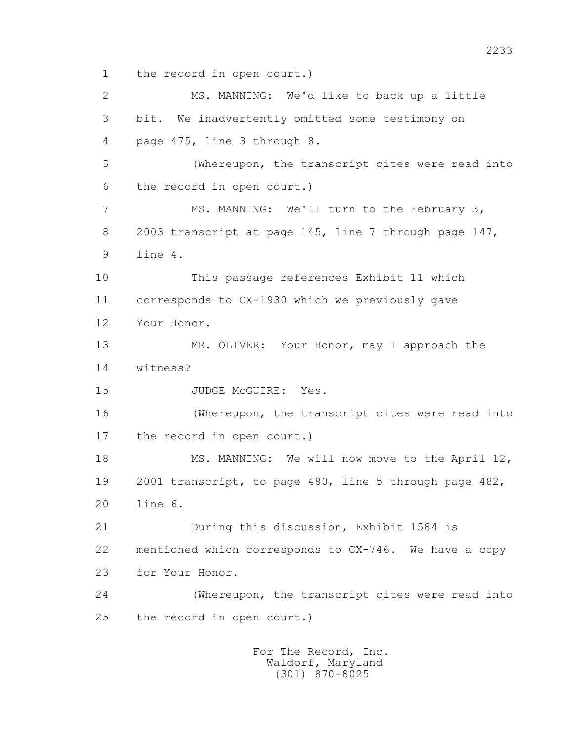1 the record in open court.)

2 MS. MANNING: We'd like to back up a little

3 bit. We inadvertently omitted some testimony on

4 page 475, line 3 through 8.

5 (Whereupon, the transcript cites were read into

6 the record in open court.)

7 MS. MANNING: We'll turn to the February 3,

8 2003 transcript at page 145, line 7 through page 147,

9 line 4.

10 This passage references Exhibit 11 which

11 corresponds to CX-1930 which we previously gave

12 Your Honor.

13 MR. OLIVER: Your Honor, may I approach the

14 witness?

15 JUDGE McGUIRE: Yes.

16 (Whereupon, the transcript cites were read into

17 the record in open court.)

18 MS. MANNING: We will now move to the April 12,

19 2001 transcript, to page 480, line 5 through page 482,

20 line 6.

21 During this discussion, Exhibit 1584 is

22 mentioned which corresponds to CX-746. We have a copy

23 for Your Honor.

24 (Whereupon, the transcript cites were read into

25 the record in open court.)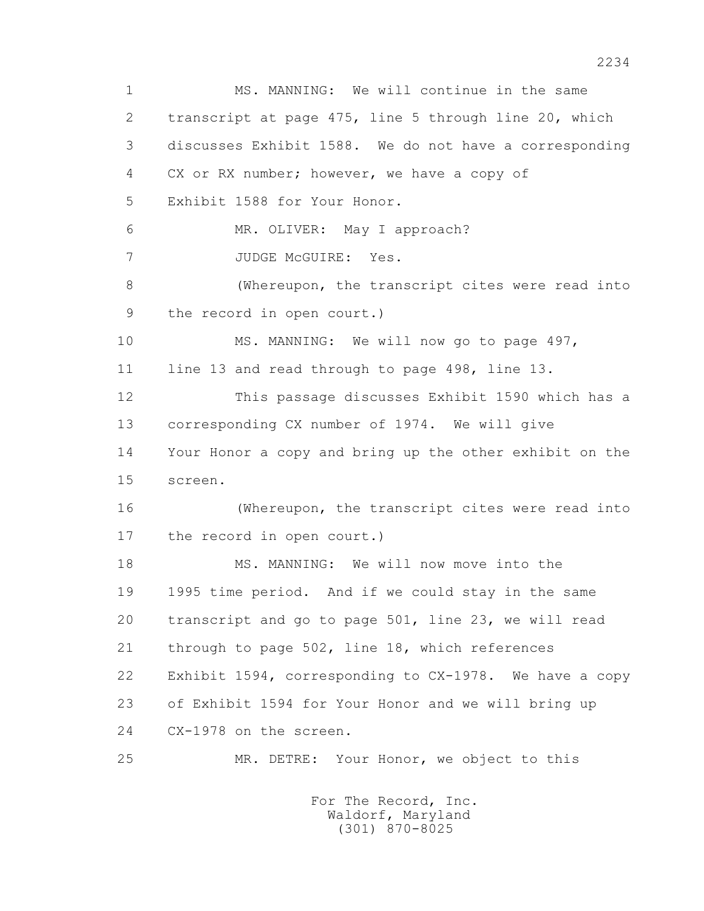1 MS. MANNING: We will continue in the same
2 transcript at page 475, line 5 through line 20, which
3 discusses Exhibit 1588. We do not have a corresponding
4 CX or RX number; however, we have a copy of
5 Exhibit 1588 for Your Honor.
6 MR. OLIVER: May I approach?
7 JUDGE McGUIRE: Yes.
8 (Whereupon, the transcript cites were read into
9 the record in open court.)
10 MS. MANNING: We will now go to page 497,
11 line 13 and read through to page 498, line 13.
12 This passage discusses Exhibit 1590 which has a
13 corresponding CX number of 1974. We will give
14 Your Honor a copy and bring up the other exhibit on the
15 screen.
16 (Whereupon, the transcript cites were read into
17 the record in open court.)
18 MS. MANNING: We will now move into the
19 1995 time period. And if we could stay in the same
20 transcript and go to page 501, line 23, we will read
21 through to page 502, line 18, which references
22 Exhibit 1594, corresponding to CX-1978. We have a copy
23 of Exhibit 1594 for Your Honor and we will bring up
24 CX-1978 on the screen.
25 MR. DETRE: Your Honor, we object to this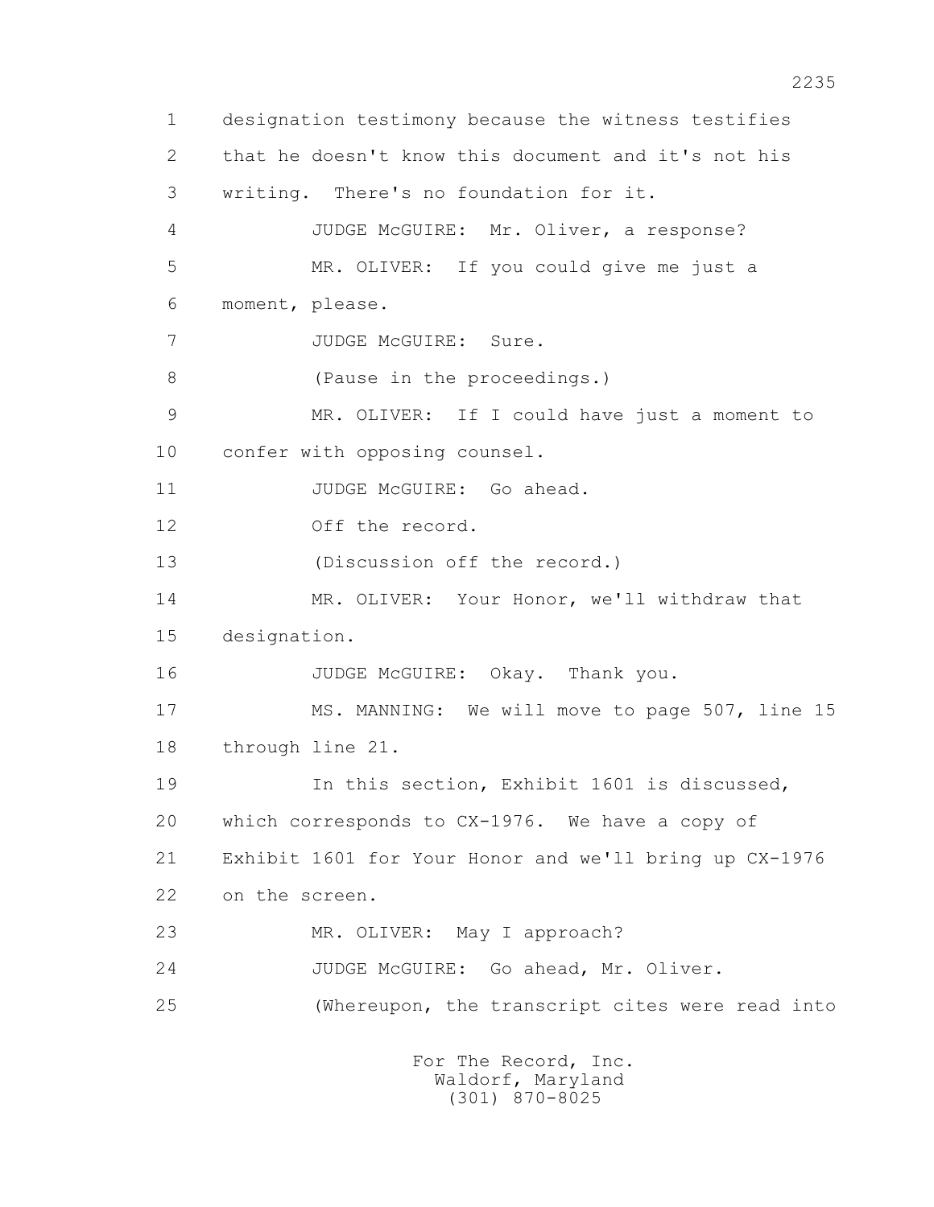1 designation testimony because the witness testifies
2 that he doesn't know this document and it's not his
3 writing. There's no foundation for it.
4 JUDGE McGUIRE: Mr. Oliver, a response?
5 MR. OLIVER: If you could give me just a
6 moment, please.
7 JUDGE McGUIRE: Sure.
8 (Pause in the proceedings.)
9 MR. OLIVER: If I could have just a moment to
10 confer with opposing counsel.
11 JUDGE McGUIRE: Go ahead.
12 Off the record.
13 (Discussion off the record.)
14 MR. OLIVER: Your Honor, we'll withdraw that
15 designation.
16 JUDGE McGUIRE: Okay. Thank you.
17 MS. MANNING: We will move to page 507, line 15
18 through line 21.
19 In this section, Exhibit 1601 is discussed,
20 which corresponds to CX-1976. We have a copy of
21 Exhibit 1601 for Your Honor and we'll bring up CX-1976
22 on the screen.
23 MR. OLIVER: May I approach?
24 JUDGE McGUIRE: Go ahead, Mr. Oliver.
25 (Whereupon, the transcript cites were read into

For The Record, Inc.
Waldorf, Maryland
(301) 870-8025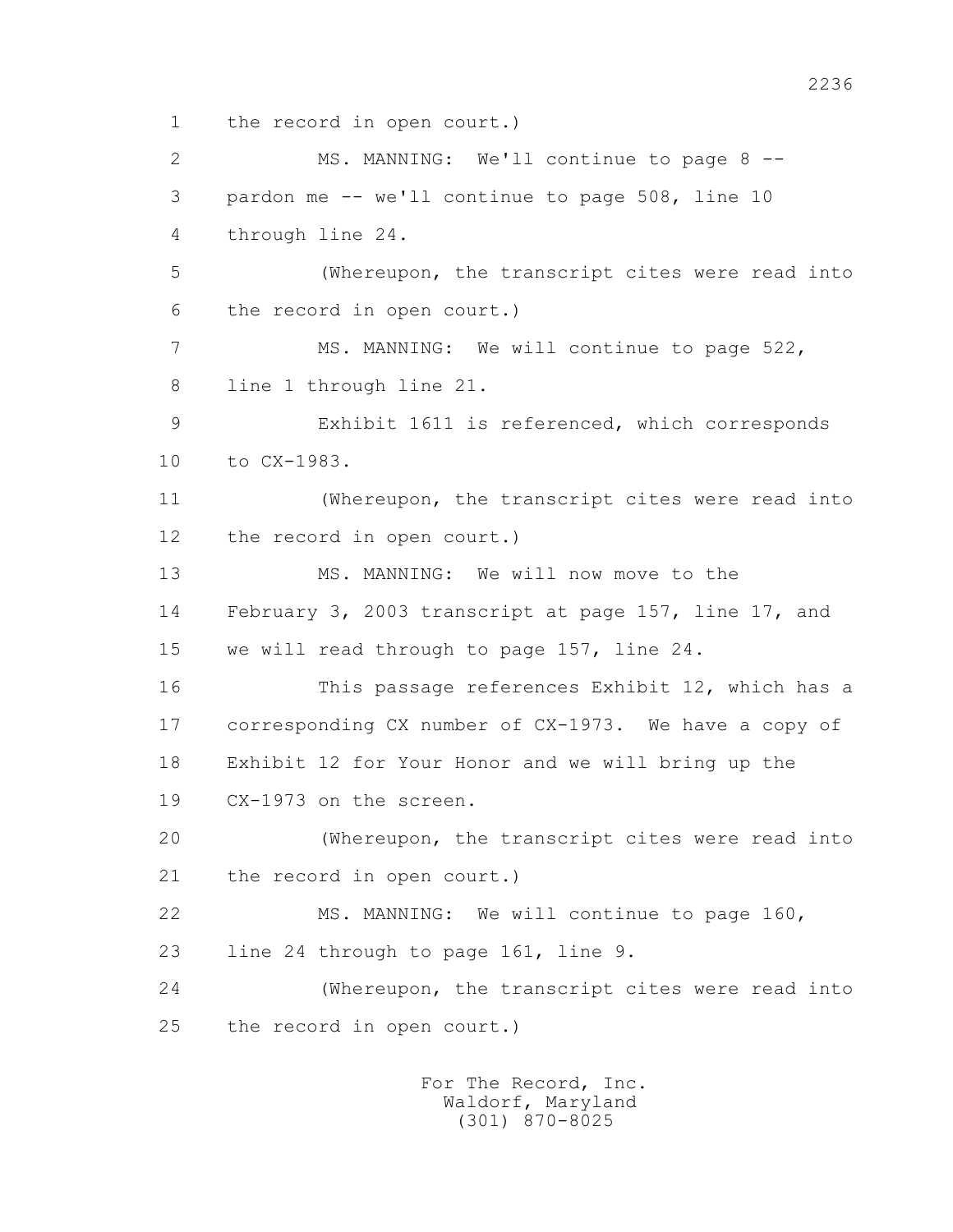the record in open court.)

MS. MANNING: We'll continue to page 8 -- pardon me -- we'll continue to page 508, line 10 through line 24.

(Whereupon, the transcript cites were read into the record in open court.)

MS. MANNING: We will continue to page 522, line 1 through line 21.

Exhibit 1611 is referenced, which corresponds to CX-1983.

(Whereupon, the transcript cites were read into the record in open court.)

MS. MANNING: We will now move to the February 3, 2003 transcript at page 157, line 17, and we will read through to page 157, line 24.

This passage references Exhibit 12, which has a corresponding CX number of CX-1973. We have a copy of Exhibit 12 for Your Honor and we will bring up the CX-1973 on the screen.

(Whereupon, the transcript cites were read into the record in open court.)

MS. MANNING: We will continue to page 160, line 24 through to page 161, line 9.

(Whereupon, the transcript cites were read into the record in open court.)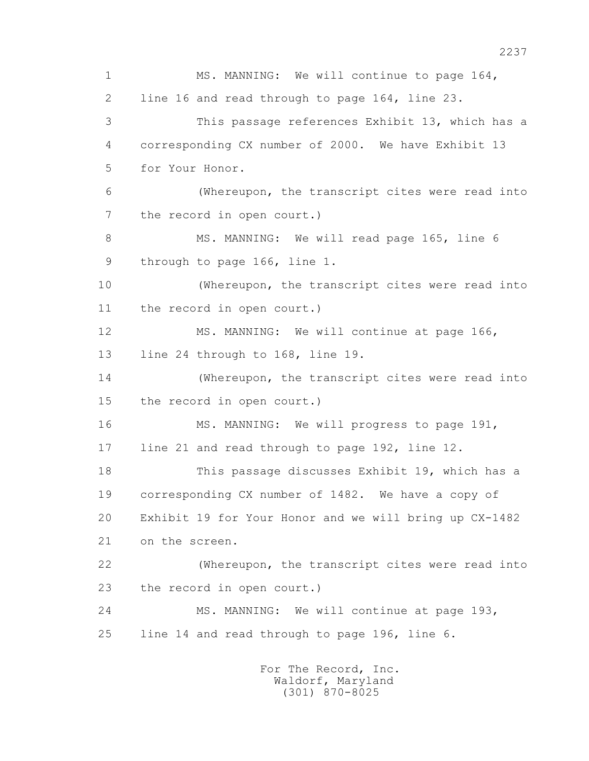MS. MANNING: We will continue to page 164, line 16 and read through to page 164, line 23.

This passage references Exhibit 13, which has a corresponding CX number of 2000. We have Exhibit 13 for Your Honor.

(Whereupon, the transcript cites were read into the record in open court.)

MS. MANNING: We will read page 165, line 6 through to page 166, line 1.

(Whereupon, the transcript cites were read into the record in open court.)

MS. MANNING: We will continue at page 166, line 24 through to 168, line 19.

(Whereupon, the transcript cites were read into the record in open court.)

MS. MANNING: We will progress to page 191, line 21 and read through to page 192, line 12.

This passage discusses Exhibit 19, which has a corresponding CX number of 1482. We have a copy of Exhibit 19 for Your Honor and we will bring up CX-1482 on the screen.

(Whereupon, the transcript cites were read into the record in open court.)

MS. MANNING: We will continue at page 193, line 14 and read through to page 196, line 6.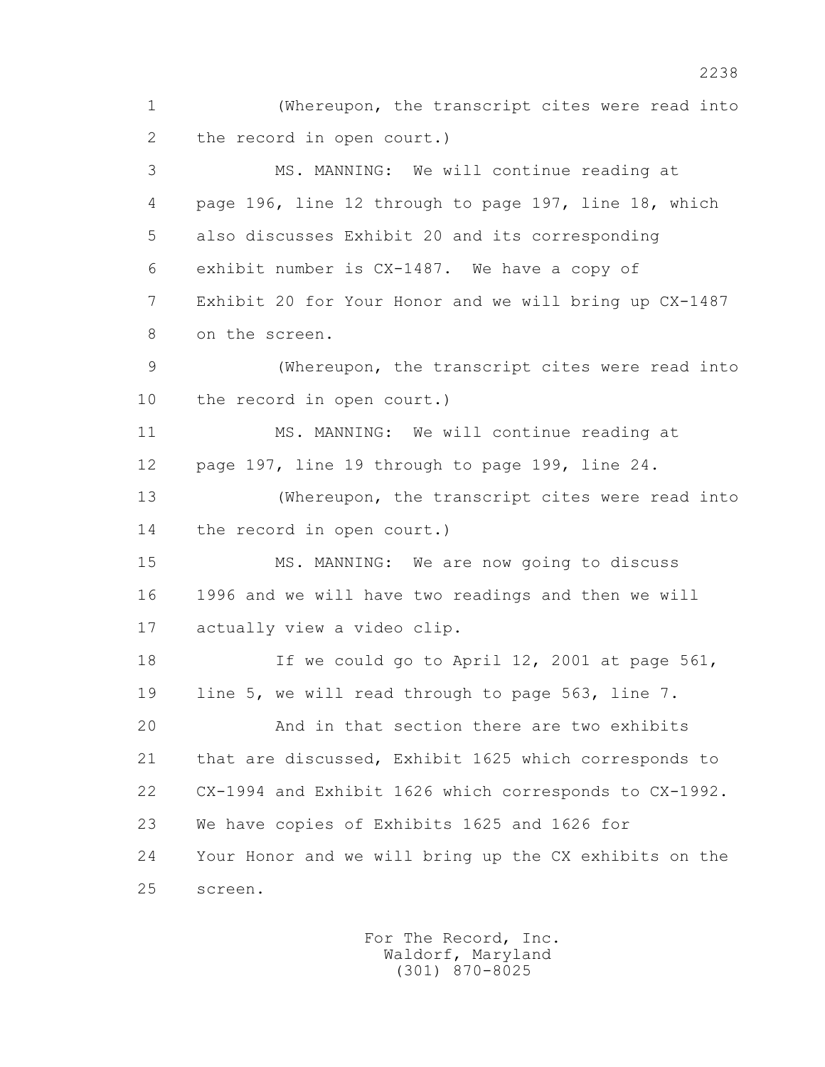1 (Whereupon, the transcript cites were read into
2 the record in open court.)

3 MS. MANNING: We will continue reading at
4 page 196, line 12 through to page 197, line 18, which
5 also discusses Exhibit 20 and its corresponding
6 exhibit number is CX-1487. We have a copy of
7 Exhibit 20 for Your Honor and we will bring up CX-1487
8 on the screen.

9 (Whereupon, the transcript cites were read into
10 the record in open court.)

11 MS. MANNING: We will continue reading at
12 page 197, line 19 through to page 199, line 24.

13 (Whereupon, the transcript cites were read into
14 the record in open court.)

15 MS. MANNING: We are now going to discuss
16 1996 and we will have two readings and then we will
17 actually view a video clip.

18 If we could go to April 12, 2001 at page 561,
19 line 5, we will read through to page 563, line 7.

20 And in that section there are two exhibits
21 that are discussed, Exhibit 1625 which corresponds to
22 CX-1994 and Exhibit 1626 which corresponds to CX-1992.
23 We have copies of Exhibits 1625 and 1626 for
24 Your Honor and we will bring up the CX exhibits on the
25 screen.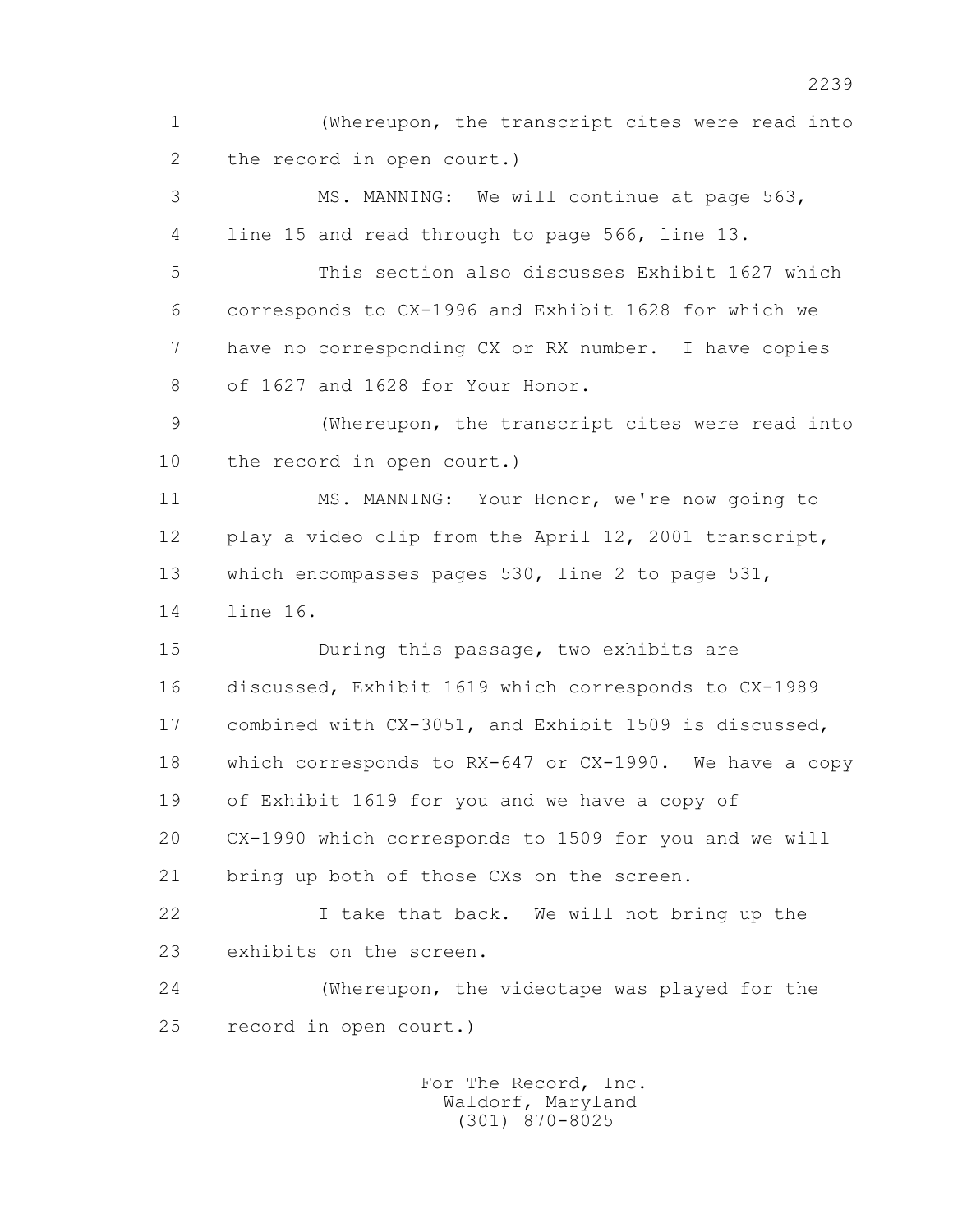(Whereupon, the transcript cites were read into the record in open court.)

MS. MANNING: We will continue at page 563, line 15 and read through to page 566, line 13.

This section also discusses Exhibit 1627 which corresponds to CX-1996 and Exhibit 1628 for which we have no corresponding CX or RX number. I have copies of 1627 and 1628 for Your Honor.

(Whereupon, the transcript cites were read into the record in open court.)

MS. MANNING: Your Honor, we're now going to play a video clip from the April 12, 2001 transcript, which encompasses pages 530, line 2 to page 531, line 16.

During this passage, two exhibits are discussed, Exhibit 1619 which corresponds to CX-1989 combined with CX-3051, and Exhibit 1509 is discussed, which corresponds to RX-647 or CX-1990. We have a copy of Exhibit 1619 for you and we have a copy of CX-1990 which corresponds to 1509 for you and we will bring up both of those CXs on the screen.

I take that back. We will not bring up the exhibits on the screen.

(Whereupon, the videotape was played for the record in open court.)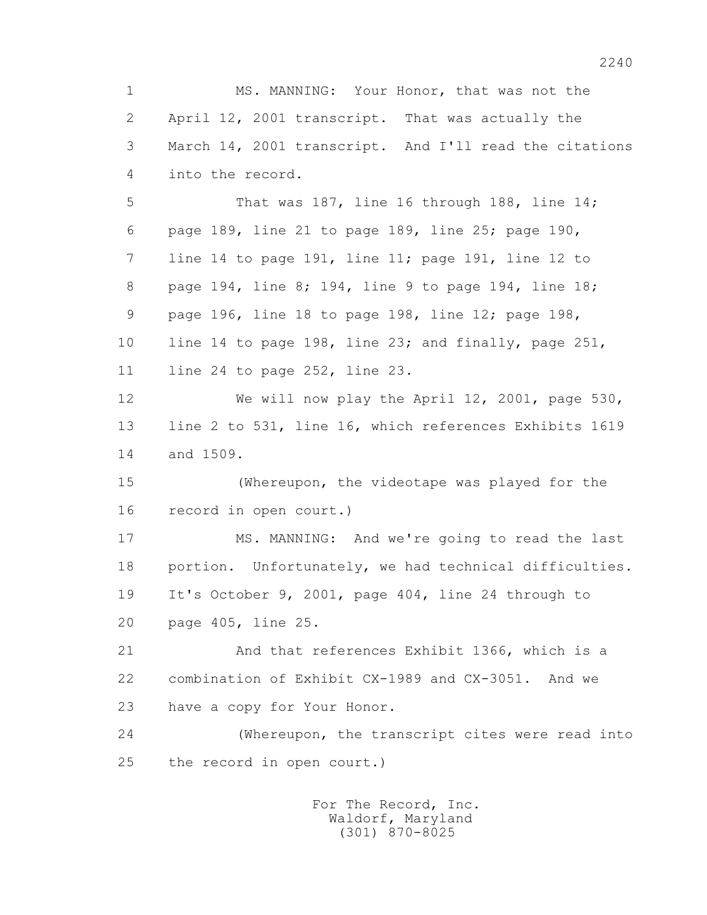MS. MANNING: Your Honor, that was not the April 12, 2001 transcript. That was actually the March 14, 2001 transcript. And I'll read the citations into the record.

That was 187, line 16 through 188, line 14; page 189, line 21 to page 189, line 25; page 190, line 14 to page 191, line 11; page 191, line 12 to page 194, line 8; 194, line 9 to page 194, line 18; page 196, line 18 to page 198, line 12; page 198, line 14 to page 198, line 23; and finally, page 251, line 24 to page 252, line 23.

We will now play the April 12, 2001, page 530, line 2 to 531, line 16, which references Exhibits 1619 and 1509.

(Whereupon, the videotape was played for the record in open court.)

MS. MANNING: And we're going to read the last portion. Unfortunately, we had technical difficulties. It's October 9, 2001, page 404, line 24 through to page 405, line 25.

And that references Exhibit 1366, which is a combination of Exhibit CX-1989 and CX-3051. And we have a copy for Your Honor.

(Whereupon, the transcript cites were read into the record in open court.)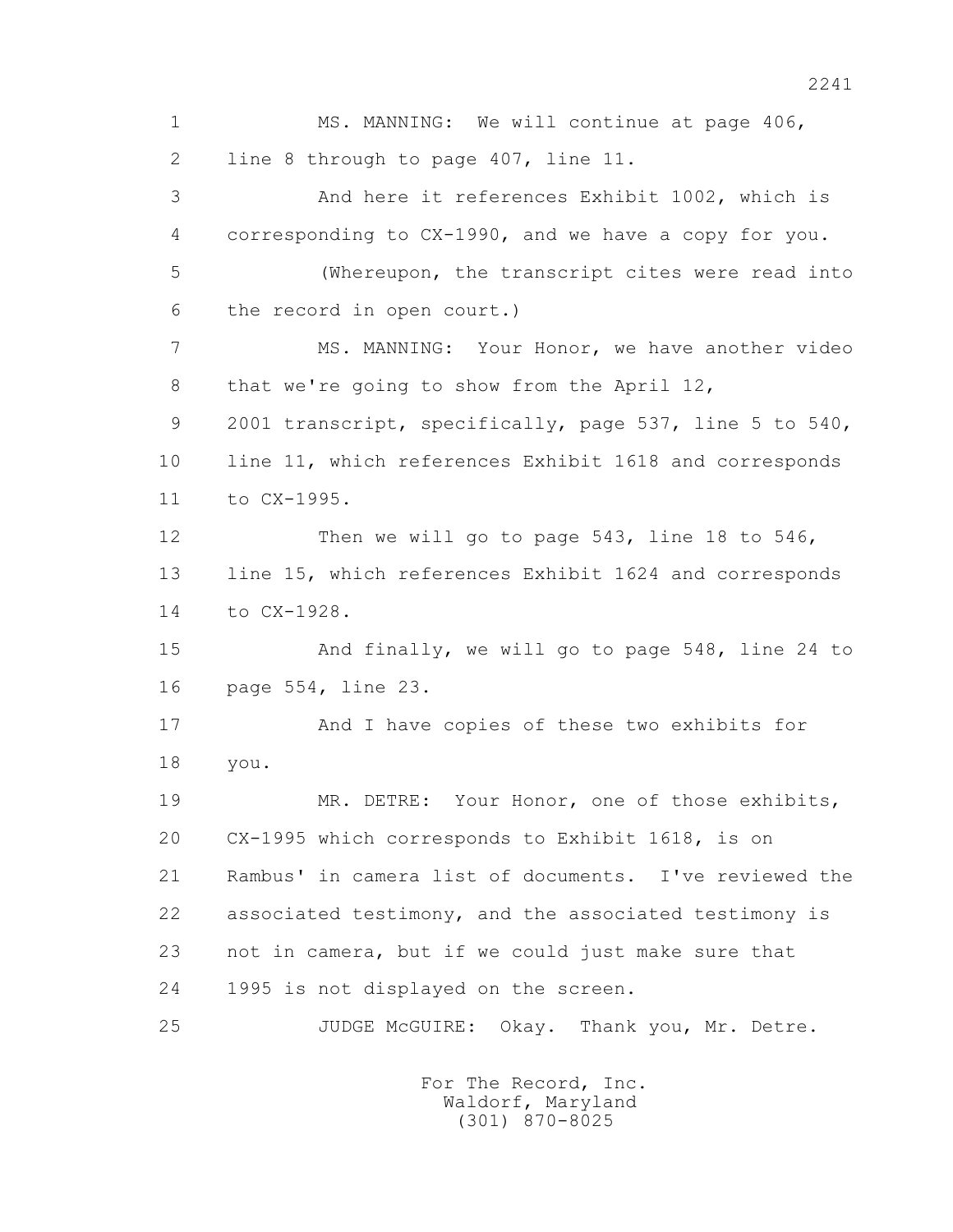1 MS. MANNING: We will continue at page 406,
2 line 8 through to page 407, line 11.
3 And here it references Exhibit 1002, which is
4 corresponding to CX-1990, and we have a copy for you.
5 (Whereupon, the transcript cites were read into
6 the record in open court.)
7 MS. MANNING: Your Honor, we have another video
8 that we're going to show from the April 12,
9 2001 transcript, specifically, page 537, line 5 to 540,
10 line 11, which references Exhibit 1618 and corresponds
11 to CX-1995.
12 Then we will go to page 543, line 18 to 546,
13 line 15, which references Exhibit 1624 and corresponds
14 to CX-1928.
15 And finally, we will go to page 548, line 24 to
16 page 554, line 23.
17 And I have copies of these two exhibits for
18 you.
19 MR. DETRE: Your Honor, one of those exhibits,
20 CX-1995 which corresponds to Exhibit 1618, is on
21 Rambus' in camera list of documents. I've reviewed the
22 associated testimony, and the associated testimony is
23 not in camera, but if we could just make sure that
24 1995 is not displayed on the screen.
25 JUDGE McGUIRE: Okay. Thank you, Mr. Detre.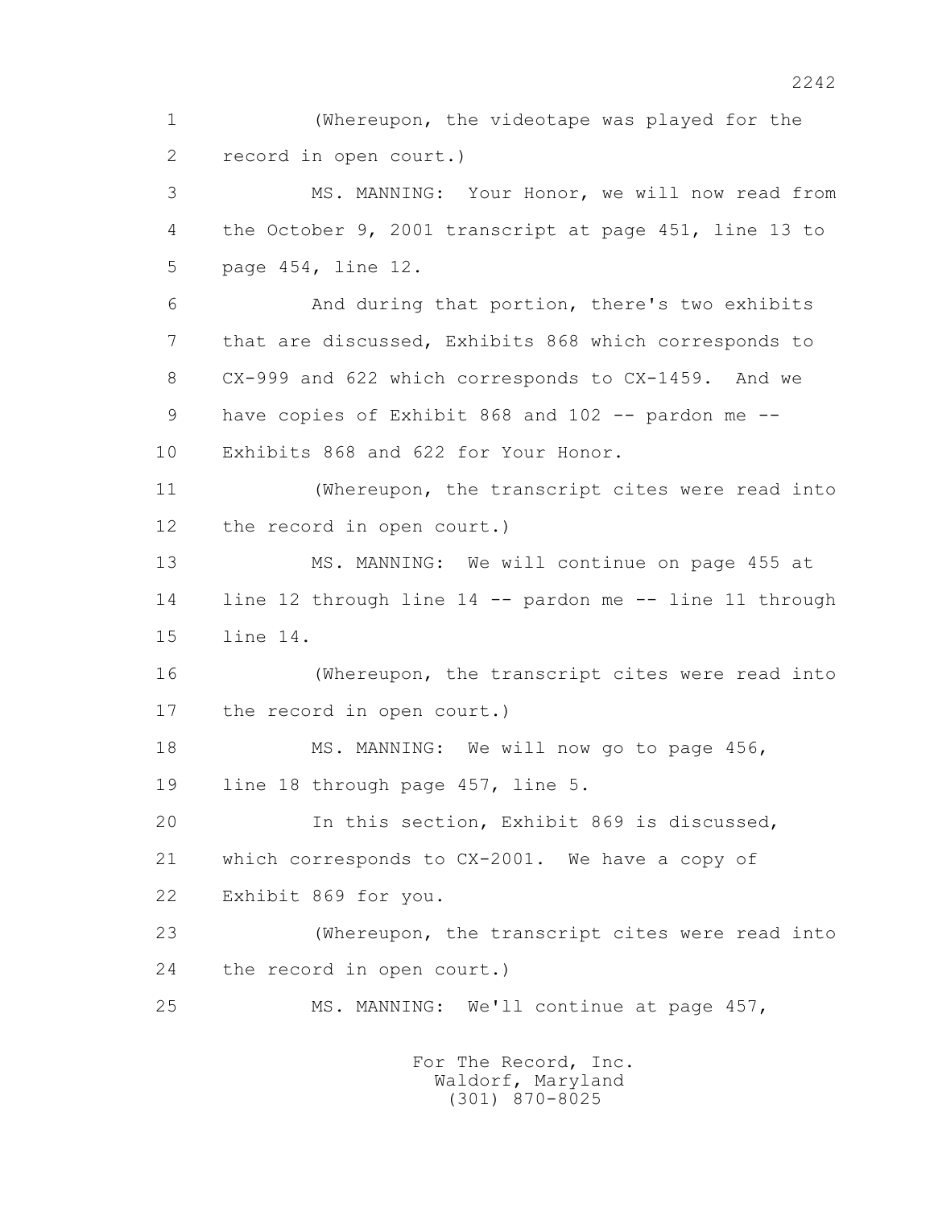1 (Whereupon, the videotape was played for the
2 record in open court.)
3 MS. MANNING: Your Honor, we will now read from
4 the October 9, 2001 transcript at page 451, line 13 to
5 page 454, line 12.
6 And during that portion, there's two exhibits
7 that are discussed, Exhibits 868 which corresponds to
8 CX-999 and 622 which corresponds to CX-1459. And we
9 have copies of Exhibit 868 and 102 -- pardon me --
10 Exhibits 868 and 622 for Your Honor.
11 (Whereupon, the transcript cites were read into
12 the record in open court.)
13 MS. MANNING: We will continue on page 455 at
14 line 12 through line 14 -- pardon me -- line 11 through
15 line 14.
16 (Whereupon, the transcript cites were read into
17 the record in open court.)
18 MS. MANNING: We will now go to page 456,
19 line 18 through page 457, line 5.
20 In this section, Exhibit 869 is discussed,
21 which corresponds to CX-2001. We have a copy of
22 Exhibit 869 for you.
23 (Whereupon, the transcript cites were read into
24 the record in open court.)
25 MS. MANNING: We'll continue at page 457,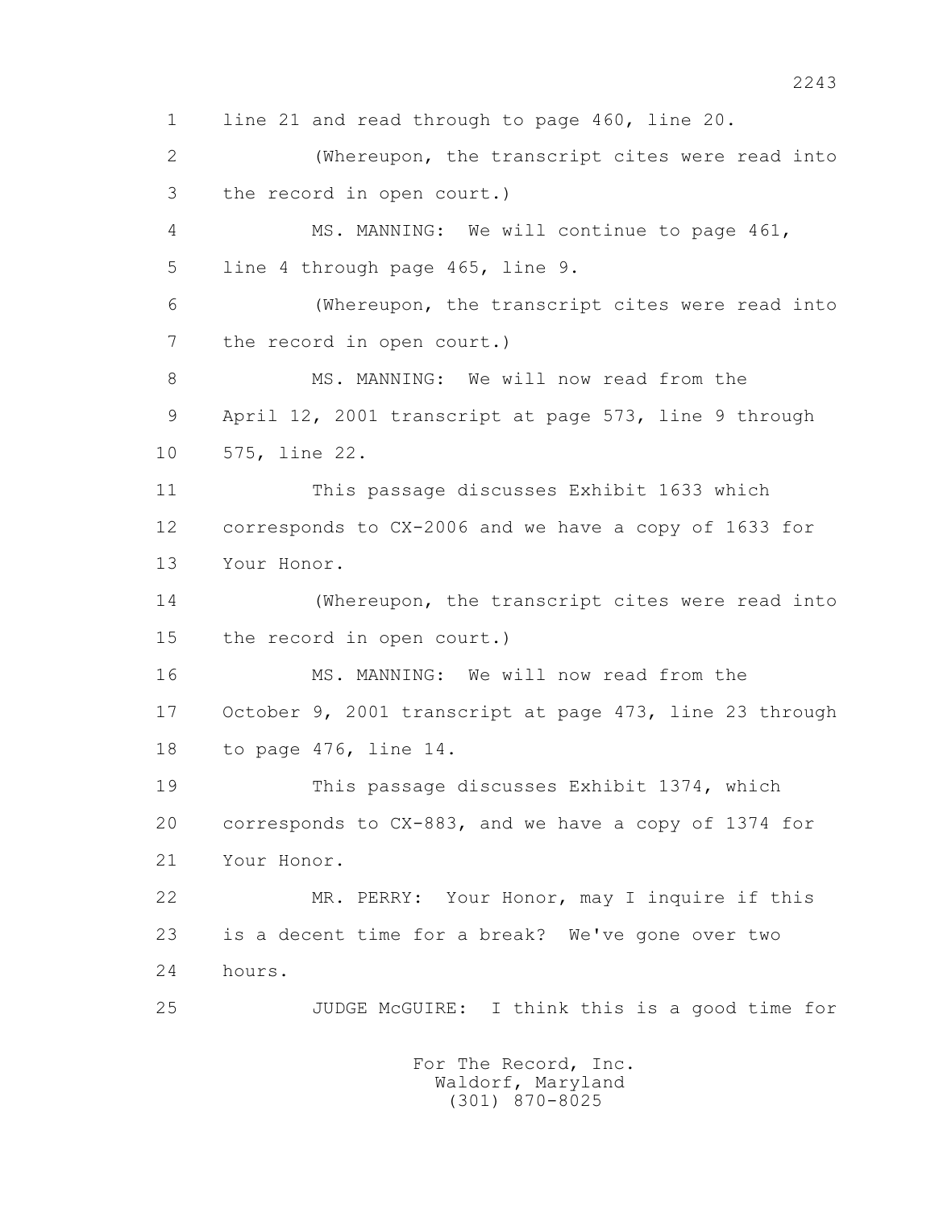line 21 and read through to page 460, line 20.

(Whereupon, the transcript cites were read into the record in open court.)

MS. MANNING: We will continue to page 461, line 4 through page 465, line 9.

(Whereupon, the transcript cites were read into the record in open court.)

MS. MANNING: We will now read from the April 12, 2001 transcript at page 573, line 9 through 575, line 22.

This passage discusses Exhibit 1633 which corresponds to CX-2006 and we have a copy of 1633 for Your Honor.

(Whereupon, the transcript cites were read into the record in open court.)

MS. MANNING: We will now read from the October 9, 2001 transcript at page 473, line 23 through to page 476, line 14.

This passage discusses Exhibit 1374, which corresponds to CX-883, and we have a copy of 1374 for Your Honor.

MR. PERRY: Your Honor, may I inquire if this is a decent time for a break? We've gone over two hours.

JUDGE McGUIRE: I think this is a good time for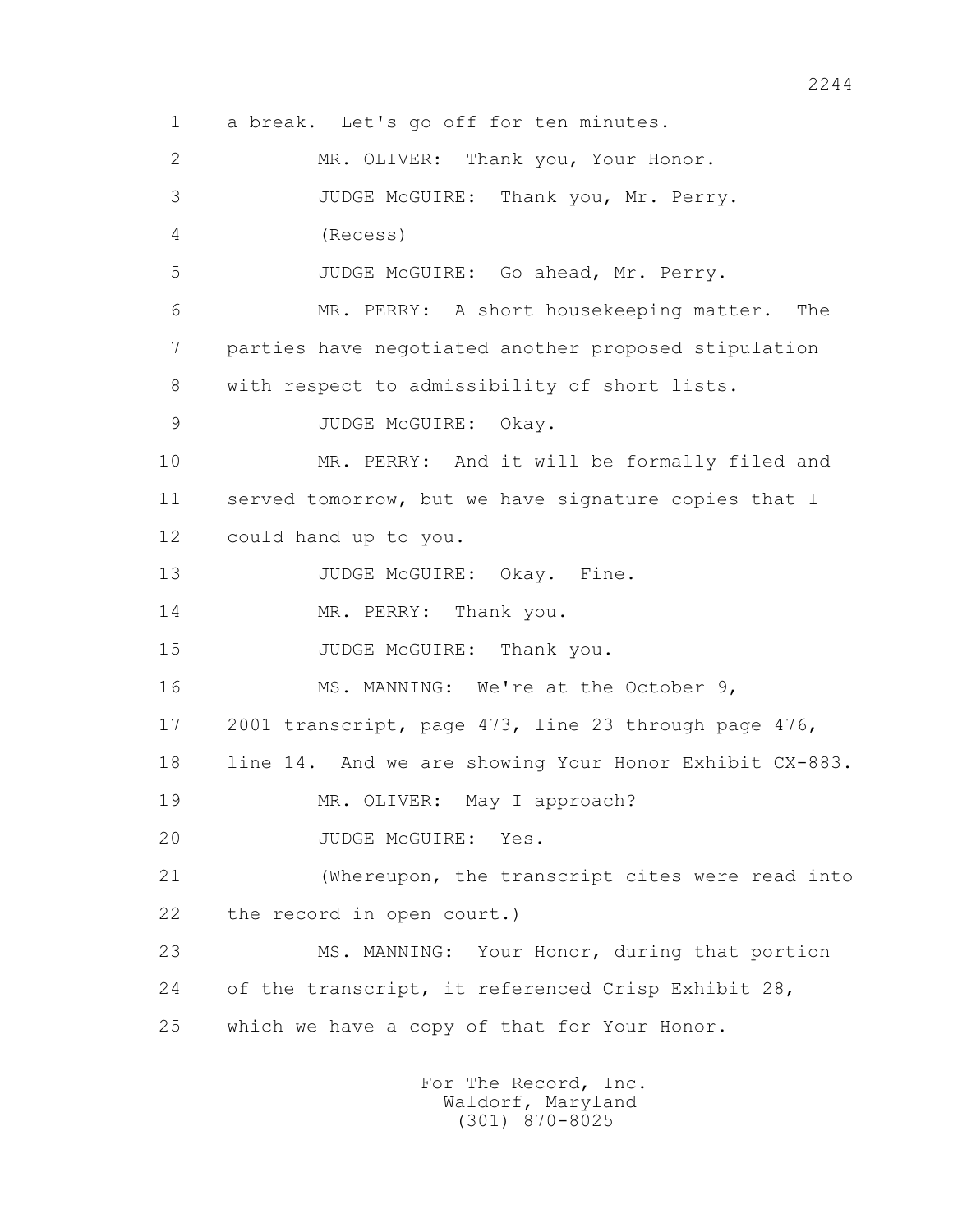1 a break. Let's go off for ten minutes.

2 MR. OLIVER: Thank you, Your Honor.

3 JUDGE McGUIRE: Thank you, Mr. Perry.

4 (Recess)

5 JUDGE McGUIRE: Go ahead, Mr. Perry.

6 MR. PERRY: A short housekeeping matter. The

7 parties have negotiated another proposed stipulation

8 with respect to admissibility of short lists.

9 JUDGE McGUIRE: Okay.

10 MR. PERRY: And it will be formally filed and

11 served tomorrow, but we have signature copies that I

12 could hand up to you.

13 JUDGE McGUIRE: Okay. Fine.

14 MR. PERRY: Thank you.

15 JUDGE McGUIRE: Thank you.

16 MS. MANNING: We're at the October 9,

17 2001 transcript, page 473, line 23 through page 476,

18 line 14. And we are showing Your Honor Exhibit CX-883.

19 MR. OLIVER: May I approach?

20 JUDGE McGUIRE: Yes.

21 (Whereupon, the transcript cites were read into

22 the record in open court.)

23 MS. MANNING: Your Honor, during that portion

24 of the transcript, it referenced Crisp Exhibit 28,

25 which we have a copy of that for Your Honor.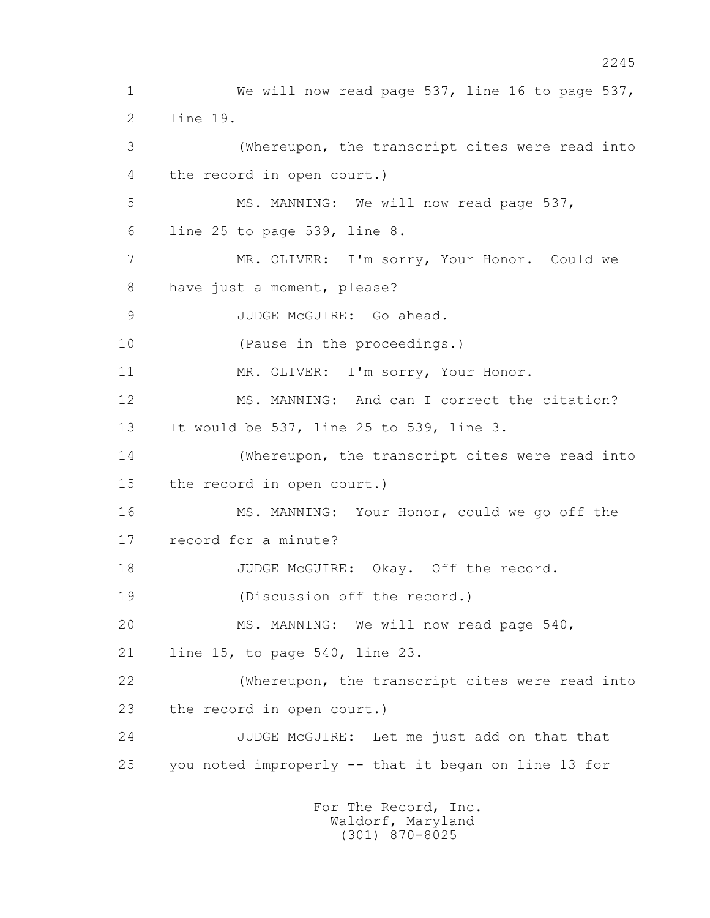1 We will now read page 537, line 16 to page 537,
2 line 19.
3 (Whereupon, the transcript cites were read into
4 the record in open court.)
5 MS. MANNING: We will now read page 537,
6 line 25 to page 539, line 8.
7 MR. OLIVER: I'm sorry, Your Honor. Could we
8 have just a moment, please?
9 JUDGE McGUIRE: Go ahead.
10 (Pause in the proceedings.)
11 MR. OLIVER: I'm sorry, Your Honor.
12 MS. MANNING: And can I correct the citation?
13 It would be 537, line 25 to 539, line 3.
14 (Whereupon, the transcript cites were read into
15 the record in open court.)
16 MS. MANNING: Your Honor, could we go off the
17 record for a minute?
18 JUDGE McGUIRE: Okay. Off the record.
19 (Discussion off the record.)
20 MS. MANNING: We will now read page 540,
21 line 15, to page 540, line 23.
22 (Whereupon, the transcript cites were read into
23 the record in open court.)
24 JUDGE McGUIRE: Let me just add on that that
25 you noted improperly -- that it began on line 13 for

For The Record, Inc.
Waldorf, Maryland
(301) 870-8025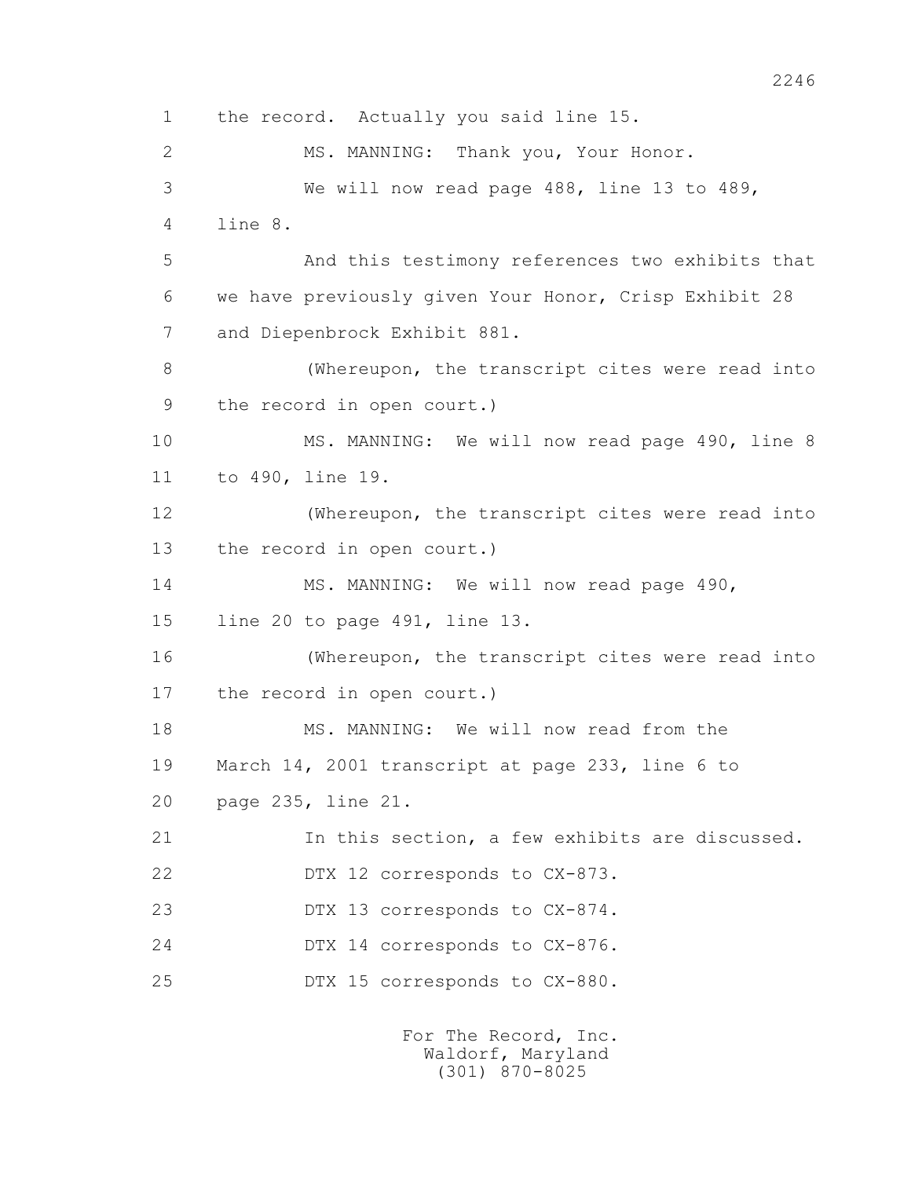1 the record. Actually you said line 15.

2 MS. MANNING: Thank you, Your Honor.

3 We will now read page 488, line 13 to 489,

4 line 8.

5 And this testimony references two exhibits that

6 we have previously given Your Honor, Crisp Exhibit 28

7 and Diepenbrock Exhibit 881.

8 (Whereupon, the transcript cites were read into

9 the record in open court.)

10 MS. MANNING: We will now read page 490, line 8

11 to 490, line 19.

12 (Whereupon, the transcript cites were read into

13 the record in open court.)

14 MS. MANNING: We will now read page 490,

15 line 20 to page 491, line 13.

16 (Whereupon, the transcript cites were read into

17 the record in open court.)

18 MS. MANNING: We will now read from the

19 March 14, 2001 transcript at page 233, line 6 to

20 page 235, line 21.

21 In this section, a few exhibits are discussed.

22 DTX 12 corresponds to CX-873.

23 DTX 13 corresponds to CX-874.

24 DTX 14 corresponds to CX-876.

25 DTX 15 corresponds to CX-880.

For The Record, Inc.
Waldorf, Maryland
(301) 870-8025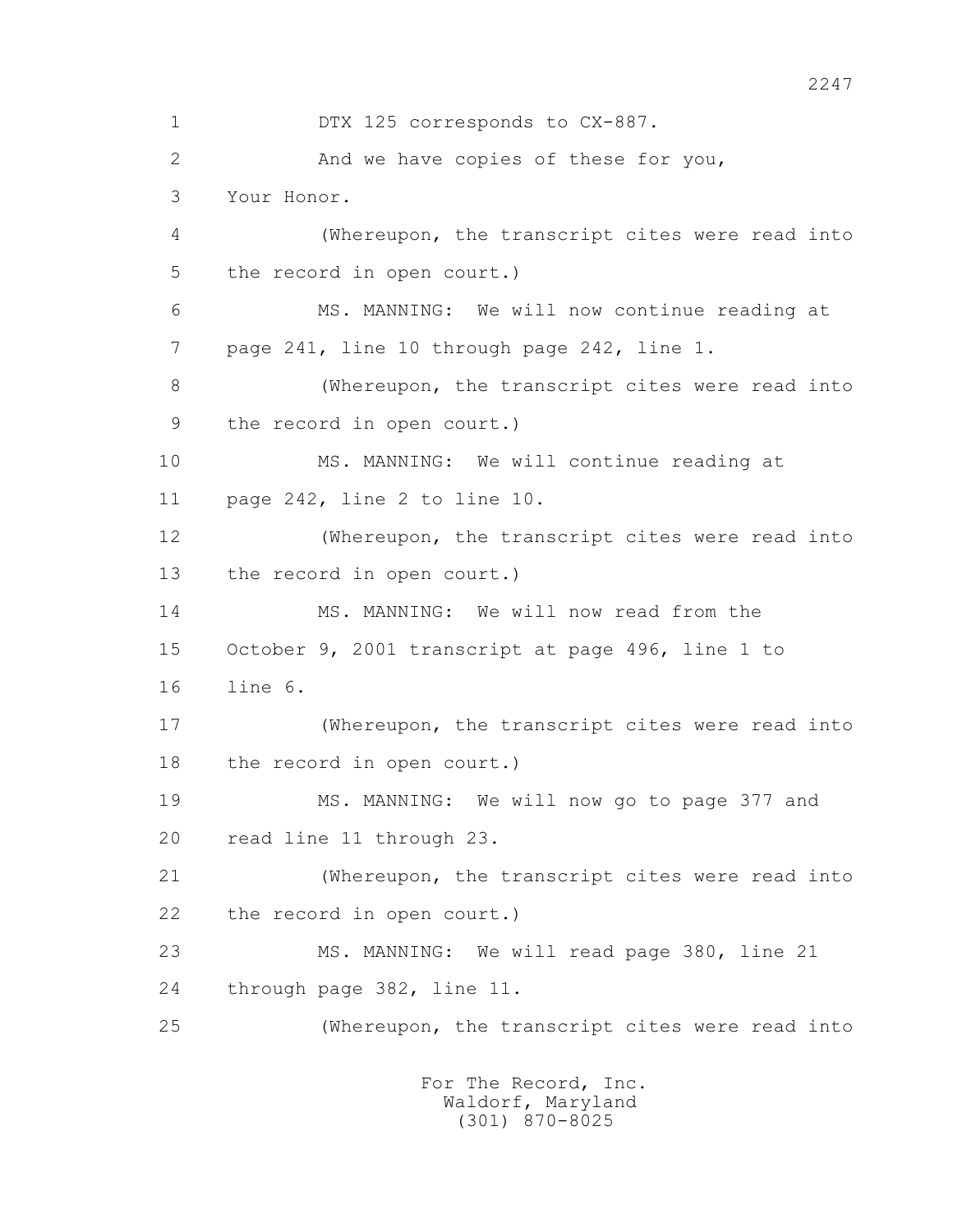1 DTX 125 corresponds to CX-887.

2 And we have copies of these for you,

3 Your Honor.

4 (Whereupon, the transcript cites were read into

5 the record in open court.)

6 MS. MANNING: We will now continue reading at

7 page 241, line 10 through page 242, line 1.

8 (Whereupon, the transcript cites were read into

9 the record in open court.)

10 MS. MANNING: We will continue reading at

11 page 242, line 2 to line 10.

12 (Whereupon, the transcript cites were read into

13 the record in open court.)

14 MS. MANNING: We will now read from the

15 October 9, 2001 transcript at page 496, line 1 to

16 line 6.

17 (Whereupon, the transcript cites were read into

18 the record in open court.)

19 MS. MANNING: We will now go to page 377 and

20 read line 11 through 23.

21 (Whereupon, the transcript cites were read into

22 the record in open court.)

23 MS. MANNING: We will read page 380, line 21

24 through page 382, line 11.

25 (Whereupon, the transcript cites were read into

For The Record, Inc.
Waldorf, Maryland
(301) 870-8025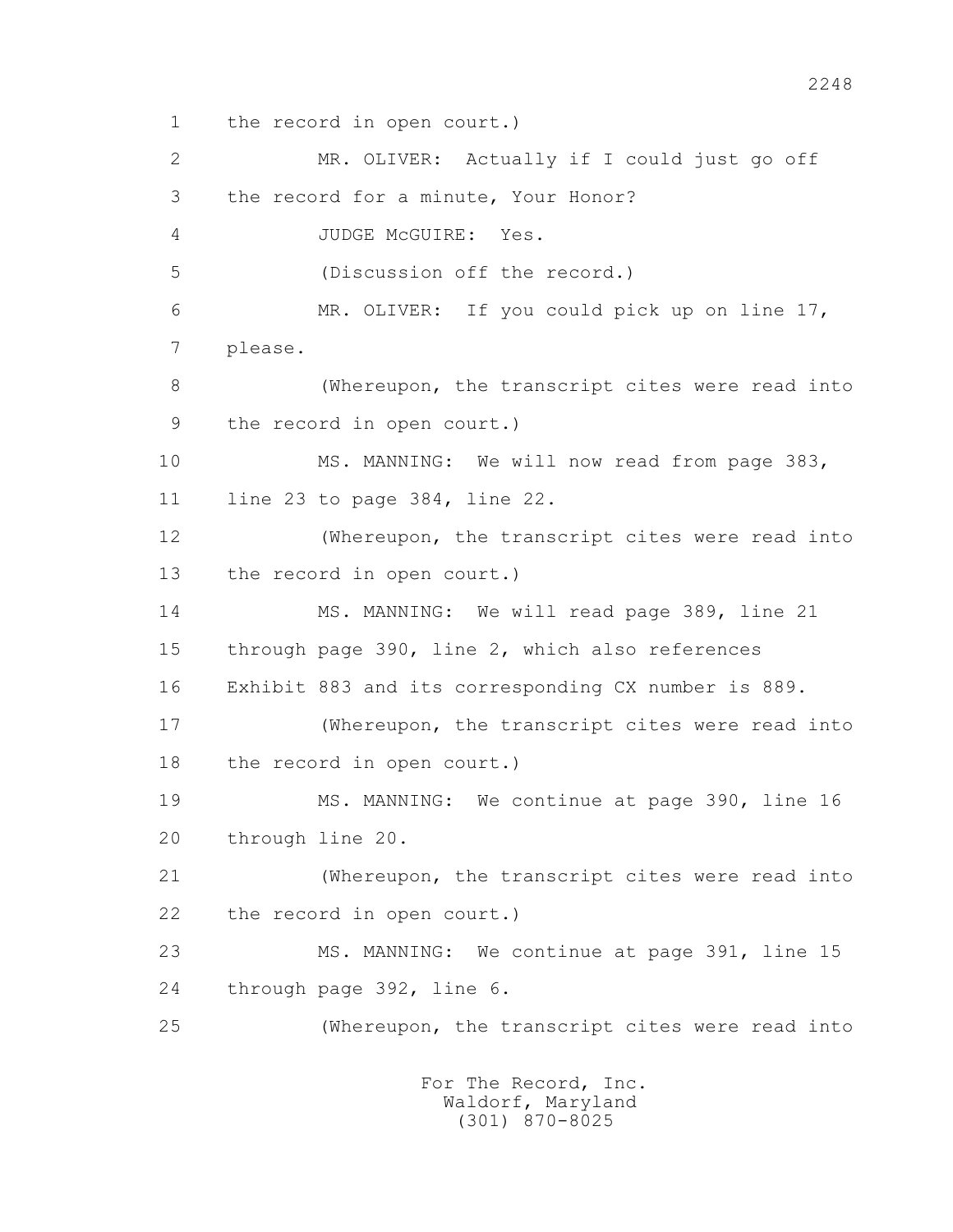1 the record in open court.)

2 MR. OLIVER: Actually if I could just go off

3 the record for a minute, Your Honor?

4 JUDGE McGUIRE: Yes.

5 (Discussion off the record.)

6 MR. OLIVER: If you could pick up on line 17,

7 please.

8 (Whereupon, the transcript cites were read into

9 the record in open court.)

10 MS. MANNING: We will now read from page 383,

11 line 23 to page 384, line 22.

12 (Whereupon, the transcript cites were read into

13 the record in open court.)

14 MS. MANNING: We will read page 389, line 21

15 through page 390, line 2, which also references

16 Exhibit 883 and its corresponding CX number is 889.

17 (Whereupon, the transcript cites were read into

18 the record in open court.)

19 MS. MANNING: We continue at page 390, line 16

20 through line 20.

21 (Whereupon, the transcript cites were read into

22 the record in open court.)

23 MS. MANNING: We continue at page 391, line 15

24 through page 392, line 6.

25 (Whereupon, the transcript cites were read into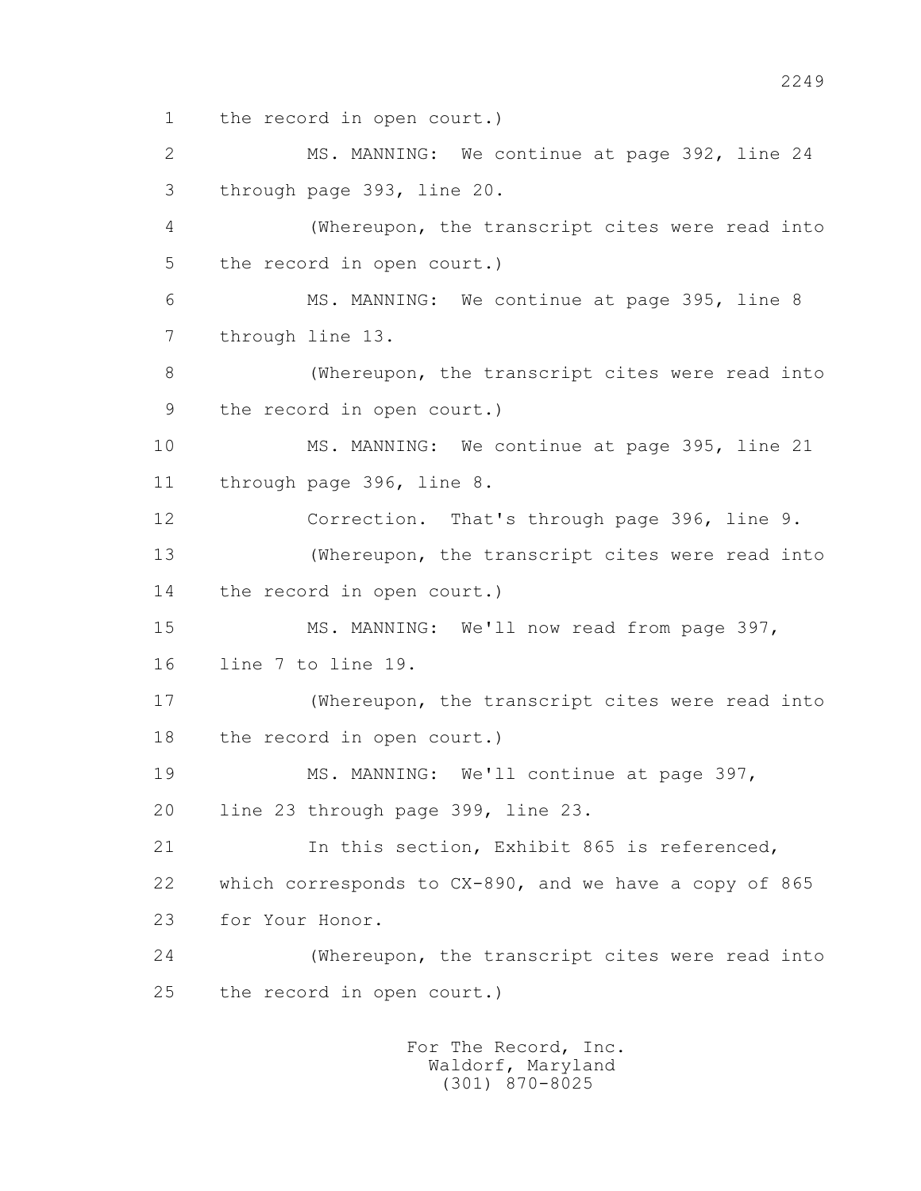1 the record in open court.)

2 MS. MANNING: We continue at page 392, line 24

3 through page 393, line 20.

4 (Whereupon, the transcript cites were read into

5 the record in open court.)

6 MS. MANNING: We continue at page 395, line 8

7 through line 13.

8 (Whereupon, the transcript cites were read into

9 the record in open court.)

10 MS. MANNING: We continue at page 395, line 21

11 through page 396, line 8.

12 Correction. That's through page 396, line 9.

13 (Whereupon, the transcript cites were read into

14 the record in open court.)

15 MS. MANNING: We'll now read from page 397,

16 line 7 to line 19.

17 (Whereupon, the transcript cites were read into

18 the record in open court.)

19 MS. MANNING: We'll continue at page 397,

20 line 23 through page 399, line 23.

21 In this section, Exhibit 865 is referenced,

22 which corresponds to CX-890, and we have a copy of 865

23 for Your Honor.

24 (Whereupon, the transcript cites were read into

25 the record in open court.)

For The Record, Inc.
Waldorf, Maryland
(301) 870-8025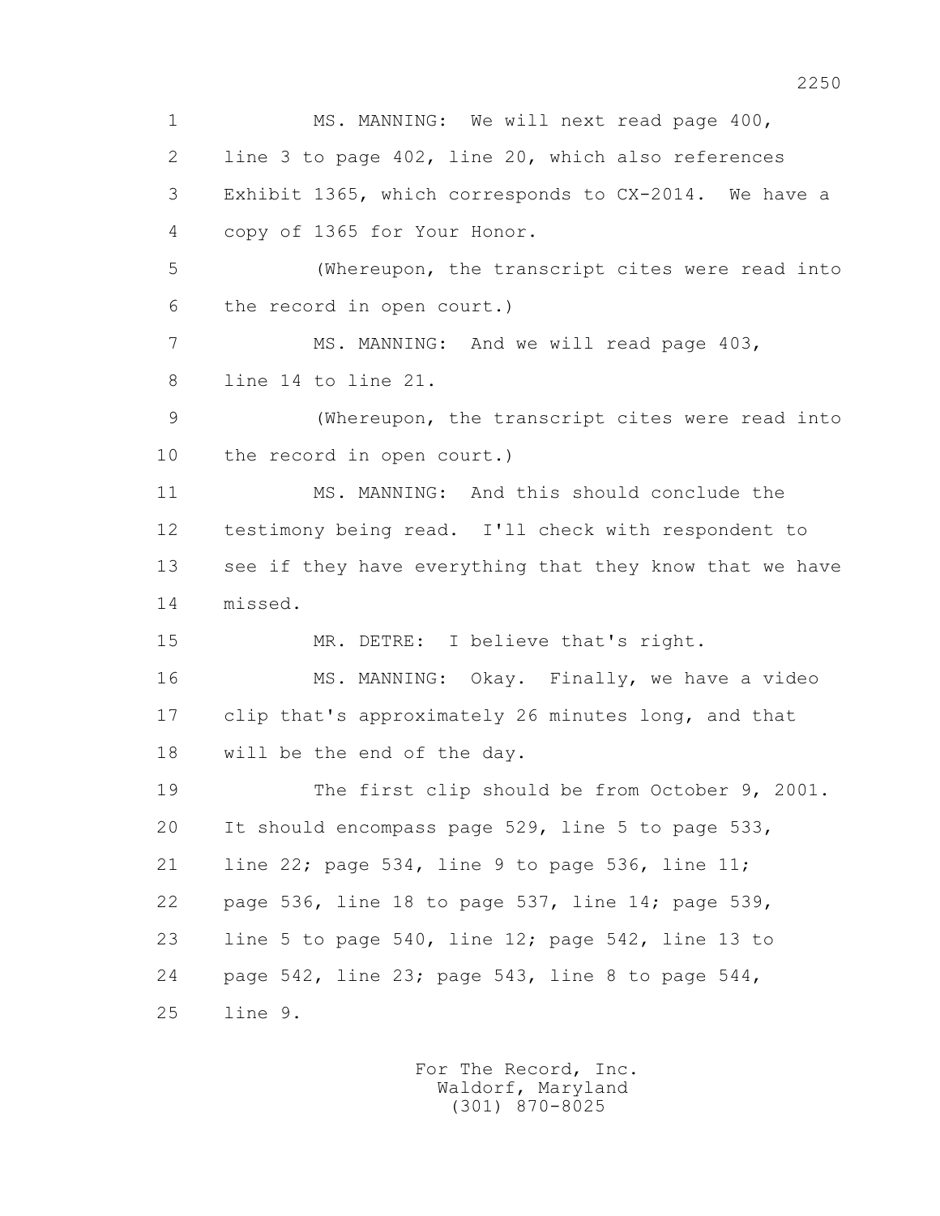MS. MANNING: We will next read page 400, line 3 to page 402, line 20, which also references Exhibit 1365, which corresponds to CX-2014. We have a copy of 1365 for Your Honor.

(Whereupon, the transcript cites were read into the record in open court.)

MS. MANNING: And we will read page 403, line 14 to line 21.

(Whereupon, the transcript cites were read into the record in open court.)

MS. MANNING: And this should conclude the testimony being read. I'll check with respondent to see if they have everything that they know that we have missed.

MR. DETRE: I believe that's right.

MS. MANNING: Okay. Finally, we have a video clip that's approximately 26 minutes long, and that will be the end of the day.

The first clip should be from October 9, 2001. It should encompass page 529, line 5 to page 533, line 22; page 534, line 9 to page 536, line 11; page 536, line 18 to page 537, line 14; page 539, line 5 to page 540, line 12; page 542, line 13 to page 542, line 23; page 543, line 8 to page 544, line 9.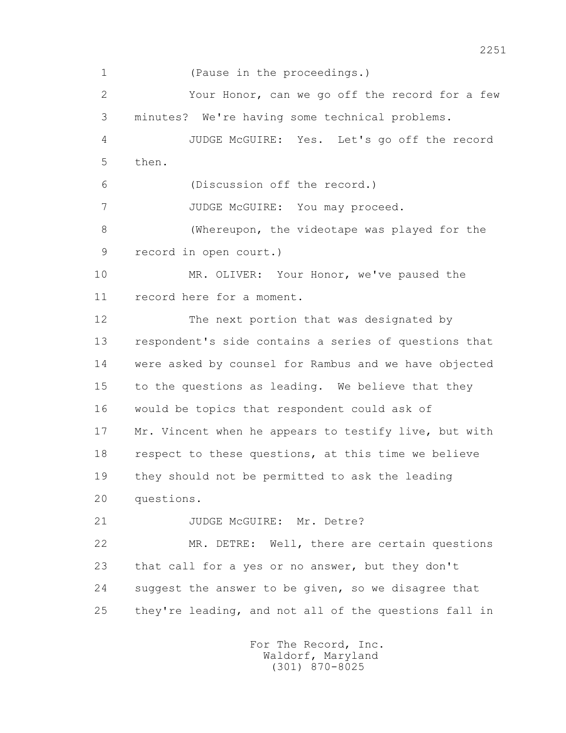1 (Pause in the proceedings.)

2 Your Honor, can we go off the record for a few

3 minutes? We're having some technical problems.

4 JUDGE McGUIRE: Yes. Let's go off the record

5 then.

6 (Discussion off the record.)

7 JUDGE McGUIRE: You may proceed.

8 (Whereupon, the videotape was played for the

9 record in open court.)

10 MR. OLIVER: Your Honor, we've paused the

11 record here for a moment.

12 The next portion that was designated by

13 respondent's side contains a series of questions that

14 were asked by counsel for Rambus and we have objected

15 to the questions as leading. We believe that they

16 would be topics that respondent could ask of

17 Mr. Vincent when he appears to testify live, but with

18 respect to these questions, at this time we believe

19 they should not be permitted to ask the leading

20 questions.

21 JUDGE McGUIRE: Mr. Detre?

22 MR. DETRE: Well, there are certain questions

23 that call for a yes or no answer, but they don't

24 suggest the answer to be given, so we disagree that

25 they're leading, and not all of the questions fall in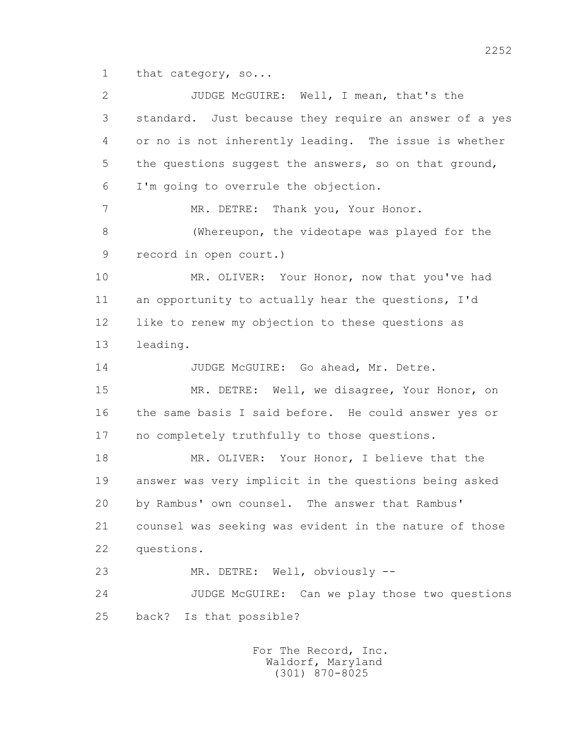1 that category, so...

2 JUDGE McGUIRE: Well, I mean, that's the

3 standard. Just because they require an answer of a yes

4 or no is not inherently leading. The issue is whether

5 the questions suggest the answers, so on that ground,

6 I'm going to overrule the objection.

7 MR. DETRE: Thank you, Your Honor.

8 (Whereupon, the videotape was played for the

9 record in open court.)

10 MR. OLIVER: Your Honor, now that you've had

11 an opportunity to actually hear the questions, I'd

12 like to renew my objection to these questions as

13 leading.

14 JUDGE McGUIRE: Go ahead, Mr. Detre.

15 MR. DETRE: Well, we disagree, Your Honor, on

16 the same basis I said before. He could answer yes or

17 no completely truthfully to those questions.

18 MR. OLIVER: Your Honor, I believe that the

19 answer was very implicit in the questions being asked

20 by Rambus' own counsel. The answer that Rambus'

21 counsel was seeking was evident in the nature of those

22 questions.

23 MR. DETRE: Well, obviously --

24 JUDGE McGUIRE: Can we play those two questions

25 back? Is that possible?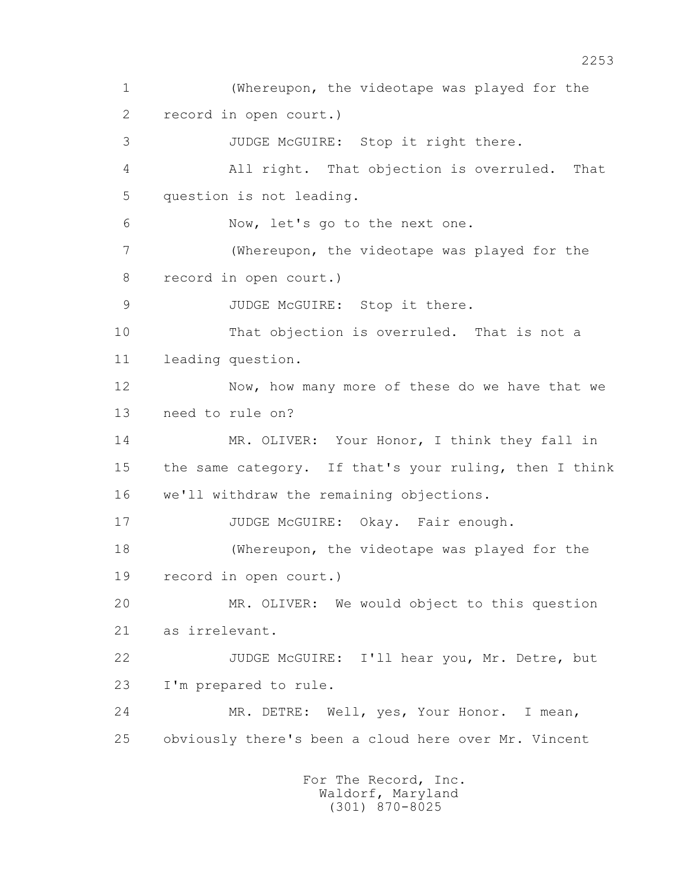1 (Whereupon, the videotape was played for the
2 record in open court.)
3 JUDGE McGUIRE: Stop it right there.
4 All right. That objection is overruled. That
5 question is not leading.
6 Now, let's go to the next one.
7 (Whereupon, the videotape was played for the
8 record in open court.)
9 JUDGE McGUIRE: Stop it there.
10 That objection is overruled. That is not a
11 leading question.
12 Now, how many more of these do we have that we
13 need to rule on?
14 MR. OLIVER: Your Honor, I think they fall in
15 the same category. If that's your ruling, then I think
16 we'll withdraw the remaining objections.
17 JUDGE McGUIRE: Okay. Fair enough.
18 (Whereupon, the videotape was played for the
19 record in open court.)
20 MR. OLIVER: We would object to this question
21 as irrelevant.
22 JUDGE McGUIRE: I'll hear you, Mr. Detre, but
23 I'm prepared to rule.
24 MR. DETRE: Well, yes, Your Honor. I mean,
25 obviously there's been a cloud here over Mr. Vincent

For The Record, Inc.
Waldorf, Maryland
(301) 870-8025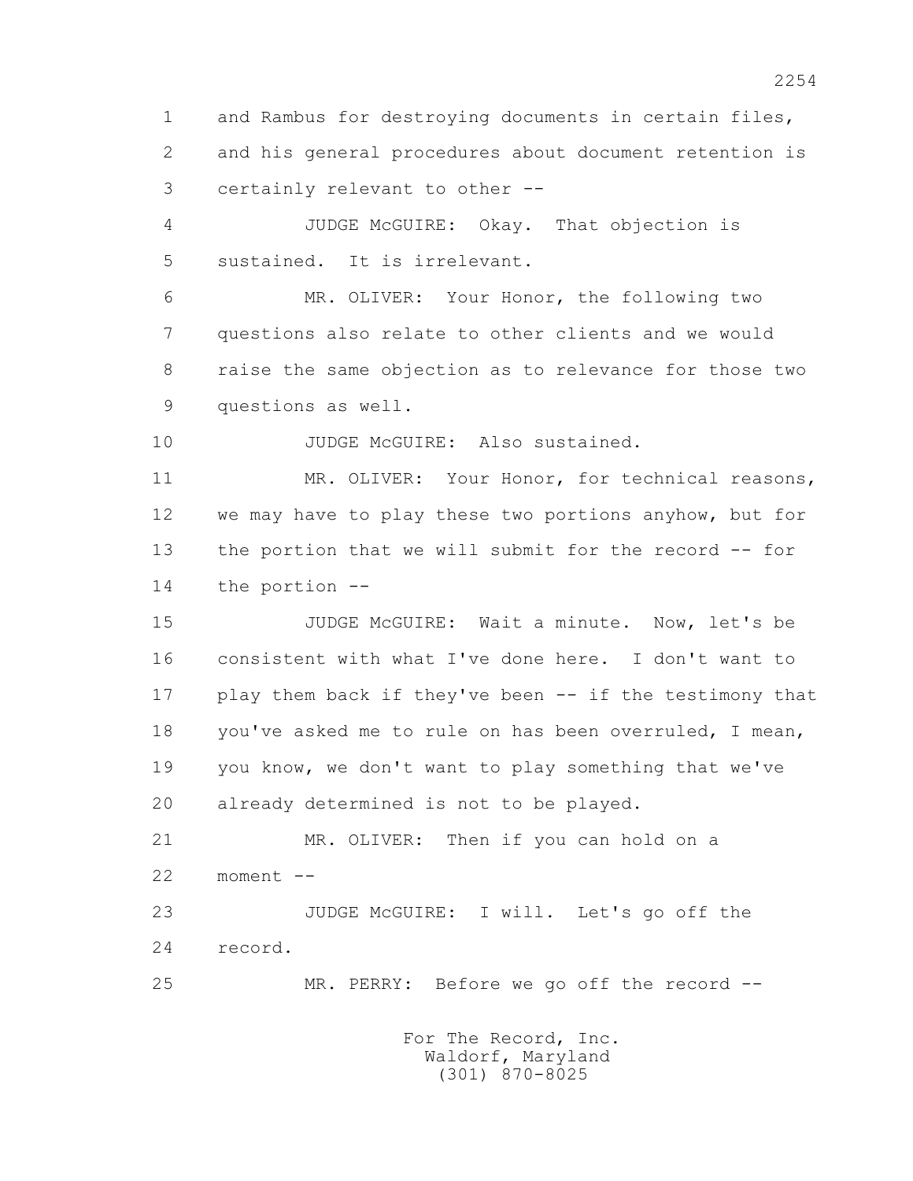1 and Rambus for destroying documents in certain files,

2 and his general procedures about document retention is

3 certainly relevant to other --

4 JUDGE McGUIRE: Okay. That objection is

5 sustained. It is irrelevant.

6 MR. OLIVER: Your Honor, the following two

7 questions also relate to other clients and we would

8 raise the same objection as to relevance for those two

9 questions as well.

10 JUDGE McGUIRE: Also sustained.

11 MR. OLIVER: Your Honor, for technical reasons,

12 we may have to play these two portions anyhow, but for

13 the portion that we will submit for the record -- for

14 the portion --

15 JUDGE McGUIRE: Wait a minute. Now, let's be

16 consistent with what I've done here. I don't want to

17 play them back if they've been -- if the testimony that

18 you've asked me to rule on has been overruled, I mean,

19 you know, we don't want to play something that we've

20 already determined is not to be played.

21 MR. OLIVER: Then if you can hold on a

22 moment --

23 JUDGE McGUIRE: I will. Let's go off the

24 record.

25 MR. PERRY: Before we go off the record --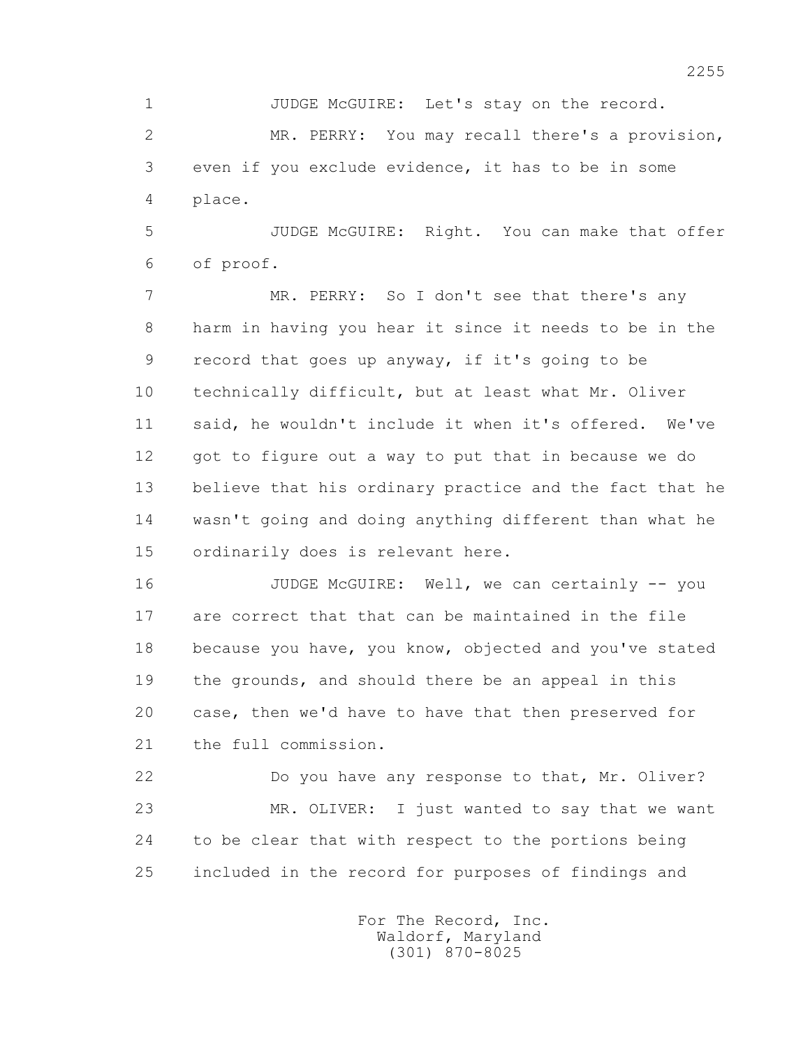JUDGE McGUIRE: Let's stay on the record.

MR. PERRY: You may recall there's a provision, even if you exclude evidence, it has to be in some place.

JUDGE McGUIRE: Right. You can make that offer of proof.

MR. PERRY: So I don't see that there's any harm in having you hear it since it needs to be in the record that goes up anyway, if it's going to be technically difficult, but at least what Mr. Oliver said, he wouldn't include it when it's offered. We've got to figure out a way to put that in because we do believe that his ordinary practice and the fact that he wasn't going and doing anything different than what he ordinarily does is relevant here.

JUDGE McGUIRE: Well, we can certainly -- you are correct that that can be maintained in the file because you have, you know, objected and you've stated the grounds, and should there be an appeal in this case, then we'd have to have that then preserved for the full commission.

Do you have any response to that, Mr. Oliver?

MR. OLIVER: I just wanted to say that we want to be clear that with respect to the portions being included in the record for purposes of findings and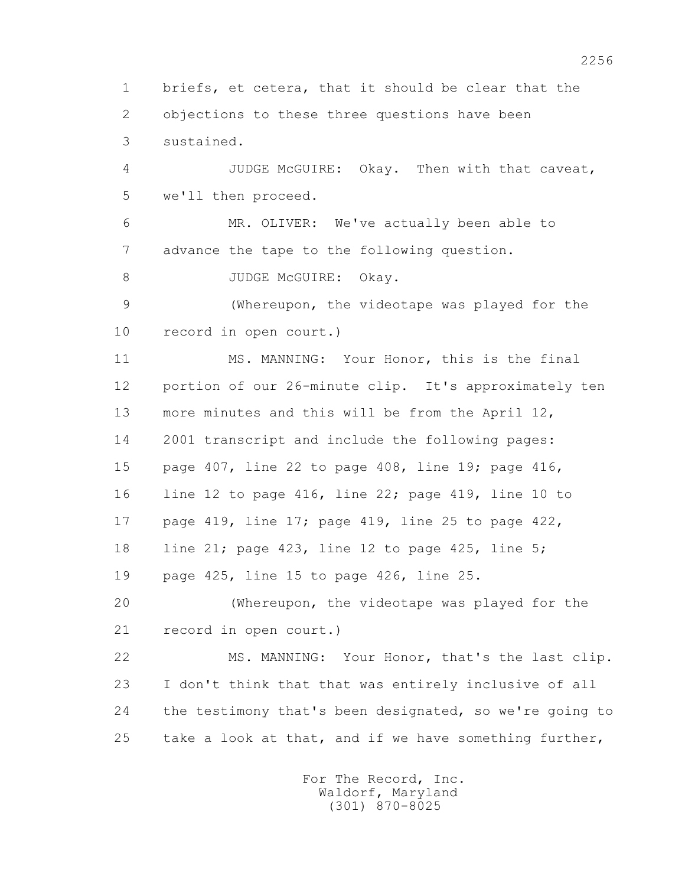1 briefs, et cetera, that it should be clear that the
2 objections to these three questions have been
3 sustained.

4 JUDGE McGUIRE: Okay. Then with that caveat,
5 we'll then proceed.

6 MR. OLIVER: We've actually been able to
7 advance the tape to the following question.

8 JUDGE McGUIRE: Okay.

9 (Whereupon, the videotape was played for the
10 record in open court.)

11 MS. MANNING: Your Honor, this is the final
12 portion of our 26-minute clip. It's approximately ten
13 more minutes and this will be from the April 12,
14 2001 transcript and include the following pages:
15 page 407, line 22 to page 408, line 19; page 416,
16 line 12 to page 416, line 22; page 419, line 10 to
17 page 419, line 17; page 419, line 25 to page 422,
18 line 21; page 423, line 12 to page 425, line 5;
19 page 425, line 15 to page 426, line 25.

20 (Whereupon, the videotape was played for the
21 record in open court.)

22 MS. MANNING: Your Honor, that's the last clip.
23 I don't think that that was entirely inclusive of all
24 the testimony that's been designated, so we're going to
25 take a look at that, and if we have something further,

For The Record, Inc.
Waldorf, Maryland
(301) 870-8025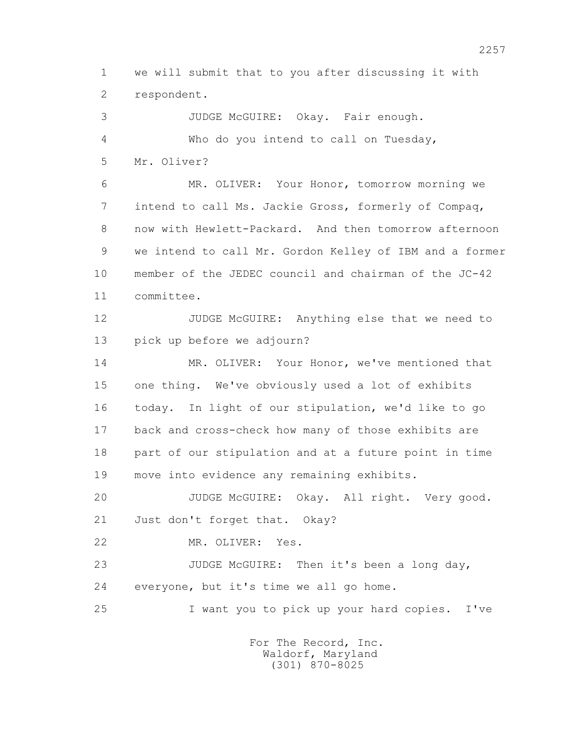1 we will submit that to you after discussing it with
2 respondent.

3 JUDGE McGUIRE: Okay. Fair enough.

4 Who do you intend to call on Tuesday,
5 Mr. Oliver?

6 MR. OLIVER: Your Honor, tomorrow morning we
7 intend to call Ms. Jackie Gross, formerly of Compaq,
8 now with Hewlett-Packard. And then tomorrow afternoon
9 we intend to call Mr. Gordon Kelley of IBM and a former
10 member of the JEDEC council and chairman of the JC-42
11 committee.

12 JUDGE McGUIRE: Anything else that we need to
13 pick up before we adjourn?

14 MR. OLIVER: Your Honor, we've mentioned that
15 one thing. We've obviously used a lot of exhibits
16 today. In light of our stipulation, we'd like to go
17 back and cross-check how many of those exhibits are
18 part of our stipulation and at a future point in time
19 move into evidence any remaining exhibits.

20 JUDGE McGUIRE: Okay. All right. Very good.
21 Just don't forget that. Okay?

22 MR. OLIVER: Yes.

23 JUDGE McGUIRE: Then it's been a long day,
24 everyone, but it's time we all go home.

25 I want you to pick up your hard copies. I've

For The Record, Inc.
Waldorf, Maryland
(301) 870-8025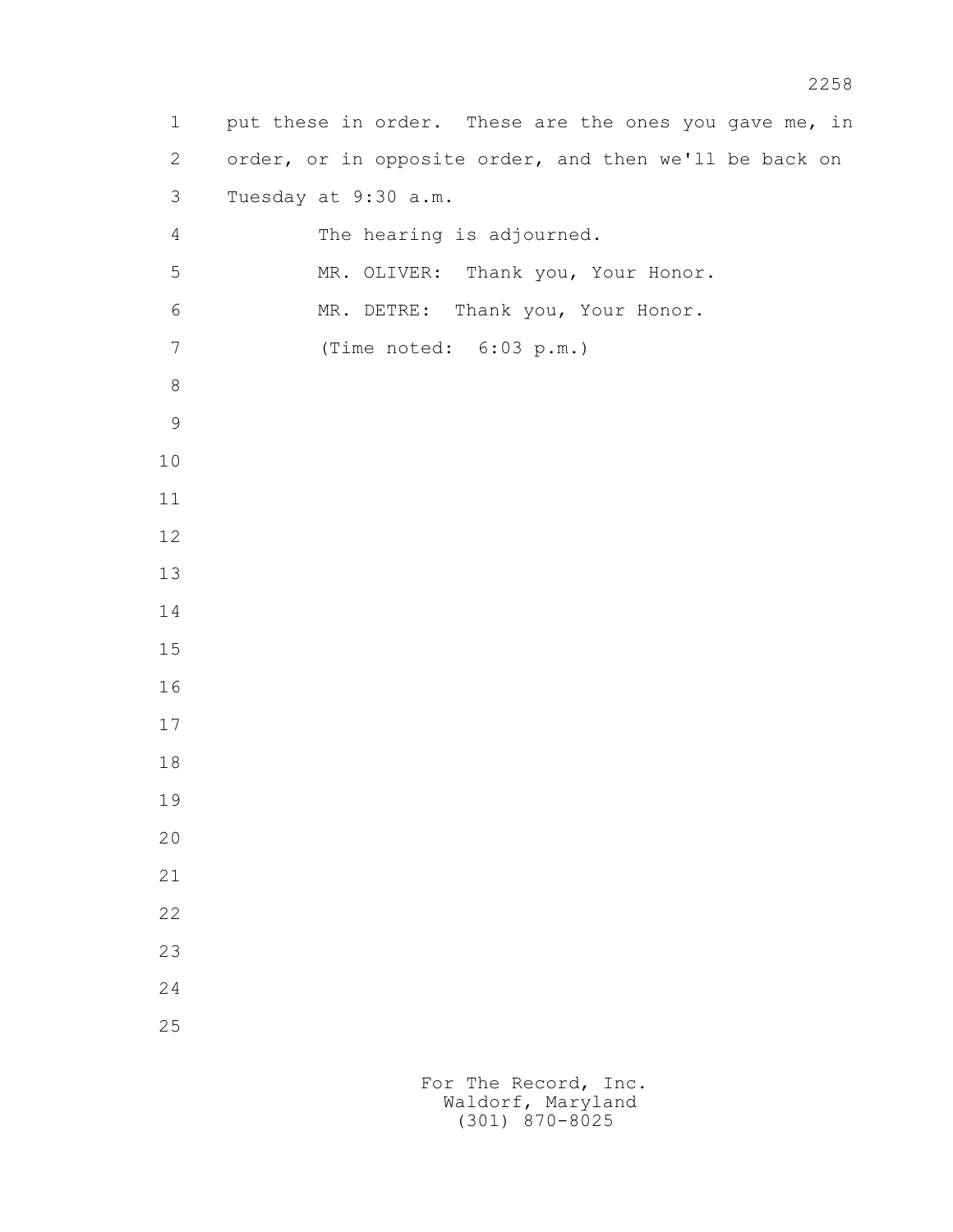put these in order. These are the ones you gave me, in order, or in opposite order, and then we'll be back on Tuesday at 9:30 a.m.

The hearing is adjourned.

MR. OLIVER: Thank you, Your Honor.

MR. DETRE: Thank you, Your Honor.

(Time noted: 6:03 p.m.)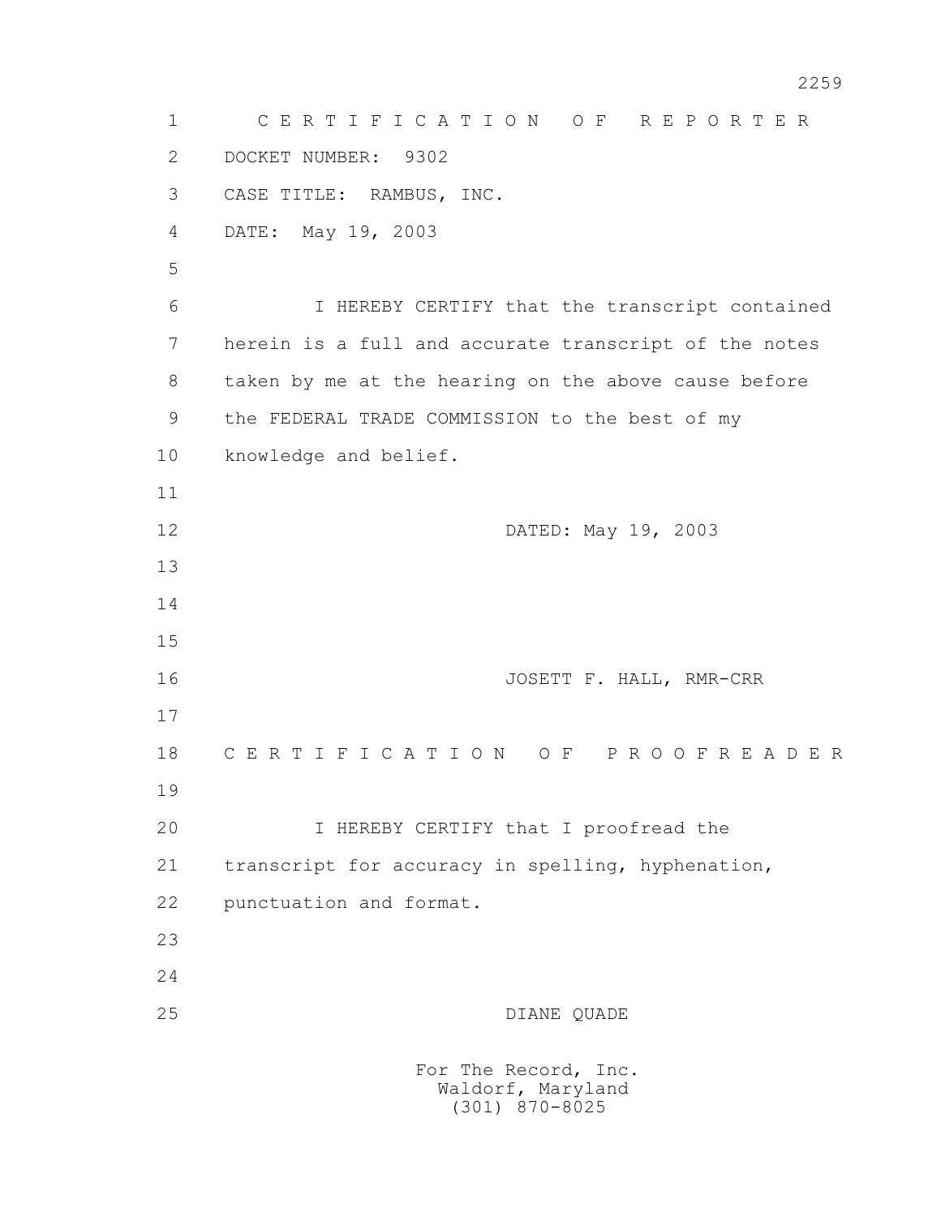# CERTIFICATION OF REPORTER

DOCKET NUMBER: 9302

CASE TITLE: RAMBUS, INC.

DATE: May 19, 2003

I HEREBY CERTIFY that the transcript contained herein is a full and accurate transcript of the notes taken by me at the hearing on the above cause before the FEDERAL TRADE COMMISSION to the best of my knowledge and belief.

DATED: May 19, 2003

JOSETT F. HALL, RMR-CRR

# CERTIFICATION OF PROOFREADER

I HEREBY CERTIFY that I proofread the transcript for accuracy in spelling, hyphenation, punctuation and format.

DIANE QUADE

For The Record, Inc.
Waldorf, Maryland
(301) 870-8025